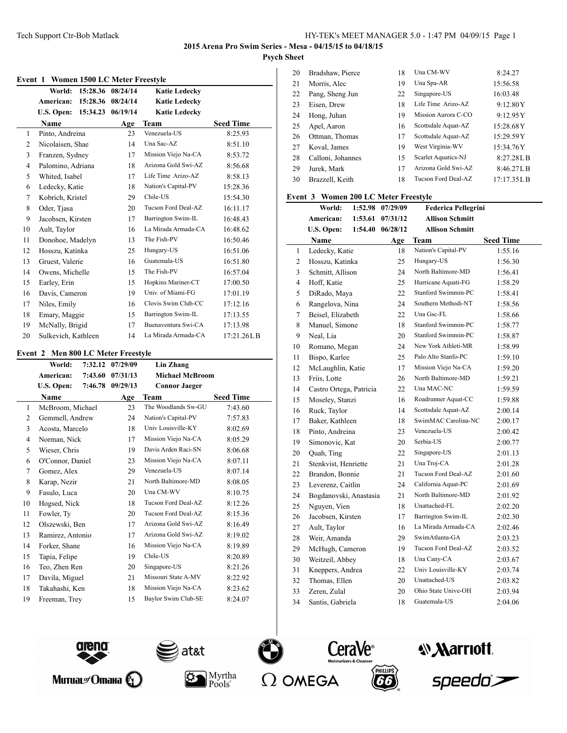## 2015 Arena Pro Swim Series - Mesa - 04/15/15 to 04/18/15

### Psych Sheet

#### Event 1 Women 1500 LC Meter Freestyle

| | | | |
|---|---|---|---|
| World: | 15:28.36 | 08/24/14 | Katie Ledecky |
| American: | 15:28.36 | 08/24/14 | Katie Ledecky |
| U.S. Open: | 15:34.23 | 06/19/14 | Katie Ledecky |

| | Name | Age | Team | Seed Time |
|---|---|---|---|---|
| 1 | Pinto, Andreina | 23 | Venezuela-US | 8:25.93 |
| 2 | Nicolaisen, Shae | 14 | Una Sac-AZ | 8:51.10 |
| 3 | Franzen, Sydney | 17 | Mission Viejo Na-CA | 8:53.72 |
| 4 | Palomino, Adriana | 18 | Arizona Gold Swi-AZ | 8:56.68 |
| 5 | Whited, Isabel | 17 | Life Time Arizo-AZ | 8:58.13 |
| 6 | Ledecky, Katie | 18 | Nation's Capital-PV | 15:28.36 |
| 7 | Kobrich, Kristel | 29 | Chile-US | 15:54.30 |
| 8 | Oder, Tjasa | 20 | Tucson Ford Deal-AZ | 16:11.17 |
| 9 | Jacobsen, Kirsten | 17 | Barrington Swim-IL | 16:48.43 |
| 10 | Ault, Taylor | 16 | La Mirada Armada-CA | 16:48.62 |
| 11 | Donohoe, Madelyn | 13 | The Fish-PV | 16:50.46 |
| 12 | Hosszu, Katinka | 25 | Hungary-US | 16:51.06 |
| 13 | Gruest, Valerie | 16 | Guatemala-US | 16:51.80 |
| 14 | Owens, Michelle | 15 | The Fish-PV | 16:57.04 |
| 15 | Earley, Erin | 15 | Hopkins Mariner-CT | 17:00.50 |
| 16 | Davis, Cameron | 19 | Univ. of Miami-FG | 17:01.19 |
| 17 | Niles, Emily | 16 | Clovis Swim Club-CC | 17:12.16 |
| 18 | Emary, Maggie | 15 | Barrington Swim-IL | 17:13.55 |
| 19 | McNally, Brigid | 17 | Buenaventura Swi-CA | 17:13.98 |
| 20 | Sulkevich, Kathleen | 14 | La Mirada Armada-CA | 17:21.26LB |

#### Event 2 Men 800 LC Meter Freestyle

| | | | |
|---|---|---|---|
| World: | 7:32.12 | 07/29/09 | Lin Zhang |
| American: | 7:43.60 | 07/31/13 | Michael McBroom |
| U.S. Open: | 7:46.78 | 09/29/13 | Connor Jaeger |

| | Name | Age | Team | Seed Time |
|---|---|---|---|---|
| 1 | McBroom, Michael | 23 | The Woodlands Sw-GU | 7:43.60 |
| 2 | Gemmell, Andrew | 24 | Nation's Capital-PV | 7:57.83 |
| 3 | Acosta, Marcelo | 18 | Univ Louisville-KY | 8:02.69 |
| 4 | Norman, Nick | 17 | Mission Viejo Na-CA | 8:05.29 |
| 5 | Wieser, Chris | 19 | Davis Arden Raci-SN | 8:06.68 |
| 6 | O'Connor, Daniel | 23 | Mission Viejo Na-CA | 8:07.11 |
| 7 | Gomez, Alex | 29 | Venezuela-US | 8:07.14 |
| 8 | Karap, Nezir | 21 | North Baltimore-MD | 8:08.05 |
| 9 | Fasulo, Luca | 20 | Una CM-WV | 8:10.75 |
| 10 | Hogsed, Nick | 18 | Tucson Ford Deal-AZ | 8:12.26 |
| 11 | Fowler, Ty | 20 | Tucson Ford Deal-AZ | 8:15.36 |
| 12 | Olszewski, Ben | 17 | Arizona Gold Swi-AZ | 8:16.49 |
| 13 | Ramirez, Antonio | 17 | Arizona Gold Swi-AZ | 8:19.02 |
| 14 | Forker, Shane | 16 | Mission Viejo Na-CA | 8:19.89 |
| 15 | Tapia, Felipe | 19 | Chile-US | 8:20.89 |
| 16 | Teo, Zhen Ren | 20 | Singapore-US | 8:21.26 |
| 17 | Davila, Miguel | 21 | Missouri State A-MV | 8:22.92 |
| 18 | Takahashi, Ken | 18 | Mission Viejo Na-CA | 8:23.62 |
| 19 | Freeman, Trey | 15 | Baylor Swim Club-SE | 8:24.07 |
| 20 | Bradshaw, Pierce | 18 | Una CM-WV | 8:24.27 |
| 21 | Morris, Alec | 19 | Una Spa-AR | 15:56.58 |
| 22 | Pang, Sheng Jun | 22 | Singapore-US | 16:03.48 |
| 23 | Eisen, Drew | 18 | Life Time Arizo-AZ | 9:12.80Y |
| 24 | Hong, Juhan | 19 | Mission Aurora C-CO | 9:12.95Y |
| 25 | Apel, Aaron | 16 | Scottsdale Aquat-AZ | 15:28.68Y |
| 26 | Ottman, Thomas | 17 | Scottsdale Aquat-AZ | 15:29.59Y |
| 27 | Koval, James | 19 | West Virginia-WV | 15:34.76Y |
| 28 | Calloni, Johannes | 15 | Scarlet Aquatics-NJ | 8:27.28LB |
| 29 | Jurek, Mark | 17 | Arizona Gold Swi-AZ | 8:46.27LB |
| 30 | Brazzell, Keith | 18 | Tucson Ford Deal-AZ | 17:17.35LB |

#### Event 3 Women 200 LC Meter Freestyle

| | | | |
|---|---|---|---|
| World: | 1:52.98 | 07/29/09 | Federica Pellegrini |
| American: | 1:53.61 | 07/31/12 | Allison Schmitt |
| U.S. Open: | 1:54.40 | 06/28/12 | Allison Schmitt |

| | Name | Age | Team | Seed Time |
|---|---|---|---|---|
| 1 | Ledecky, Katie | 18 | Nation's Capital-PV | 1:55.16 |
| 2 | Hosszu, Katinka | 25 | Hungary-US | 1:56.30 |
| 3 | Schmitt, Allison | 24 | North Baltimore-MD | 1:56.41 |
| 4 | Hoff, Katie | 25 | Hurricane Aquati-FG | 1:58.29 |
| 5 | DiRado, Maya | 22 | Stanford Swimmin-PC | 1:58.41 |
| 6 | Rangelova, Nina | 24 | Southern Methodi-NT | 1:58.56 |
| 7 | Beisel, Elizabeth | 22 | Una Gsc-FL | 1:58.66 |
| 8 | Manuel, Simone | 18 | Stanford Swimmin-PC | 1:58.77 |
| 9 | Neal, Lia | 20 | Stanford Swimmin-PC | 1:58.87 |
| 10 | Romano, Megan | 24 | New York Athleti-MR | 1:58.99 |
| 11 | Bispo, Karlee | 25 | Palo Alto Stanfo-PC | 1:59.10 |
| 12 | McLaughlin, Katie | 17 | Mission Viejo Na-CA | 1:59.20 |
| 13 | Friis, Lotte | 26 | North Baltimore-MD | 1:59.21 |
| 14 | Castro Ortega, Patricia | 22 | Una MAC-NC | 1:59.59 |
| 15 | Moseley, Stanzi | 16 | Roadrunner Aquat-CC | 1:59.88 |
| 16 | Ruck, Taylor | 14 | Scottsdale Aquat-AZ | 2:00.14 |
| 17 | Baker, Kathleen | 18 | SwimMAC Carolina-NC | 2:00.17 |
| 18 | Pinto, Andreina | 23 | Venezuela-US | 2:00.42 |
| 19 | Simonovic, Kat | 20 | Serbia-US | 2:00.77 |
| 20 | Quah, Ting | 22 | Singapore-US | 2:01.13 |
| 21 | Stenkvist, Henriette | 21 | Una Troj-CA | 2:01.28 |
| 22 | Brandon, Bonnie | 21 | Tucson Ford Deal-AZ | 2:01.60 |
| 23 | Leverenz, Caitlin | 24 | California Aquat-PC | 2:01.69 |
| 24 | Bogdanovski, Anastasia | 21 | North Baltimore-MD | 2:01.92 |
| 25 | Nguyen, Vien | 18 | Unattached-FL | 2:02.20 |
| 26 | Jacobsen, Kirsten | 17 | Barrington Swim-IL | 2:02.30 |
| 27 | Ault, Taylor | 16 | La Mirada Armada-CA | 2:02.46 |
| 28 | Weir, Amanda | 29 | SwimAtlanta-GA | 2:03.23 |
| 29 | McHugh, Cameron | 19 | Tucson Ford Deal-AZ | 2:03.52 |
| 30 | Weitzeil, Abbey | 18 | Una Cany-CA | 2:03.67 |
| 31 | Kneppers, Andrea | 22 | Univ Louisville-KY | 2:03.74 |
| 32 | Thomas, Ellen | 20 | Unattached-US | 2:03.82 |
| 33 | Zeren, Zulal | 20 | Ohio State Unive-OH | 2:03.94 |
| 34 | Santis, Gabriela | 18 | Guatemala-US | 2:04.06 |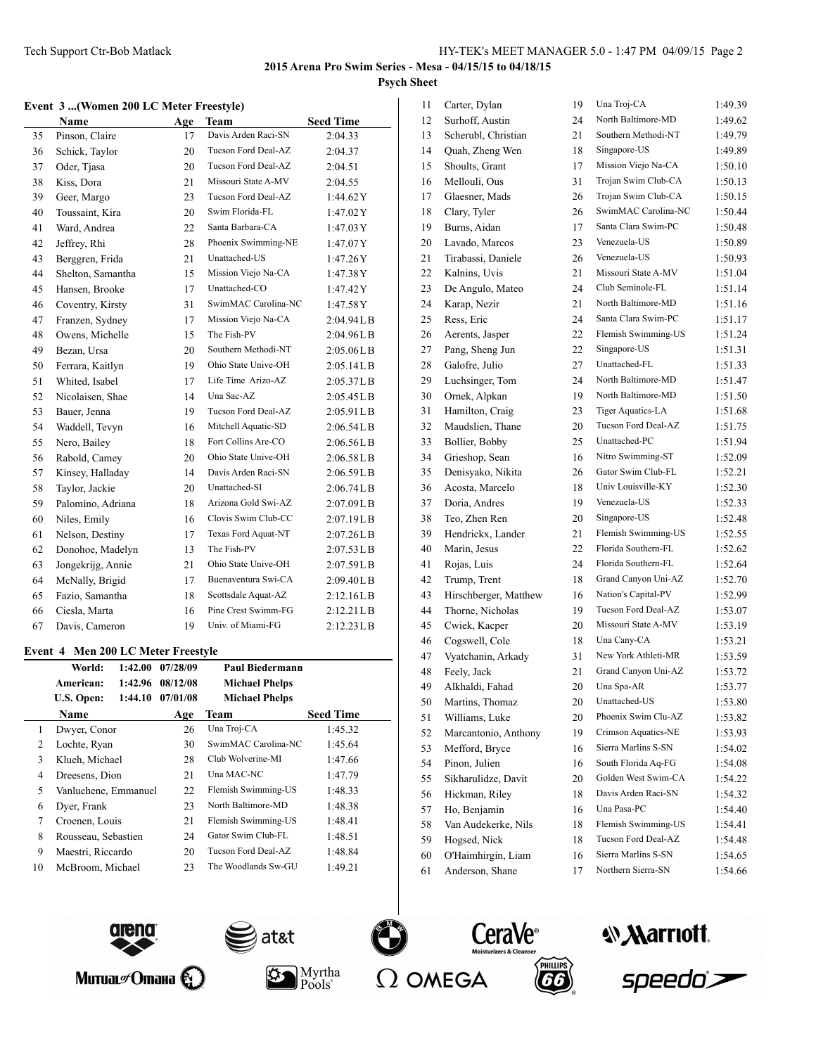## 2015 Arena Pro Swim Series - Mesa - 04/15/15 to 04/18/15

**Psych Sheet**

### Event 3 ...(Women 200 LC Meter Freestyle)

| | Name | Age | Team | Seed Time |
|---|---|---|---|---|
| 35 | Pinson, Claire | 17 | Davis Arden Raci-SN | 2:04.33 |
| 36 | Schick, Taylor | 20 | Tucson Ford Deal-AZ | 2:04.37 |
| 37 | Oder, Tjasa | 20 | Tucson Ford Deal-AZ | 2:04.51 |
| 38 | Kiss, Dora | 21 | Missouri State A-MV | 2:04.55 |
| 39 | Geer, Margo | 23 | Tucson Ford Deal-AZ | 1:44.62Y |
| 40 | Toussaint, Kira | 20 | Swim Florida-FL | 1:47.02Y |
| 41 | Ward, Andrea | 22 | Santa Barbara-CA | 1:47.03Y |
| 42 | Jeffrey, Rhi | 28 | Phoenix Swimming-NE | 1:47.07Y |
| 43 | Berggren, Frida | 21 | Unattached-US | 1:47.26Y |
| 44 | Shelton, Samantha | 15 | Mission Viejo Na-CA | 1:47.38Y |
| 45 | Hansen, Brooke | 17 | Unattached-CO | 1:47.42Y |
| 46 | Coventry, Kirsty | 31 | SwimMAC Carolina-NC | 1:47.58Y |
| 47 | Franzen, Sydney | 17 | Mission Viejo Na-CA | 2:04.94LB |
| 48 | Owens, Michelle | 15 | The Fish-PV | 2:04.96LB |
| 49 | Bezan, Ursa | 20 | Southern Methodi-NT | 2:05.06LB |
| 50 | Ferrara, Kaitlyn | 19 | Ohio State Unive-OH | 2:05.14LB |
| 51 | Whited, Isabel | 17 | Life Time Arizo-AZ | 2:05.37LB |
| 52 | Nicolaisen, Shae | 14 | Una Sac-AZ | 2:05.45LB |
| 53 | Bauer, Jenna | 19 | Tucson Ford Deal-AZ | 2:05.91LB |
| 54 | Waddell, Tevyn | 16 | Mitchell Aquatic-SD | 2:06.54LB |
| 55 | Nero, Bailey | 18 | Fort Collins Are-CO | 2:06.56LB |
| 56 | Rabold, Camey | 20 | Ohio State Unive-OH | 2:06.58LB |
| 57 | Kinsey, Halladay | 14 | Davis Arden Raci-SN | 2:06.59LB |
| 58 | Taylor, Jackie | 20 | Unattached-SI | 2:06.74LB |
| 59 | Palomino, Adriana | 18 | Arizona Gold Swi-AZ | 2:07.09LB |
| 60 | Niles, Emily | 16 | Clovis Swim Club-CC | 2:07.19LB |
| 61 | Nelson, Destiny | 17 | Texas Ford Aquat-NT | 2:07.26LB |
| 62 | Donohoe, Madelyn | 13 | The Fish-PV | 2:07.53LB |
| 63 | Jongekrijg, Annie | 21 | Ohio State Unive-OH | 2:07.59LB |
| 64 | McNally, Brigid | 17 | Buenaventura Swi-CA | 2:09.40LB |
| 65 | Fazio, Samantha | 18 | Scottsdale Aquat-AZ | 2:12.16LB |
| 66 | Ciesla, Marta | 16 | Pine Crest Swimm-FG | 2:12.21LB |
| 67 | Davis, Cameron | 19 | Univ. of Miami-FG | 2:12.23LB |

### Event 4 Men 200 LC Meter Freestyle

| | | | |
|---|---|---|---|
| World: | 1:42.00 | 07/28/09 | Paul Biedermann |
| American: | 1:42.96 | 08/12/08 | Michael Phelps |
| U.S. Open: | 1:44.10 | 07/01/08 | Michael Phelps |

| | Name | Age | Team | Seed Time |
|---|---|---|---|---|
| 1 | Dwyer, Conor | 26 | Una Troj-CA | 1:45.32 |
| 2 | Lochte, Ryan | 30 | SwimMAC Carolina-NC | 1:45.64 |
| 3 | Klueh, Michael | 28 | Club Wolverine-MI | 1:47.66 |
| 4 | Dreesens, Dion | 21 | Una MAC-NC | 1:47.79 |
| 5 | Vanluchene, Emmanuel | 22 | Flemish Swimming-US | 1:48.33 |
| 6 | Dyer, Frank | 23 | North Baltimore-MD | 1:48.38 |
| 7 | Croenen, Louis | 21 | Flemish Swimming-US | 1:48.41 |
| 8 | Rousseau, Sebastien | 24 | Gator Swim Club-FL | 1:48.51 |
| 9 | Maestri, Riccardo | 20 | Tucson Ford Deal-AZ | 1:48.84 |
| 10 | McBroom, Michael | 23 | The Woodlands Sw-GU | 1:49.21 |
| 11 | Carter, Dylan | 19 | Una Troj-CA | 1:49.39 |
| 12 | Surhoff, Austin | 24 | North Baltimore-MD | 1:49.62 |
| 13 | Scherubl, Christian | 21 | Southern Methodi-NT | 1:49.79 |
| 14 | Quah, Zheng Wen | 18 | Singapore-US | 1:49.89 |
| 15 | Shoults, Grant | 17 | Mission Viejo Na-CA | 1:50.10 |
| 16 | Mellouli, Ous | 31 | Trojan Swim Club-CA | 1:50.13 |
| 17 | Glaesner, Mads | 26 | Trojan Swim Club-CA | 1:50.15 |
| 18 | Clary, Tyler | 26 | SwimMAC Carolina-NC | 1:50.44 |
| 19 | Burns, Aidan | 17 | Santa Clara Swim-PC | 1:50.48 |
| 20 | Lavado, Marcos | 23 | Venezuela-US | 1:50.89 |
| 21 | Tirabassi, Daniele | 26 | Venezuela-US | 1:50.93 |
| 22 | Kalnins, Uvis | 21 | Missouri State A-MV | 1:51.04 |
| 23 | De Angulo, Mateo | 24 | Club Seminole-FL | 1:51.14 |
| 24 | Karap, Nezir | 21 | North Baltimore-MD | 1:51.16 |
| 25 | Ress, Eric | 24 | Santa Clara Swim-PC | 1:51.17 |
| 26 | Aerents, Jasper | 22 | Flemish Swimming-US | 1:51.24 |
| 27 | Pang, Sheng Jun | 22 | Singapore-US | 1:51.31 |
| 28 | Galofre, Julio | 27 | Unattached-FL | 1:51.33 |
| 29 | Luchsinger, Tom | 24 | North Baltimore-MD | 1:51.47 |
| 30 | Ornek, Alpkan | 19 | North Baltimore-MD | 1:51.50 |
| 31 | Hamilton, Craig | 23 | Tiger Aquatics-LA | 1:51.68 |
| 32 | Maudslien, Thane | 20 | Tucson Ford Deal-AZ | 1:51.75 |
| 33 | Bollier, Bobby | 25 | Unattached-PC | 1:51.94 |
| 34 | Grieshop, Sean | 16 | Nitro Swimming-ST | 1:52.09 |
| 35 | Denisyako, Nikita | 26 | Gator Swim Club-FL | 1:52.21 |
| 36 | Acosta, Marcelo | 18 | Univ Louisville-KY | 1:52.30 |
| 37 | Doria, Andres | 19 | Venezuela-US | 1:52.33 |
| 38 | Teo, Zhen Ren | 20 | Singapore-US | 1:52.48 |
| 39 | Hendrickx, Lander | 21 | Flemish Swimming-US | 1:52.55 |
| 40 | Marin, Jesus | 22 | Florida Southern-FL | 1:52.62 |
| 41 | Rojas, Luis | 24 | Florida Southern-FL | 1:52.64 |
| 42 | Trump, Trent | 18 | Grand Canyon Uni-AZ | 1:52.70 |
| 43 | Hirschberger, Matthew | 16 | Nation's Capital-PV | 1:52.99 |
| 44 | Thorne, Nicholas | 19 | Tucson Ford Deal-AZ | 1:53.07 |
| 45 | Cwiek, Kacper | 20 | Missouri State A-MV | 1:53.19 |
| 46 | Cogswell, Cole | 18 | Una Cany-CA | 1:53.21 |
| 47 | Vyatchanin, Arkady | 31 | New York Athleti-MR | 1:53.59 |
| 48 | Feely, Jack | 21 | Grand Canyon Uni-AZ | 1:53.72 |
| 49 | Alkhaldi, Fahad | 20 | Una Spa-AR | 1:53.77 |
| 50 | Martins, Thomaz | 20 | Unattached-US | 1:53.80 |
| 51 | Williams, Luke | 20 | Phoenix Swim Clu-AZ | 1:53.82 |
| 52 | Marcantonio, Anthony | 19 | Crimson Aquatics-NE | 1:53.93 |
| 53 | Mefford, Bryce | 16 | Sierra Marlins S-SN | 1:54.02 |
| 54 | Pinon, Julien | 16 | South Florida Aq-FG | 1:54.08 |
| 55 | Sikharulidze, Davit | 20 | Golden West Swim-CA | 1:54.22 |
| 56 | Hickman, Riley | 18 | Davis Arden Raci-SN | 1:54.32 |
| 57 | Ho, Benjamin | 16 | Una Pasa-PC | 1:54.40 |
| 58 | Van Audekerke, Nils | 18 | Flemish Swimming-US | 1:54.41 |
| 59 | Hogsed, Nick | 18 | Tucson Ford Deal-AZ | 1:54.48 |
| 60 | O'Haimhirgin, Liam | 16 | Sierra Marlins S-SN | 1:54.65 |
| 61 | Anderson, Shane | 17 | Northern Sierra-SN | 1:54.66 |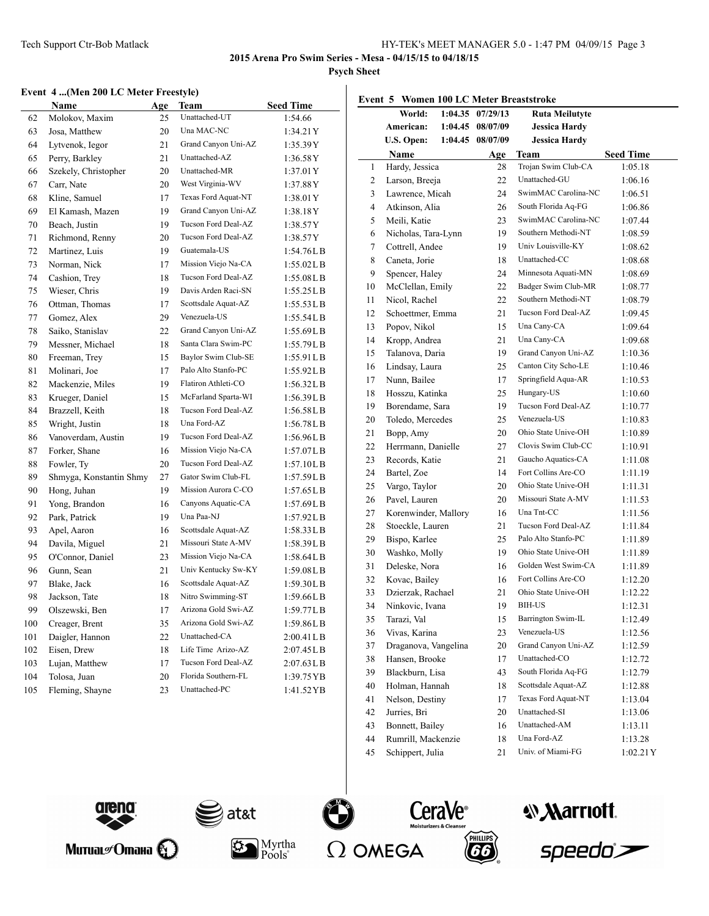**2015 Arena Pro Swim Series - Mesa - 04/15/15 to 04/18/15**

**Psych Sheet**

## Event 4 ...(Men 200 LC Meter Freestyle)

| | Name | Age | Team | Seed Time |
|---|---|---|---|---|
| 62 | Molokov, Maxim | 25 | Unattached-UT | 1:54.66 |
| 63 | Josa, Matthew | 20 | Una MAC-NC | 1:34.21Y |
| 64 | Lytvenok, Iegor | 21 | Grand Canyon Uni-AZ | 1:35.39Y |
| 65 | Perry, Barkley | 21 | Unattached-AZ | 1:36.58Y |
| 66 | Szekely, Christopher | 20 | Unattached-MR | 1:37.01Y |
| 67 | Carr, Nate | 20 | West Virginia-WV | 1:37.88Y |
| 68 | Kline, Samuel | 17 | Texas Ford Aquat-NT | 1:38.01Y |
| 69 | El Kamash, Mazen | 19 | Grand Canyon Uni-AZ | 1:38.18Y |
| 70 | Beach, Justin | 19 | Tucson Ford Deal-AZ | 1:38.57Y |
| 71 | Richmond, Renny | 20 | Tucson Ford Deal-AZ | 1:38.57Y |
| 72 | Martinez, Luis | 19 | Guatemala-US | 1:54.76LB |
| 73 | Norman, Nick | 17 | Mission Viejo Na-CA | 1:55.02LB |
| 74 | Cashion, Trey | 18 | Tucson Ford Deal-AZ | 1:55.08LB |
| 75 | Wieser, Chris | 19 | Davis Arden Raci-SN | 1:55.25LB |
| 76 | Ottman, Thomas | 17 | Scottsdale Aquat-AZ | 1:55.53LB |
| 77 | Gomez, Alex | 29 | Venezuela-US | 1:55.54LB |
| 78 | Saiko, Stanislav | 22 | Grand Canyon Uni-AZ | 1:55.69LB |
| 79 | Messner, Michael | 18 | Santa Clara Swim-PC | 1:55.79LB |
| 80 | Freeman, Trey | 15 | Baylor Swim Club-SE | 1:55.91LB |
| 81 | Molinari, Joe | 17 | Palo Alto Stanfo-PC | 1:55.92LB |
| 82 | Mackenzie, Miles | 19 | Flatiron Athleti-CO | 1:56.32LB |
| 83 | Krueger, Daniel | 15 | McFarland Sparta-WI | 1:56.39LB |
| 84 | Brazzell, Keith | 18 | Tucson Ford Deal-AZ | 1:56.58LB |
| 85 | Wright, Justin | 18 | Una Ford-AZ | 1:56.78LB |
| 86 | Vanoverdam, Austin | 19 | Tucson Ford Deal-AZ | 1:56.96LB |
| 87 | Forker, Shane | 16 | Mission Viejo Na-CA | 1:57.07LB |
| 88 | Fowler, Ty | 20 | Tucson Ford Deal-AZ | 1:57.10LB |
| 89 | Shmyga, Konstantin Shmy | 27 | Gator Swim Club-FL | 1:57.59LB |
| 90 | Hong, Juhan | 19 | Mission Aurora C-CO | 1:57.65LB |
| 91 | Yong, Brandon | 16 | Canyons Aquatic-CA | 1:57.69LB |
| 92 | Park, Patrick | 19 | Una Paa-NJ | 1:57.92LB |
| 93 | Apel, Aaron | 16 | Scottsdale Aquat-AZ | 1:58.33LB |
| 94 | Davila, Miguel | 21 | Missouri State A-MV | 1:58.39LB |
| 95 | O'Connor, Daniel | 23 | Mission Viejo Na-CA | 1:58.64LB |
| 96 | Gunn, Sean | 21 | Univ Kentucky Sw-KY | 1:59.08LB |
| 97 | Blake, Jack | 16 | Scottsdale Aquat-AZ | 1:59.30LB |
| 98 | Jackson, Tate | 18 | Nitro Swimming-ST | 1:59.66LB |
| 99 | Olszewski, Ben | 17 | Arizona Gold Swi-AZ | 1:59.77LB |
| 100 | Creager, Brent | 35 | Arizona Gold Swi-AZ | 1:59.86LB |
| 101 | Daigler, Hannon | 22 | Unattached-CA | 2:00.41LB |
| 102 | Eisen, Drew | 18 | Life Time Arizo-AZ | 2:07.45LB |
| 103 | Lujan, Matthew | 17 | Tucson Ford Deal-AZ | 2:07.63LB |
| 104 | Tolosa, Juan | 20 | Florida Southern-FL | 1:39.75YB |
| 105 | Fleming, Shayne | 23 | Unattached-PC | 1:41.52YB |

## Event 5 Women 100 LC Meter Breaststroke

| | | | |
|---|---|---|---|
| World: | 1:04.35 | 07/29/13 | Ruta Meilutyte |
| American: | 1:04.45 | 08/07/09 | Jessica Hardy |
| U.S. Open: | 1:04.45 | 08/07/09 | Jessica Hardy |

| | Name | Age | Team | Seed Time |
|---|---|---|---|---|
| 1 | Hardy, Jessica | 28 | Trojan Swim Club-CA | 1:05.18 |
| 2 | Larson, Breeja | 22 | Unattached-GU | 1:06.16 |
| 3 | Lawrence, Micah | 24 | SwimMAC Carolina-NC | 1:06.51 |
| 4 | Atkinson, Alia | 26 | South Florida Aq-FG | 1:06.86 |
| 5 | Meili, Katie | 23 | SwimMAC Carolina-NC | 1:07.44 |
| 6 | Nicholas, Tara-Lynn | 19 | Southern Methodi-NT | 1:08.59 |
| 7 | Cottrell, Andee | 19 | Univ Louisville-KY | 1:08.62 |
| 8 | Caneta, Jorie | 18 | Unattached-CC | 1:08.68 |
| 9 | Spencer, Haley | 24 | Minnesota Aquati-MN | 1:08.69 |
| 10 | McClellan, Emily | 22 | Badger Swim Club-MR | 1:08.77 |
| 11 | Nicol, Rachel | 22 | Southern Methodi-NT | 1:08.79 |
| 12 | Schoettmer, Emma | 21 | Tucson Ford Deal-AZ | 1:09.45 |
| 13 | Popov, Nikol | 15 | Una Cany-CA | 1:09.64 |
| 14 | Kropp, Andrea | 21 | Una Cany-CA | 1:09.68 |
| 15 | Talanova, Daria | 19 | Grand Canyon Uni-AZ | 1:10.36 |
| 16 | Lindsay, Laura | 25 | Canton City Scho-LE | 1:10.46 |
| 17 | Nunn, Bailee | 17 | Springfield Aqua-AR | 1:10.53 |
| 18 | Hosszu, Katinka | 25 | Hungary-US | 1:10.60 |
| 19 | Borendame, Sara | 19 | Tucson Ford Deal-AZ | 1:10.77 |
| 20 | Toledo, Mercedes | 25 | Venezuela-US | 1:10.83 |
| 21 | Bopp, Amy | 20 | Ohio State Unive-OH | 1:10.89 |
| 22 | Herrmann, Danielle | 27 | Clovis Swim Club-CC | 1:10.91 |
| 23 | Records, Katie | 21 | Gaucho Aquatics-CA | 1:11.08 |
| 24 | Bartel, Zoe | 14 | Fort Collins Are-CO | 1:11.19 |
| 25 | Vargo, Taylor | 20 | Ohio State Unive-OH | 1:11.31 |
| 26 | Pavel, Lauren | 20 | Missouri State A-MV | 1:11.53 |
| 27 | Korenwinder, Mallory | 16 | Una Tnt-CC | 1:11.56 |
| 28 | Stoeckle, Lauren | 21 | Tucson Ford Deal-AZ | 1:11.84 |
| 29 | Bispo, Karlee | 25 | Palo Alto Stanfo-PC | 1:11.89 |
| 30 | Washko, Molly | 19 | Ohio State Unive-OH | 1:11.89 |
| 31 | Deleske, Nora | 16 | Golden West Swim-CA | 1:11.89 |
| 32 | Kovac, Bailey | 16 | Fort Collins Are-CO | 1:12.20 |
| 33 | Dzierzak, Rachael | 21 | Ohio State Unive-OH | 1:12.22 |
| 34 | Ninkovic, Ivana | 19 | BIH-US | 1:12.31 |
| 35 | Tarazi, Val | 15 | Barrington Swim-IL | 1:12.49 |
| 36 | Vivas, Karina | 23 | Venezuela-US | 1:12.56 |
| 37 | Draganova, Vangelina | 20 | Grand Canyon Uni-AZ | 1:12.59 |
| 38 | Hansen, Brooke | 17 | Unattached-CO | 1:12.72 |
| 39 | Blackburn, Lisa | 43 | South Florida Aq-FG | 1:12.79 |
| 40 | Holman, Hannah | 18 | Scottsdale Aquat-AZ | 1:12.88 |
| 41 | Nelson, Destiny | 17 | Texas Ford Aquat-NT | 1:13.04 |
| 42 | Jurries, Bri | 20 | Unattached-SI | 1:13.06 |
| 43 | Bonnett, Bailey | 16 | Unattached-AM | 1:13.11 |
| 44 | Rumrill, Mackenzie | 18 | Una Ford-AZ | 1:13.28 |
| 45 | Schippert, Julia | 21 | Univ. of Miami-FG | 1:02.21Y |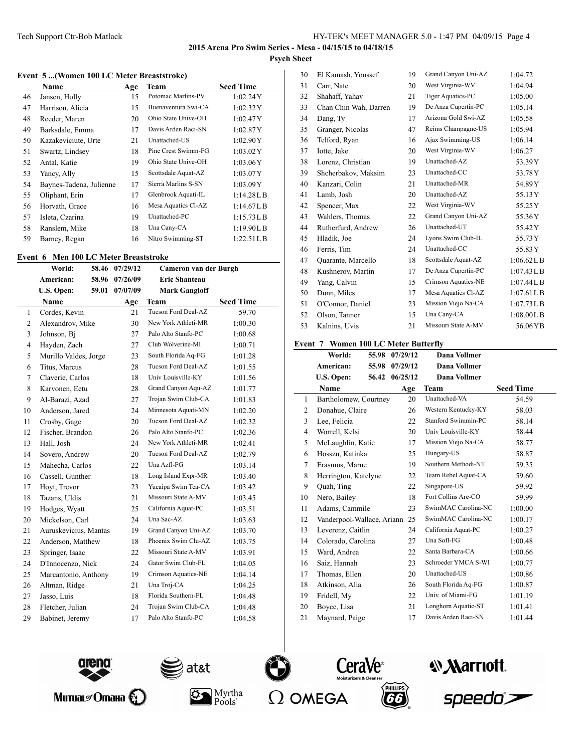**2015 Arena Pro Swim Series - Mesa - 04/15/15 to 04/18/15**

**Psych Sheet**

### Event 5 ...(Women 100 LC Meter Breaststroke)

| | Name | Age | Team | Seed Time |
|---|---|---|---|---|
| 46 | Jansen, Holly | 15 | Potomac Marlins-PV | 1:02.24Y |
| 47 | Harrison, Alicia | 15 | Buenaventura Swi-CA | 1:02.32Y |
| 48 | Reeder, Maren | 20 | Ohio State Unive-OH | 1:02.47Y |
| 49 | Barksdale, Emma | 17 | Davis Arden Raci-SN | 1:02.87Y |
| 50 | Kazakeviciute, Urte | 21 | Unattached-US | 1:02.90Y |
| 51 | Swartz, Lindsey | 18 | Pine Crest Swimm-FG | 1:03.02Y |
| 52 | Antal, Katie | 19 | Ohio State Unive-OH | 1:03.06Y |
| 53 | Yancy, Ally | 15 | Scottsdale Aquat-AZ | 1:03.07Y |
| 54 | Baynes-Tadena, Julienne | 17 | Sierra Marlins S-SN | 1:03.09Y |
| 55 | Oliphant, Erin | 17 | Glenbrook Aquati-IL | 1:14.28LB |
| 56 | Horvath, Grace | 16 | Mesa Aquatics Cl-AZ | 1:14.67LB |
| 57 | Isleta, Czarina | 19 | Unattached-PC | 1:15.73LB |
| 58 | Ranslem, Mike | 18 | Una Cany-CA | 1:19.90LB |
| 59 | Barney, Regan | 16 | Nitro Swimming-ST | 1:22.51LB |

### Event 6 Men 100 LC Meter Breaststroke

| | | | |
|---|---|---|---|
| World: | 58.46 | 07/29/12 | Cameron van der Burgh |
| American: | 58.96 | 07/26/09 | Eric Shanteau |
| U.S. Open: | 59.01 | 07/07/09 | Mark Gangloff |

| | Name | Age | Team | Seed Time |
|---|---|---|---|---|
| 1 | Cordes, Kevin | 21 | Tucson Ford Deal-AZ | 59.70 |
| 2 | Alexandrov, Mike | 30 | New York Athleti-MR | 1:00.30 |
| 3 | Johnson, Bj | 27 | Palo Alto Stanfo-PC | 1:00.68 |
| 4 | Hayden, Zach | 27 | Club Wolverine-MI | 1:00.71 |
| 5 | Murillo Valdes, Jorge | 23 | South Florida Aq-FG | 1:01.28 |
| 6 | Titus, Marcus | 28 | Tucson Ford Deal-AZ | 1:01.55 |
| 7 | Claverie, Carlos | 18 | Univ Louisville-KY | 1:01.56 |
| 8 | Karvonen, Eetu | 28 | Grand Canyon Aqu-AZ | 1:01.77 |
| 9 | Al-Barazi, Azad | 27 | Trojan Swim Club-CA | 1:01.83 |
| 10 | Anderson, Jared | 24 | Minnesota Aquati-MN | 1:02.20 |
| 11 | Crosby, Gage | 20 | Tucson Ford Deal-AZ | 1:02.32 |
| 12 | Fischer, Brandon | 26 | Palo Alto Stanfo-PC | 1:02.36 |
| 13 | Hall, Josh | 24 | New York Athleti-MR | 1:02.41 |
| 14 | Sovero, Andrew | 20 | Tucson Ford Deal-AZ | 1:02.79 |
| 15 | Mahecha, Carlos | 22 | Una Azfl-FG | 1:03.14 |
| 16 | Cassell, Gunther | 18 | Long Island Expr-MR | 1:03.40 |
| 17 | Hoyt, Trevor | 23 | Yucaipa Swim Tea-CA | 1:03.42 |
| 18 | Tazans, Uldis | 21 | Missouri State A-MV | 1:03.45 |
| 19 | Hodges, Wyatt | 25 | California Aquat-PC | 1:03.51 |
| 20 | Mickelson, Carl | 24 | Una Sac-AZ | 1:03.63 |
| 21 | Auruskevicius, Mantas | 19 | Grand Canyon Uni-AZ | 1:03.70 |
| 22 | Anderson, Matthew | 18 | Phoenix Swim Clu-AZ | 1:03.75 |
| 23 | Springer, Isaac | 22 | Missouri State A-MV | 1:03.91 |
| 24 | D'Innocenzo, Nick | 24 | Gator Swim Club-FL | 1:04.05 |
| 25 | Marcantonio, Anthony | 19 | Crimson Aquatics-NE | 1:04.14 |
| 26 | Altman, Ridge | 21 | Una Troj-CA | 1:04.25 |
| 27 | Jasso, Luis | 18 | Florida Southern-FL | 1:04.48 |
| 28 | Fletcher, Julian | 24 | Trojan Swim Club-CA | 1:04.48 |
| 29 | Babinet, Jeremy | 17 | Palo Alto Stanfo-PC | 1:04.58 |
| 30 | El Kamash, Youssef | 19 | Grand Canyon Uni-AZ | 1:04.72 |
| 31 | Carr, Nate | 20 | West Virginia-WV | 1:04.94 |
| 32 | Shahaff, Yahav | 21 | Tiger Aquatics-PC | 1:05.00 |
| 33 | Chan Chin Wah, Darren | 19 | De Anza Cupertin-PC | 1:05.14 |
| 34 | Dang, Ty | 17 | Arizona Gold Swi-AZ | 1:05.58 |
| 35 | Granger, Nicolas | 47 | Reims Champagne-US | 1:05.94 |
| 36 | Telford, Ryan | 16 | Ajax Swimming-US | 1:06.14 |
| 37 | Iotte, Jake | 20 | West Virginia-WV | 1:06.27 |
| 38 | Lorenz, Christian | 19 | Unattached-AZ | 53.39Y |
| 39 | Shcherbakov, Maksim | 23 | Unattached-CC | 53.78Y |
| 40 | Kanzari, Colin | 21 | Unattached-MR | 54.89Y |
| 41 | Lamb, Josh | 20 | Unattached-AZ | 55.13Y |
| 42 | Spencer, Max | 22 | West Virginia-WV | 55.25Y |
| 43 | Wahlers, Thomas | 22 | Grand Canyon Uni-AZ | 55.36Y |
| 44 | Rutherfurd, Andrew | 26 | Unattached-UT | 55.42Y |
| 45 | Hladik, Joe | 24 | Lyons Swim Club-IL | 55.73Y |
| 46 | Ferris, Tim | 24 | Unattached-CC | 55.83Y |
| 47 | Quarante, Marcello | 18 | Scottsdale Aquat-AZ | 1:06.62LB |
| 48 | Kushnerov, Martin | 17 | De Anza Cupertin-PC | 1:07.43LB |
| 49 | Yang, Calvin | 15 | Crimson Aquatics-NE | 1:07.44LB |
| 50 | Dunn, Miles | 17 | Mesa Aquatics Cl-AZ | 1:07.61LB |
| 51 | O'Connor, Daniel | 23 | Mission Viejo Na-CA | 1:07.73LB |
| 52 | Olson, Tanner | 15 | Una Cany-CA | 1:08.00LB |
| 53 | Kalnins, Uvis | 21 | Missouri State A-MV | 56.06YB |

### Event 7 Women 100 LC Meter Butterfly

| | | | |
|---|---|---|---|
| World: | 55.98 | 07/29/12 | Dana Vollmer |
| American: | 55.98 | 07/29/12 | Dana Vollmer |
| U.S. Open: | 56.42 | 06/25/12 | Dana Vollmer |

| | Name | Age | Team | Seed Time |
|---|---|---|---|---|
| 1 | Bartholomew, Courtney | 20 | Unattached-VA | 54.59 |
| 2 | Donahue, Claire | 26 | Western Kentucky-KY | 58.03 |
| 3 | Lee, Felicia | 22 | Stanford Swimmin-PC | 58.14 |
| 4 | Worrell, Kelsi | 20 | Univ Louisville-KY | 58.44 |
| 5 | McLaughlin, Katie | 17 | Mission Viejo Na-CA | 58.77 |
| 6 | Hosszu, Katinka | 25 | Hungary-US | 58.87 |
| 7 | Erasmus, Marne | 19 | Southern Methodi-NT | 59.35 |
| 8 | Herrington, Katelyne | 22 | Team Rebel Aquat-CA | 59.60 |
| 9 | Quah, Ting | 22 | Singapore-US | 59.92 |
| 10 | Nero, Bailey | 18 | Fort Collins Are-CO | 59.99 |
| 11 | Adams, Cammile | 23 | SwimMAC Carolina-NC | 1:00.00 |
| 12 | Vanderpool-Wallace, Ariann | 25 | SwimMAC Carolina-NC | 1:00.17 |
| 13 | Leverenz, Caitlin | 24 | California Aquat-PC | 1:00.27 |
| 14 | Colorado, Carolina | 27 | Una Sofl-FG | 1:00.48 |
| 15 | Ward, Andrea | 22 | Santa Barbara-CA | 1:00.66 |
| 16 | Saiz, Hannah | 23 | Schroeder YMCA S-WI | 1:00.77 |
| 17 | Thomas, Ellen | 20 | Unattached-US | 1:00.86 |
| 18 | Atkinson, Alia | 26 | South Florida Aq-FG | 1:00.87 |
| 19 | Fridell, My | 22 | Univ. of Miami-FG | 1:01.19 |
| 20 | Boyce, Lisa | 21 | Longhorn Aquatic-ST | 1:01.41 |
| 21 | Maynard, Paige | 17 | Davis Arden Raci-SN | 1:01.44 |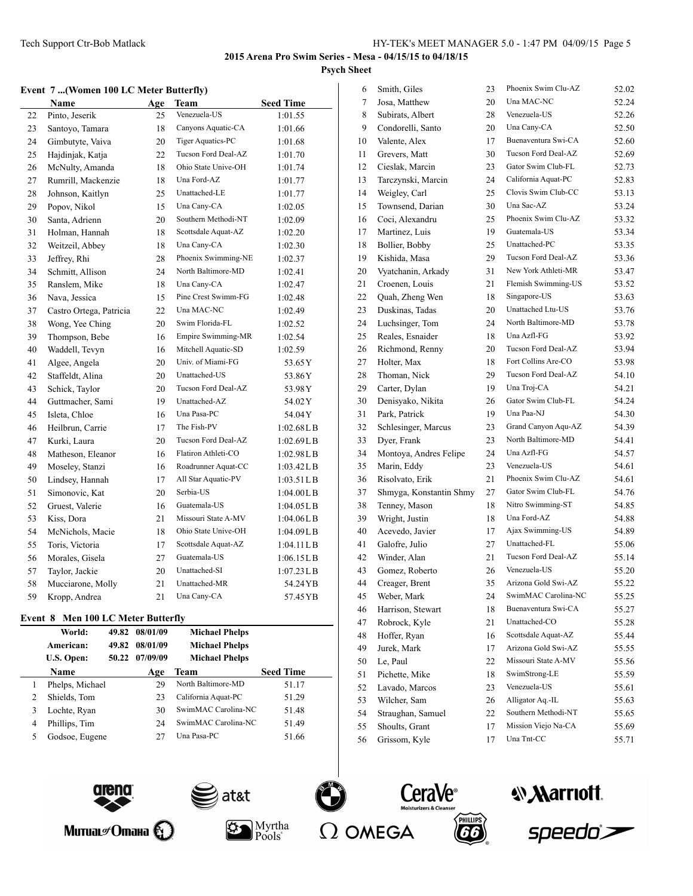2015 Arena Pro Swim Series - Mesa - 04/15/15 to 04/18/15

Psych Sheet

### Event 7 ...(Women 100 LC Meter Butterfly)

| | Name | Age | Team | Seed Time |
|---|---|---|---|---|
| 22 | Pinto, Jeserik | 25 | Venezuela-US | 1:01.55 |
| 23 | Santoyo, Tamara | 18 | Canyons Aquatic-CA | 1:01.66 |
| 24 | Gimbutyte, Vaiva | 20 | Tiger Aquatics-PC | 1:01.68 |
| 25 | Hajdinjak, Katja | 22 | Tucson Ford Deal-AZ | 1:01.70 |
| 26 | McNulty, Amanda | 18 | Ohio State Unive-OH | 1:01.74 |
| 27 | Rumrill, Mackenzie | 18 | Una Ford-AZ | 1:01.77 |
| 28 | Johnson, Kaitlyn | 25 | Unattached-LE | 1:01.77 |
| 29 | Popov, Nikol | 15 | Una Cany-CA | 1:02.05 |
| 30 | Santa, Adrienn | 20 | Southern Methodi-NT | 1:02.09 |
| 31 | Holman, Hannah | 18 | Scottsdale Aquat-AZ | 1:02.20 |
| 32 | Weitzeil, Abbey | 18 | Una Cany-CA | 1:02.30 |
| 33 | Jeffrey, Rhi | 28 | Phoenix Swimming-NE | 1:02.37 |
| 34 | Schmitt, Allison | 24 | North Baltimore-MD | 1:02.41 |
| 35 | Ranslem, Mike | 18 | Una Cany-CA | 1:02.47 |
| 36 | Nava, Jessica | 15 | Pine Crest Swimm-FG | 1:02.48 |
| 37 | Castro Ortega, Patricia | 22 | Una MAC-NC | 1:02.49 |
| 38 | Wong, Yee Ching | 20 | Swim Florida-FL | 1:02.52 |
| 39 | Thompson, Bebe | 16 | Empire Swimming-MR | 1:02.54 |
| 40 | Waddell, Tevyn | 16 | Mitchell Aquatic-SD | 1:02.59 |
| 41 | Algee, Angela | 20 | Univ. of Miami-FG | 53.65Y |
| 42 | Staffeldt, Alina | 20 | Unattached-US | 53.86Y |
| 43 | Schick, Taylor | 20 | Tucson Ford Deal-AZ | 53.98Y |
| 44 | Guttmacher, Sami | 19 | Unattached-AZ | 54.02Y |
| 45 | Isleta, Chloe | 16 | Una Pasa-PC | 54.04Y |
| 46 | Heilbrun, Carrie | 17 | The Fish-PV | 1:02.68LB |
| 47 | Kurki, Laura | 20 | Tucson Ford Deal-AZ | 1:02.69LB |
| 48 | Matheson, Eleanor | 16 | Flatiron Athleti-CO | 1:02.98LB |
| 49 | Moseley, Stanzi | 16 | Roadrunner Aquat-CC | 1:03.42LB |
| 50 | Lindsey, Hannah | 17 | All Star Aquatic-PV | 1:03.51LB |
| 51 | Simonovic, Kat | 20 | Serbia-US | 1:04.00LB |
| 52 | Gruest, Valerie | 16 | Guatemala-US | 1:04.05LB |
| 53 | Kiss, Dora | 21 | Missouri State A-MV | 1:04.06LB |
| 54 | McNichols, Macie | 18 | Ohio State Unive-OH | 1:04.09LB |
| 55 | Toris, Victoria | 17 | Scottsdale Aquat-AZ | 1:04.11LB |
| 56 | Morales, Gisela | 27 | Guatemala-US | 1:06.15LB |
| 57 | Taylor, Jackie | 20 | Unattached-SI | 1:07.23LB |
| 58 | Mucciarone, Molly | 21 | Unattached-MR | 54.24YB |
| 59 | Kropp, Andrea | 21 | Una Cany-CA | 57.45YB |

### Event 8 Men 100 LC Meter Butterfly

| | | | |
|---|---|---|---|
| World: | 49.82 | 08/01/09 | Michael Phelps |
| American: | 49.82 | 08/01/09 | Michael Phelps |
| U.S. Open: | 50.22 | 07/09/09 | Michael Phelps |

| | Name | Age | Team | Seed Time |
|---|---|---|---|---|
| 1 | Phelps, Michael | 29 | North Baltimore-MD | 51.17 |
| 2 | Shields, Tom | 23 | California Aquat-PC | 51.29 |
| 3 | Lochte, Ryan | 30 | SwimMAC Carolina-NC | 51.48 |
| 4 | Phillips, Tim | 24 | SwimMAC Carolina-NC | 51.49 |
| 5 | Godsoe, Eugene | 27 | Una Pasa-PC | 51.66 |
| 6 | Smith, Giles | 23 | Phoenix Swim Clu-AZ | 52.02 |
| 7 | Josa, Matthew | 20 | Una MAC-NC | 52.24 |
| 8 | Subirats, Albert | 28 | Venezuela-US | 52.26 |
| 9 | Condorelli, Santo | 20 | Una Cany-CA | 52.50 |
| 10 | Valente, Alex | 17 | Buenaventura Swi-CA | 52.60 |
| 11 | Grevers, Matt | 30 | Tucson Ford Deal-AZ | 52.69 |
| 12 | Cieslak, Marcin | 23 | Gator Swim Club-FL | 52.73 |
| 13 | Tarczynski, Marcin | 24 | California Aquat-PC | 52.83 |
| 14 | Weigley, Carl | 25 | Clovis Swim Club-CC | 53.13 |
| 15 | Townsend, Darian | 30 | Una Sac-AZ | 53.24 |
| 16 | Coci, Alexandru | 25 | Phoenix Swim Clu-AZ | 53.32 |
| 17 | Martinez, Luis | 19 | Guatemala-US | 53.34 |
| 18 | Bollier, Bobby | 25 | Unattached-PC | 53.35 |
| 19 | Kishida, Masa | 29 | Tucson Ford Deal-AZ | 53.36 |
| 20 | Vyatchanin, Arkady | 31 | New York Athleti-MR | 53.47 |
| 21 | Croenen, Louis | 21 | Flemish Swimming-US | 53.52 |
| 22 | Quah, Zheng Wen | 18 | Singapore-US | 53.63 |
| 23 | Duskinas, Tadas | 20 | Unattached Ltu-US | 53.76 |
| 24 | Luchsinger, Tom | 24 | North Baltimore-MD | 53.78 |
| 25 | Reales, Esnaider | 18 | Una Azfl-FG | 53.92 |
| 26 | Richmond, Renny | 20 | Tucson Ford Deal-AZ | 53.94 |
| 27 | Holter, Max | 18 | Fort Collins Are-CO | 53.98 |
| 28 | Thoman, Nick | 29 | Tucson Ford Deal-AZ | 54.10 |
| 29 | Carter, Dylan | 19 | Una Troj-CA | 54.21 |
| 30 | Denisyako, Nikita | 26 | Gator Swim Club-FL | 54.24 |
| 31 | Park, Patrick | 19 | Una Paa-NJ | 54.30 |
| 32 | Schlesinger, Marcus | 23 | Grand Canyon Aqu-AZ | 54.39 |
| 33 | Dyer, Frank | 23 | North Baltimore-MD | 54.41 |
| 34 | Montoya, Andres Felipe | 24 | Una Azfl-FG | 54.57 |
| 35 | Marin, Eddy | 23 | Venezuela-US | 54.61 |
| 36 | Risolvato, Erik | 21 | Phoenix Swim Clu-AZ | 54.61 |
| 37 | Shmyga, Konstantin Shmy | 27 | Gator Swim Club-FL | 54.76 |
| 38 | Tenney, Mason | 18 | Nitro Swimming-ST | 54.85 |
| 39 | Wright, Justin | 18 | Una Ford-AZ | 54.88 |
| 40 | Acevedo, Javier | 17 | Ajax Swimming-US | 54.89 |
| 41 | Galofre, Julio | 27 | Unattached-FL | 55.06 |
| 42 | Winder, Alan | 21 | Tucson Ford Deal-AZ | 55.14 |
| 43 | Gomez, Roberto | 26 | Venezuela-US | 55.20 |
| 44 | Creager, Brent | 35 | Arizona Gold Swi-AZ | 55.22 |
| 45 | Weber, Mark | 24 | SwimMAC Carolina-NC | 55.25 |
| 46 | Harrison, Stewart | 18 | Buenaventura Swi-CA | 55.27 |
| 47 | Robrock, Kyle | 21 | Unattached-CO | 55.28 |
| 48 | Hoffer, Ryan | 16 | Scottsdale Aquat-AZ | 55.44 |
| 49 | Jurek, Mark | 17 | Arizona Gold Swi-AZ | 55.55 |
| 50 | Le, Paul | 22 | Missouri State A-MV | 55.56 |
| 51 | Pichette, Mike | 18 | SwimStrong-LE | 55.59 |
| 52 | Lavado, Marcos | 23 | Venezuela-US | 55.61 |
| 53 | Wilcher, Sam | 26 | Alligator Aq.-IL | 55.63 |
| 54 | Straughan, Samuel | 22 | Southern Methodi-NT | 55.65 |
| 55 | Shoults, Grant | 17 | Mission Viejo Na-CA | 55.69 |
| 56 | Grissom, Kyle | 17 | Una Tnt-CC | 55.71 |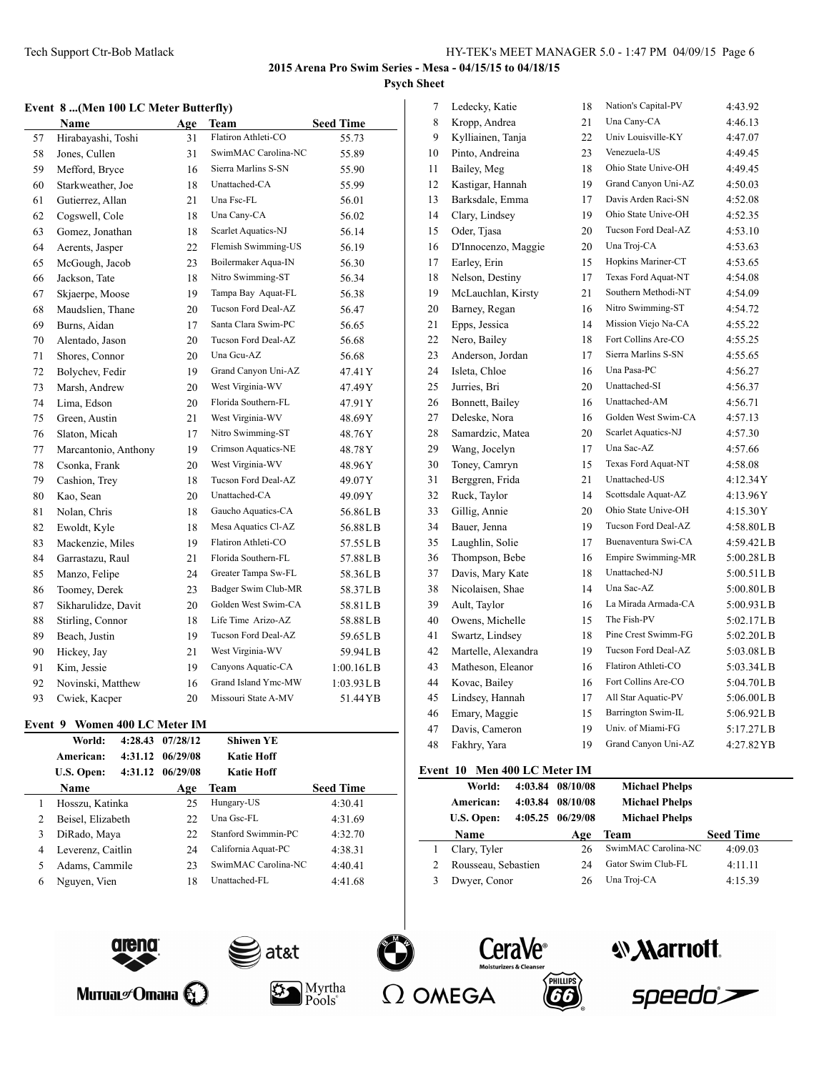## 2015 Arena Pro Swim Series - Mesa - 04/15/15 to 04/18/15

**Psych Sheet**

### Event 8 ...(Men 100 LC Meter Butterfly)

| | Name | Age | Team | Seed Time |
|---|---|---|---|---|
| 57 | Hirabayashi, Toshi | 31 | Flatiron Athleti-CO | 55.73 |
| 58 | Jones, Cullen | 31 | SwimMAC Carolina-NC | 55.89 |
| 59 | Mefford, Bryce | 16 | Sierra Marlins S-SN | 55.90 |
| 60 | Starkweather, Joe | 18 | Unattached-CA | 55.99 |
| 61 | Gutierrez, Allan | 21 | Una Fsc-FL | 56.01 |
| 62 | Cogswell, Cole | 18 | Una Cany-CA | 56.02 |
| 63 | Gomez, Jonathan | 18 | Scarlet Aquatics-NJ | 56.14 |
| 64 | Aerents, Jasper | 22 | Flemish Swimming-US | 56.19 |
| 65 | McGough, Jacob | 23 | Boilermaker Aqua-IN | 56.30 |
| 66 | Jackson, Tate | 18 | Nitro Swimming-ST | 56.34 |
| 67 | Skjaerpe, Moose | 19 | Tampa Bay Aquat-FL | 56.38 |
| 68 | Maudslien, Thane | 20 | Tucson Ford Deal-AZ | 56.47 |
| 69 | Burns, Aidan | 17 | Santa Clara Swim-PC | 56.65 |
| 70 | Alentado, Jason | 20 | Tucson Ford Deal-AZ | 56.68 |
| 71 | Shores, Connor | 20 | Una Gcu-AZ | 56.68 |
| 72 | Bolychev, Fedir | 19 | Grand Canyon Uni-AZ | 47.41Y |
| 73 | Marsh, Andrew | 20 | West Virginia-WV | 47.49Y |
| 74 | Lima, Edson | 20 | Florida Southern-FL | 47.91Y |
| 75 | Green, Austin | 21 | West Virginia-WV | 48.69Y |
| 76 | Slaton, Micah | 17 | Nitro Swimming-ST | 48.76Y |
| 77 | Marcantonio, Anthony | 19 | Crimson Aquatics-NE | 48.78Y |
| 78 | Csonka, Frank | 20 | West Virginia-WV | 48.96Y |
| 79 | Cashion, Trey | 18 | Tucson Ford Deal-AZ | 49.07Y |
| 80 | Kao, Sean | 20 | Unattached-CA | 49.09Y |
| 81 | Nolan, Chris | 18 | Gaucho Aquatics-CA | 56.86LB |
| 82 | Ewoldt, Kyle | 18 | Mesa Aquatics Cl-AZ | 56.88LB |
| 83 | Mackenzie, Miles | 19 | Flatiron Athleti-CO | 57.55LB |
| 84 | Garrastazu, Raul | 21 | Florida Southern-FL | 57.88LB |
| 85 | Manzo, Felipe | 24 | Greater Tampa Sw-FL | 58.36LB |
| 86 | Toomey, Derek | 23 | Badger Swim Club-MR | 58.37LB |
| 87 | Sikharulidze, Davit | 20 | Golden West Swim-CA | 58.81LB |
| 88 | Stirling, Connor | 18 | Life Time Arizo-AZ | 58.88LB |
| 89 | Beach, Justin | 19 | Tucson Ford Deal-AZ | 59.65LB |
| 90 | Hickey, Jay | 21 | West Virginia-WV | 59.94LB |
| 91 | Kim, Jessie | 19 | Canyons Aquatic-CA | 1:00.16LB |
| 92 | Novinski, Matthew | 16 | Grand Island Ymc-MW | 1:03.93LB |
| 93 | Cwiek, Kacper | 20 | Missouri State A-MV | 51.44YB |

### Event 9 Women 400 LC Meter IM

| | | | |
|---|---|---|---|
| World: | 4:28.43 | 07/28/12 | Shiwen YE |
| American: | 4:31.12 | 06/29/08 | Katie Hoff |
| U.S. Open: | 4:31.12 | 06/29/08 | Katie Hoff |

| | Name | Age | Team | Seed Time |
|---|---|---|---|---|
| 1 | Hosszu, Katinka | 25 | Hungary-US | 4:30.41 |
| 2 | Beisel, Elizabeth | 22 | Una Gsc-FL | 4:31.69 |
| 3 | DiRado, Maya | 22 | Stanford Swimmin-PC | 4:32.70 |
| 4 | Leverenz, Caitlin | 24 | California Aquat-PC | 4:38.31 |
| 5 | Adams, Cammile | 23 | SwimMAC Carolina-NC | 4:40.41 |
| 6 | Nguyen, Vien | 18 | Unattached-FL | 4:41.68 |
| 7 | Ledecky, Katie | 18 | Nation's Capital-PV | 4:43.92 |
| 8 | Kropp, Andrea | 21 | Una Cany-CA | 4:46.13 |
| 9 | Kylliainen, Tanja | 22 | Univ Louisville-KY | 4:47.07 |
| 10 | Pinto, Andreina | 23 | Venezuela-US | 4:49.45 |
| 11 | Bailey, Meg | 18 | Ohio State Unive-OH | 4:49.45 |
| 12 | Kastigar, Hannah | 19 | Grand Canyon Uni-AZ | 4:50.03 |
| 13 | Barksdale, Emma | 17 | Davis Arden Raci-SN | 4:52.08 |
| 14 | Clary, Lindsey | 19 | Ohio State Unive-OH | 4:52.35 |
| 15 | Oder, Tjasa | 20 | Tucson Ford Deal-AZ | 4:53.10 |
| 16 | D'Innocenzo, Maggie | 20 | Una Troj-CA | 4:53.63 |
| 17 | Earley, Erin | 15 | Hopkins Mariner-CT | 4:53.65 |
| 18 | Nelson, Destiny | 17 | Texas Ford Aquat-NT | 4:54.08 |
| 19 | McLauchlan, Kirsty | 21 | Southern Methodi-NT | 4:54.09 |
| 20 | Barney, Regan | 16 | Nitro Swimming-ST | 4:54.72 |
| 21 | Epps, Jessica | 14 | Mission Viejo Na-CA | 4:55.22 |
| 22 | Nero, Bailey | 18 | Fort Collins Are-CO | 4:55.25 |
| 23 | Anderson, Jordan | 17 | Sierra Marlins S-SN | 4:55.65 |
| 24 | Isleta, Chloe | 16 | Una Pasa-PC | 4:56.27 |
| 25 | Jurries, Bri | 20 | Unattached-SI | 4:56.37 |
| 26 | Bonnett, Bailey | 16 | Unattached-AM | 4:56.71 |
| 27 | Deleske, Nora | 16 | Golden West Swim-CA | 4:57.13 |
| 28 | Samardzic, Matea | 20 | Scarlet Aquatics-NJ | 4:57.30 |
| 29 | Wang, Jocelyn | 17 | Una Sac-AZ | 4:57.66 |
| 30 | Toney, Camryn | 15 | Texas Ford Aquat-NT | 4:58.08 |
| 31 | Berggren, Frida | 21 | Unattached-US | 4:12.34Y |
| 32 | Ruck, Taylor | 14 | Scottsdale Aquat-AZ | 4:13.96Y |
| 33 | Gillig, Annie | 20 | Ohio State Unive-OH | 4:15.30Y |
| 34 | Bauer, Jenna | 19 | Tucson Ford Deal-AZ | 4:58.80LB |
| 35 | Laughlin, Solie | 17 | Buenaventura Swi-CA | 4:59.42LB |
| 36 | Thompson, Bebe | 16 | Empire Swimming-MR | 5:00.28LB |
| 37 | Davis, Mary Kate | 18 | Unattached-NJ | 5:00.51LB |
| 38 | Nicolaisen, Shae | 14 | Una Sac-AZ | 5:00.80LB |
| 39 | Ault, Taylor | 16 | La Mirada Armada-CA | 5:00.93LB |
| 40 | Owens, Michelle | 15 | The Fish-PV | 5:02.17LB |
| 41 | Swartz, Lindsey | 18 | Pine Crest Swimm-FG | 5:02.20LB |
| 42 | Martelle, Alexandra | 19 | Tucson Ford Deal-AZ | 5:03.08LB |
| 43 | Matheson, Eleanor | 16 | Flatiron Athleti-CO | 5:03.34LB |
| 44 | Kovac, Bailey | 16 | Fort Collins Are-CO | 5:04.70LB |
| 45 | Lindsey, Hannah | 17 | All Star Aquatic-PV | 5:06.00LB |
| 46 | Emary, Maggie | 15 | Barrington Swim-IL | 5:06.92LB |
| 47 | Davis, Cameron | 19 | Univ. of Miami-FG | 5:17.27LB |
| 48 | Fakhry, Yara | 19 | Grand Canyon Uni-AZ | 4:27.82YB |

### Event 10 Men 400 LC Meter IM

| | | | |
|---|---|---|---|
| World: | 4:03.84 | 08/10/08 | Michael Phelps |
| American: | 4:03.84 | 08/10/08 | Michael Phelps |
| U.S. Open: | 4:05.25 | 06/29/08 | Michael Phelps |

| | Name | Age | Team | Seed Time |
|---|---|---|---|---|
| 1 | Clary, Tyler | 26 | SwimMAC Carolina-NC | 4:09.03 |
| 2 | Rousseau, Sebastien | 24 | Gator Swim Club-FL | 4:11.11 |
| 3 | Dwyer, Conor | 26 | Una Troj-CA | 4:15.39 |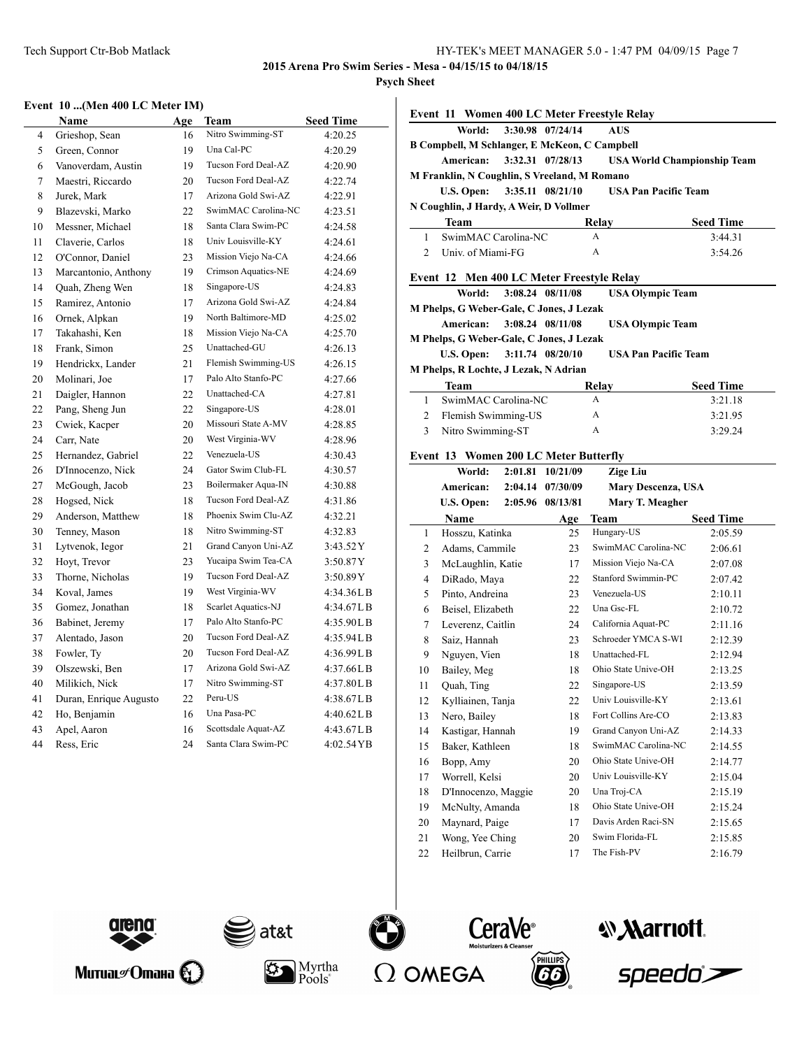## 2015 Arena Pro Swim Series - Mesa - 04/15/15 to 04/18/15

### Psych Sheet

### Event 10 ...(Men 400 LC Meter IM)

| | Name | Age | Team | Seed Time |
|---|---|---|---|---|
| 4 | Grieshop, Sean | 16 | Nitro Swimming-ST | 4:20.25 |
| 5 | Green, Connor | 19 | Una Cal-PC | 4:20.29 |
| 6 | Vanoverdam, Austin | 19 | Tucson Ford Deal-AZ | 4:20.90 |
| 7 | Maestri, Riccardo | 20 | Tucson Ford Deal-AZ | 4:22.74 |
| 8 | Jurek, Mark | 17 | Arizona Gold Swi-AZ | 4:22.91 |
| 9 | Blazevski, Marko | 22 | SwimMAC Carolina-NC | 4:23.51 |
| 10 | Messner, Michael | 18 | Santa Clara Swim-PC | 4:24.58 |
| 11 | Claverie, Carlos | 18 | Univ Louisville-KY | 4:24.61 |
| 12 | O'Connor, Daniel | 23 | Mission Viejo Na-CA | 4:24.66 |
| 13 | Marcantonio, Anthony | 19 | Crimson Aquatics-NE | 4:24.69 |
| 14 | Quah, Zheng Wen | 18 | Singapore-US | 4:24.83 |
| 15 | Ramirez, Antonio | 17 | Arizona Gold Swi-AZ | 4:24.84 |
| 16 | Ornek, Alpkan | 19 | North Baltimore-MD | 4:25.02 |
| 17 | Takahashi, Ken | 18 | Mission Viejo Na-CA | 4:25.70 |
| 18 | Frank, Simon | 25 | Unattached-GU | 4:26.13 |
| 19 | Hendrickx, Lander | 21 | Flemish Swimming-US | 4:26.15 |
| 20 | Molinari, Joe | 17 | Palo Alto Stanfo-PC | 4:27.66 |
| 21 | Daigler, Hannon | 22 | Unattached-CA | 4:27.81 |
| 22 | Pang, Sheng Jun | 22 | Singapore-US | 4:28.01 |
| 23 | Cwiek, Kacper | 20 | Missouri State A-MV | 4:28.85 |
| 24 | Carr, Nate | 20 | West Virginia-WV | 4:28.96 |
| 25 | Hernandez, Gabriel | 22 | Venezuela-US | 4:30.43 |
| 26 | D'Innocenzo, Nick | 24 | Gator Swim Club-FL | 4:30.57 |
| 27 | McGough, Jacob | 23 | Boilermaker Aqua-IN | 4:30.88 |
| 28 | Hogsed, Nick | 18 | Tucson Ford Deal-AZ | 4:31.86 |
| 29 | Anderson, Matthew | 18 | Phoenix Swim Clu-AZ | 4:32.21 |
| 30 | Tenney, Mason | 18 | Nitro Swimming-ST | 4:32.83 |
| 31 | Lytvenok, Iegor | 21 | Grand Canyon Uni-AZ | 3:43.52Y |
| 32 | Hoyt, Trevor | 23 | Yucaipa Swim Tea-CA | 3:50.87Y |
| 33 | Thorne, Nicholas | 19 | Tucson Ford Deal-AZ | 3:50.89Y |
| 34 | Koval, James | 19 | West Virginia-WV | 4:34.36LB |
| 35 | Gomez, Jonathan | 18 | Scarlet Aquatics-NJ | 4:34.67LB |
| 36 | Babinet, Jeremy | 17 | Palo Alto Stanfo-PC | 4:35.90LB |
| 37 | Alentado, Jason | 20 | Tucson Ford Deal-AZ | 4:35.94LB |
| 38 | Fowler, Ty | 20 | Tucson Ford Deal-AZ | 4:36.99LB |
| 39 | Olszewski, Ben | 17 | Arizona Gold Swi-AZ | 4:37.66LB |
| 40 | Milikich, Nick | 17 | Nitro Swimming-ST | 4:37.80LB |
| 41 | Duran, Enrique Augusto | 22 | Peru-US | 4:38.67LB |
| 42 | Ho, Benjamin | 16 | Una Pasa-PC | 4:40.62LB |
| 43 | Apel, Aaron | 16 | Scottsdale Aquat-AZ | 4:43.67LB |
| 44 | Ress, Eric | 24 | Santa Clara Swim-PC | 4:02.54YB |

### Event 11 Women 400 LC Meter Freestyle Relay

**World:** 3:30.98 07/24/14 AUS
B Compbell, M Schlanger, E McKeon, C Campbell

**American:** 3:32.31 07/28/13 USA World Championship Team
M Franklin, N Coughlin, S Vreeland, M Romano

**U.S. Open:** 3:35.11 08/21/10 USA Pan Pacific Team
N Coughlin, J Hardy, A Weir, D Vollmer

| | Team | Relay | Seed Time |
|---|---|---|---|
| 1 | SwimMAC Carolina-NC | A | 3:44.31 |
| 2 | Univ. of Miami-FG | A | 3:54.26 |

### Event 12 Men 400 LC Meter Freestyle Relay

**World:** 3:08.24 08/11/08 USA Olympic Team
M Phelps, G Weber-Gale, C Jones, J Lezak

**American:** 3:08.24 08/11/08 USA Olympic Team
M Phelps, G Weber-Gale, C Jones, J Lezak

**U.S. Open:** 3:11.74 08/20/10 USA Pan Pacific Team
M Phelps, R Lochte, J Lezak, N Adrian

| | Team | Relay | Seed Time |
|---|---|---|---|
| 1 | SwimMAC Carolina-NC | A | 3:21.18 |
| 2 | Flemish Swimming-US | A | 3:21.95 |
| 3 | Nitro Swimming-ST | A | 3:29.24 |

### Event 13 Women 200 LC Meter Butterfly

**World:** 2:01.81 10/21/09 Zige Liu
**American:** 2:04.14 07/30/09 Mary Descenza, USA
**U.S. Open:** 2:05.96 08/13/81 Mary T. Meagher

| | Name | Age | Team | Seed Time |
|---|---|---|---|---|
| 1 | Hosszu, Katinka | 25 | Hungary-US | 2:05.59 |
| 2 | Adams, Cammile | 23 | SwimMAC Carolina-NC | 2:06.61 |
| 3 | McLaughlin, Katie | 17 | Mission Viejo Na-CA | 2:07.08 |
| 4 | DiRado, Maya | 22 | Stanford Swimmin-PC | 2:07.42 |
| 5 | Pinto, Andreina | 23 | Venezuela-US | 2:10.11 |
| 6 | Beisel, Elizabeth | 22 | Una Gsc-FL | 2:10.72 |
| 7 | Leverenz, Caitlin | 24 | California Aquat-PC | 2:11.16 |
| 8 | Saiz, Hannah | 23 | Schroeder YMCA S-WI | 2:12.39 |
| 9 | Nguyen, Vien | 18 | Unattached-FL | 2:12.94 |
| 10 | Bailey, Meg | 18 | Ohio State Unive-OH | 2:13.25 |
| 11 | Quah, Ting | 22 | Singapore-US | 2:13.59 |
| 12 | Kylliainen, Tanja | 22 | Univ Louisville-KY | 2:13.61 |
| 13 | Nero, Bailey | 18 | Fort Collins Are-CO | 2:13.83 |
| 14 | Kastigar, Hannah | 19 | Grand Canyon Uni-AZ | 2:14.33 |
| 15 | Baker, Kathleen | 18 | SwimMAC Carolina-NC | 2:14.55 |
| 16 | Bopp, Amy | 20 | Ohio State Unive-OH | 2:14.77 |
| 17 | Worrell, Kelsi | 20 | Univ Louisville-KY | 2:15.04 |
| 18 | D'Innocenzo, Maggie | 20 | Una Troj-CA | 2:15.19 |
| 19 | McNulty, Amanda | 18 | Ohio State Unive-OH | 2:15.24 |
| 20 | Maynard, Paige | 17 | Davis Arden Raci-SN | 2:15.65 |
| 21 | Wong, Yee Ching | 20 | Swim Florida-FL | 2:15.85 |
| 22 | Heilbrun, Carrie | 17 | The Fish-PV | 2:16.79 |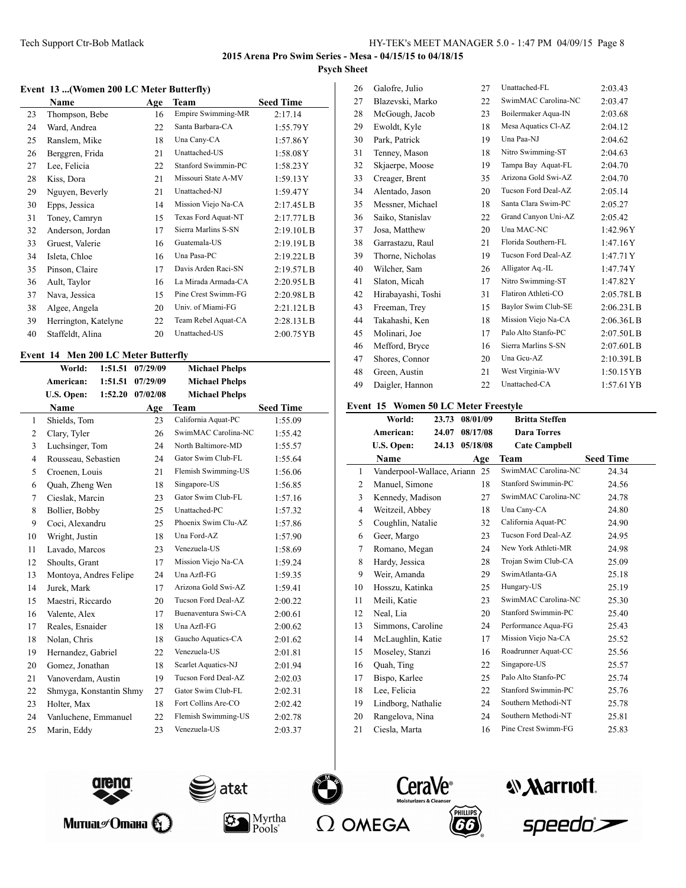2015 Arena Pro Swim Series - Mesa - 04/15/15 to 04/18/15

**Psych Sheet**

### Event 13 ...(Women 200 LC Meter Butterfly)

| | Name | Age | Team | Seed Time |
|---|---|---|---|---|
| 23 | Thompson, Bebe | 16 | Empire Swimming-MR | 2:17.14 |
| 24 | Ward, Andrea | 22 | Santa Barbara-CA | 1:55.79Y |
| 25 | Ranslem, Mike | 18 | Una Cany-CA | 1:57.86Y |
| 26 | Berggren, Frida | 21 | Unattached-US | 1:58.08Y |
| 27 | Lee, Felicia | 22 | Stanford Swimmin-PC | 1:58.23Y |
| 28 | Kiss, Dora | 21 | Missouri State A-MV | 1:59.13Y |
| 29 | Nguyen, Beverly | 21 | Unattached-NJ | 1:59.47Y |
| 30 | Epps, Jessica | 14 | Mission Viejo Na-CA | 2:17.45LB |
| 31 | Toney, Camryn | 15 | Texas Ford Aquat-NT | 2:17.77LB |
| 32 | Anderson, Jordan | 17 | Sierra Marlins S-SN | 2:19.10LB |
| 33 | Gruest, Valerie | 16 | Guatemala-US | 2:19.19LB |
| 34 | Isleta, Chloe | 16 | Una Pasa-PC | 2:19.22LB |
| 35 | Pinson, Claire | 17 | Davis Arden Raci-SN | 2:19.57LB |
| 36 | Ault, Taylor | 16 | La Mirada Armada-CA | 2:20.95LB |
| 37 | Nava, Jessica | 15 | Pine Crest Swimm-FG | 2:20.98LB |
| 38 | Algee, Angela | 20 | Univ. of Miami-FG | 2:21.12LB |
| 39 | Herrington, Katelyne | 22 | Team Rebel Aquat-CA | 2:28.13LB |
| 40 | Staffeldt, Alina | 20 | Unattached-US | 2:00.75YB |

### Event 14 Men 200 LC Meter Butterfly

| | | | |
|---|---|---|---|
| World: | 1:51.51 | 07/29/09 | Michael Phelps |
| American: | 1:51.51 | 07/29/09 | Michael Phelps |
| U.S. Open: | 1:52.20 | 07/02/08 | Michael Phelps |

| | Name | Age | Team | Seed Time |
|---|---|---|---|---|
| 1 | Shields, Tom | 23 | California Aquat-PC | 1:55.09 |
| 2 | Clary, Tyler | 26 | SwimMAC Carolina-NC | 1:55.42 |
| 3 | Luchsinger, Tom | 24 | North Baltimore-MD | 1:55.57 |
| 4 | Rousseau, Sebastien | 24 | Gator Swim Club-FL | 1:55.64 |
| 5 | Croenen, Louis | 21 | Flemish Swimming-US | 1:56.06 |
| 6 | Quah, Zheng Wen | 18 | Singapore-US | 1:56.85 |
| 7 | Cieslak, Marcin | 23 | Gator Swim Club-FL | 1:57.16 |
| 8 | Bollier, Bobby | 25 | Unattached-PC | 1:57.32 |
| 9 | Coci, Alexandru | 25 | Phoenix Swim Clu-AZ | 1:57.86 |
| 10 | Wright, Justin | 18 | Una Ford-AZ | 1:57.90 |
| 11 | Lavado, Marcos | 23 | Venezuela-US | 1:58.69 |
| 12 | Shoults, Grant | 17 | Mission Viejo Na-CA | 1:59.24 |
| 13 | Montoya, Andres Felipe | 24 | Una Azfl-FG | 1:59.35 |
| 14 | Jurek, Mark | 17 | Arizona Gold Swi-AZ | 1:59.41 |
| 15 | Maestri, Riccardo | 20 | Tucson Ford Deal-AZ | 2:00.22 |
| 16 | Valente, Alex | 17 | Buenaventura Swi-CA | 2:00.61 |
| 17 | Reales, Esnaider | 18 | Una Azfl-FG | 2:00.62 |
| 18 | Nolan, Chris | 18 | Gaucho Aquatics-CA | 2:01.62 |
| 19 | Hernandez, Gabriel | 22 | Venezuela-US | 2:01.81 |
| 20 | Gomez, Jonathan | 18 | Scarlet Aquatics-NJ | 2:01.94 |
| 21 | Vanoverdam, Austin | 19 | Tucson Ford Deal-AZ | 2:02.03 |
| 22 | Shmyga, Konstantin Shmy | 27 | Gator Swim Club-FL | 2:02.31 |
| 23 | Holter, Max | 18 | Fort Collins Are-CO | 2:02.42 |
| 24 | Vanluchene, Emmanuel | 22 | Flemish Swimming-US | 2:02.78 |
| 25 | Marin, Eddy | 23 | Venezuela-US | 2:03.37 |
| 26 | Galofre, Julio | 27 | Unattached-FL | 2:03.43 |
| 27 | Blazevski, Marko | 22 | SwimMAC Carolina-NC | 2:03.47 |
| 28 | McGough, Jacob | 23 | Boilermaker Aqua-IN | 2:03.68 |
| 29 | Ewoldt, Kyle | 18 | Mesa Aquatics Cl-AZ | 2:04.12 |
| 30 | Park, Patrick | 19 | Una Paa-NJ | 2:04.62 |
| 31 | Tenney, Mason | 18 | Nitro Swimming-ST | 2:04.63 |
| 32 | Skjaerpe, Moose | 19 | Tampa Bay Aquat-FL | 2:04.70 |
| 33 | Creager, Brent | 35 | Arizona Gold Swi-AZ | 2:04.70 |
| 34 | Alentado, Jason | 20 | Tucson Ford Deal-AZ | 2:05.14 |
| 35 | Messner, Michael | 18 | Santa Clara Swim-PC | 2:05.27 |
| 36 | Saiko, Stanislav | 22 | Grand Canyon Uni-AZ | 2:05.42 |
| 37 | Josa, Matthew | 20 | Una MAC-NC | 1:42.96Y |
| 38 | Garrastazu, Raul | 21 | Florida Southern-FL | 1:47.16Y |
| 39 | Thorne, Nicholas | 19 | Tucson Ford Deal-AZ | 1:47.71Y |
| 40 | Wilcher, Sam | 26 | Alligator Aq.-IL | 1:47.74Y |
| 41 | Slaton, Micah | 17 | Nitro Swimming-ST | 1:47.82Y |
| 42 | Hirabayashi, Toshi | 31 | Flatiron Athleti-CO | 2:05.78LB |
| 43 | Freeman, Trey | 15 | Baylor Swim Club-SE | 2:06.23LB |
| 44 | Takahashi, Ken | 18 | Mission Viejo Na-CA | 2:06.36LB |
| 45 | Molinari, Joe | 17 | Palo Alto Stanfo-PC | 2:07.50LB |
| 46 | Mefford, Bryce | 16 | Sierra Marlins S-SN | 2:07.60LB |
| 47 | Shores, Connor | 20 | Una Gcu-AZ | 2:10.39LB |
| 48 | Green, Austin | 21 | West Virginia-WV | 1:50.15YB |
| 49 | Daigler, Hannon | 22 | Unattached-CA | 1:57.61YB |

### Event 15 Women 50 LC Meter Freestyle

| | | | |
|---|---|---|---|
| World: | 23.73 | 08/01/09 | Britta Steffen |
| American: | 24.07 | 08/17/08 | Dara Torres |
| U.S. Open: | 24.13 | 05/18/08 | Cate Campbell |

| | Name | Age | Team | Seed Time |
|---|---|---|---|---|
| 1 | Vanderpool-Wallace, Ariann | 25 | SwimMAC Carolina-NC | 24.34 |
| 2 | Manuel, Simone | 18 | Stanford Swimmin-PC | 24.56 |
| 3 | Kennedy, Madison | 27 | SwimMAC Carolina-NC | 24.78 |
| 4 | Weitzeil, Abbey | 18 | Una Cany-CA | 24.80 |
| 5 | Coughlin, Natalie | 32 | California Aquat-PC | 24.90 |
| 6 | Geer, Margo | 23 | Tucson Ford Deal-AZ | 24.95 |
| 7 | Romano, Megan | 24 | New York Athleti-MR | 24.98 |
| 8 | Hardy, Jessica | 28 | Trojan Swim Club-CA | 25.09 |
| 9 | Weir, Amanda | 29 | SwimAtlanta-GA | 25.18 |
| 10 | Hosszu, Katinka | 25 | Hungary-US | 25.19 |
| 11 | Meili, Katie | 23 | SwimMAC Carolina-NC | 25.30 |
| 12 | Neal, Lia | 20 | Stanford Swimmin-PC | 25.40 |
| 13 | Simmons, Caroline | 24 | Performance Aqua-FG | 25.43 |
| 14 | McLaughlin, Katie | 17 | Mission Viejo Na-CA | 25.52 |
| 15 | Moseley, Stanzi | 16 | Roadrunner Aquat-CC | 25.56 |
| 16 | Quah, Ting | 22 | Singapore-US | 25.57 |
| 17 | Bispo, Karlee | 25 | Palo Alto Stanfo-PC | 25.74 |
| 18 | Lee, Felicia | 22 | Stanford Swimmin-PC | 25.76 |
| 19 | Lindborg, Nathalie | 24 | Southern Methodi-NT | 25.78 |
| 20 | Rangelova, Nina | 24 | Southern Methodi-NT | 25.81 |
| 21 | Ciesla, Marta | 16 | Pine Crest Swimm-FG | 25.83 |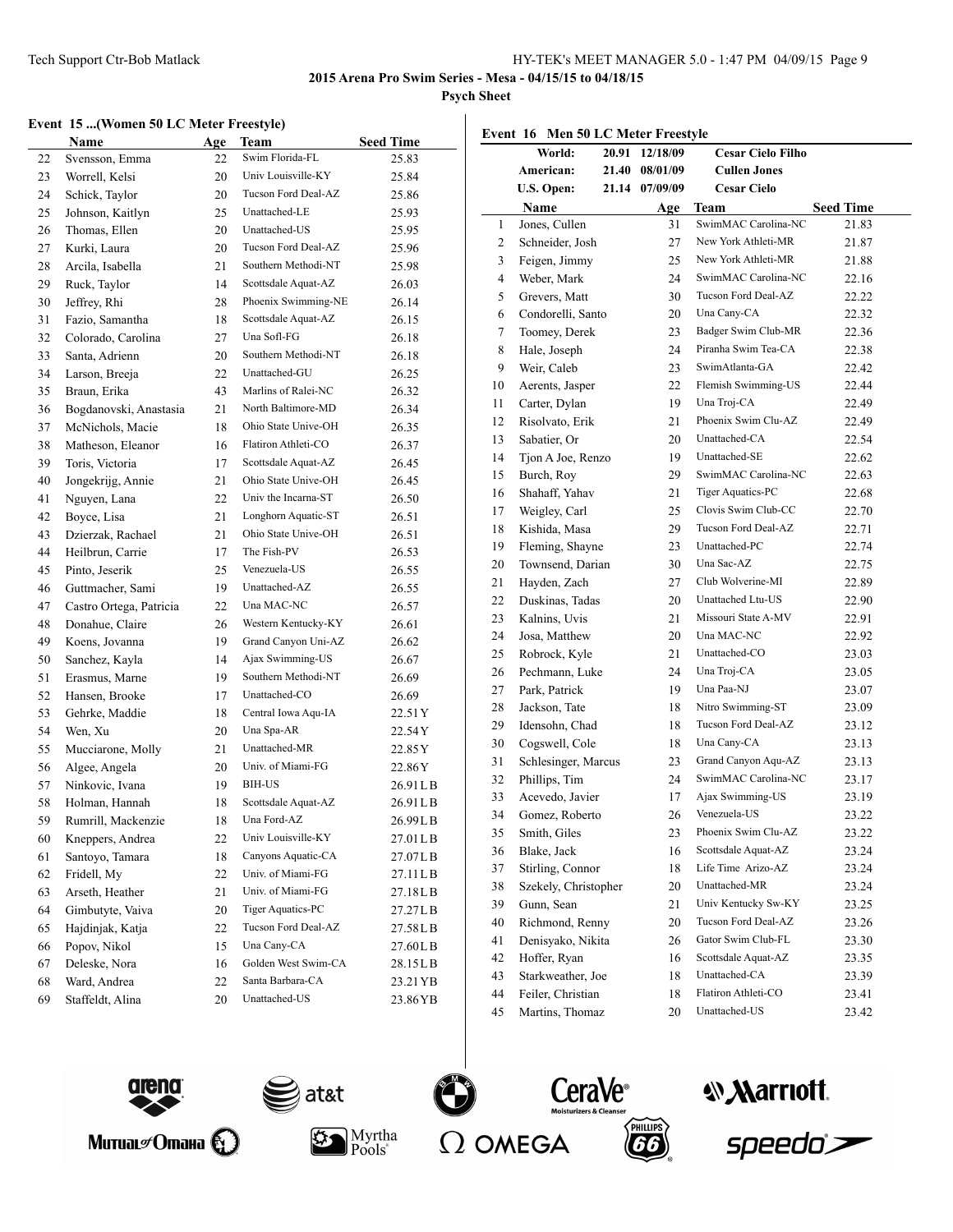2015 Arena Pro Swim Series - Mesa - 04/15/15 to 04/18/15

Psych Sheet

## Event 15 ...(Women 50 LC Meter Freestyle)

| | Name | Age | Team | Seed Time |
|---|---|---|---|---|
| 22 | Svensson, Emma | 22 | Swim Florida-FL | 25.83 |
| 23 | Worrell, Kelsi | 20 | Univ Louisville-KY | 25.84 |
| 24 | Schick, Taylor | 20 | Tucson Ford Deal-AZ | 25.86 |
| 25 | Johnson, Kaitlyn | 25 | Unattached-LE | 25.93 |
| 26 | Thomas, Ellen | 20 | Unattached-US | 25.95 |
| 27 | Kurki, Laura | 20 | Tucson Ford Deal-AZ | 25.96 |
| 28 | Arcila, Isabella | 21 | Southern Methodi-NT | 25.98 |
| 29 | Ruck, Taylor | 14 | Scottsdale Aquat-AZ | 26.03 |
| 30 | Jeffrey, Rhi | 28 | Phoenix Swimming-NE | 26.14 |
| 31 | Fazio, Samantha | 18 | Scottsdale Aquat-AZ | 26.15 |
| 32 | Colorado, Carolina | 27 | Una Sofl-FG | 26.18 |
| 33 | Santa, Adrienn | 20 | Southern Methodi-NT | 26.18 |
| 34 | Larson, Breeja | 22 | Unattached-GU | 26.25 |
| 35 | Braun, Erika | 43 | Marlins of Ralei-NC | 26.32 |
| 36 | Bogdanovski, Anastasia | 21 | North Baltimore-MD | 26.34 |
| 37 | McNichols, Macie | 18 | Ohio State Unive-OH | 26.35 |
| 38 | Matheson, Eleanor | 16 | Flatiron Athleti-CO | 26.37 |
| 39 | Toris, Victoria | 17 | Scottsdale Aquat-AZ | 26.45 |
| 40 | Jongekrijg, Annie | 21 | Ohio State Unive-OH | 26.45 |
| 41 | Nguyen, Lana | 22 | Univ the Incarna-ST | 26.50 |
| 42 | Boyce, Lisa | 21 | Longhorn Aquatic-ST | 26.51 |
| 43 | Dzierzak, Rachael | 21 | Ohio State Unive-OH | 26.51 |
| 44 | Heilbrun, Carrie | 17 | The Fish-PV | 26.53 |
| 45 | Pinto, Jeserik | 25 | Venezuela-US | 26.55 |
| 46 | Guttmacher, Sami | 19 | Unattached-AZ | 26.55 |
| 47 | Castro Ortega, Patricia | 22 | Una MAC-NC | 26.57 |
| 48 | Donahue, Claire | 26 | Western Kentucky-KY | 26.61 |
| 49 | Koens, Jovanna | 19 | Grand Canyon Uni-AZ | 26.62 |
| 50 | Sanchez, Kayla | 14 | Ajax Swimming-US | 26.67 |
| 51 | Erasmus, Marne | 19 | Southern Methodi-NT | 26.69 |
| 52 | Hansen, Brooke | 17 | Unattached-CO | 26.69 |
| 53 | Gehrke, Maddie | 18 | Central Iowa Aqu-IA | 22.51Y |
| 54 | Wen, Xu | 20 | Una Spa-AR | 22.54Y |
| 55 | Mucciarone, Molly | 21 | Unattached-MR | 22.85Y |
| 56 | Algee, Angela | 20 | Univ. of Miami-FG | 22.86Y |
| 57 | Ninkovic, Ivana | 19 | BIH-US | 26.91LB |
| 58 | Holman, Hannah | 18 | Scottsdale Aquat-AZ | 26.91LB |
| 59 | Rumrill, Mackenzie | 18 | Una Ford-AZ | 26.99LB |
| 60 | Kneppers, Andrea | 22 | Univ Louisville-KY | 27.01LB |
| 61 | Santoyo, Tamara | 18 | Canyons Aquatic-CA | 27.07LB |
| 62 | Fridell, My | 22 | Univ. of Miami-FG | 27.11LB |
| 63 | Arseth, Heather | 21 | Univ. of Miami-FG | 27.18LB |
| 64 | Gimbutyte, Vaiva | 20 | Tiger Aquatics-PC | 27.27LB |
| 65 | Hajdinjak, Katja | 22 | Tucson Ford Deal-AZ | 27.58LB |
| 66 | Popov, Nikol | 15 | Una Cany-CA | 27.60LB |
| 67 | Deleske, Nora | 16 | Golden West Swim-CA | 28.15LB |
| 68 | Ward, Andrea | 22 | Santa Barbara-CA | 23.21YB |
| 69 | Staffeldt, Alina | 20 | Unattached-US | 23.86YB |

## Event 16 Men 50 LC Meter Freestyle

| | Time | Date | Name |
|---|---|---|---|
| World: | 20.91 | 12/18/09 | Cesar Cielo Filho |
| American: | 21.40 | 08/01/09 | Cullen Jones |
| U.S. Open: | 21.14 | 07/09/09 | Cesar Cielo |

| | Name | Age | Team | Seed Time |
|---|---|---|---|---|
| 1 | Jones, Cullen | 31 | SwimMAC Carolina-NC | 21.83 |
| 2 | Schneider, Josh | 27 | New York Athleti-MR | 21.87 |
| 3 | Feigen, Jimmy | 25 | New York Athleti-MR | 21.88 |
| 4 | Weber, Mark | 24 | SwimMAC Carolina-NC | 22.16 |
| 5 | Grevers, Matt | 30 | Tucson Ford Deal-AZ | 22.22 |
| 6 | Condorelli, Santo | 20 | Una Cany-CA | 22.32 |
| 7 | Toomey, Derek | 23 | Badger Swim Club-MR | 22.36 |
| 8 | Hale, Joseph | 24 | Piranha Swim Tea-CA | 22.38 |
| 9 | Weir, Caleb | 23 | SwimAtlanta-GA | 22.42 |
| 10 | Aerents, Jasper | 22 | Flemish Swimming-US | 22.44 |
| 11 | Carter, Dylan | 19 | Una Troj-CA | 22.49 |
| 12 | Risolvato, Erik | 21 | Phoenix Swim Clu-AZ | 22.49 |
| 13 | Sabatier, Or | 20 | Unattached-CA | 22.54 |
| 14 | Tjon A Joe, Renzo | 19 | Unattached-SE | 22.62 |
| 15 | Burch, Roy | 29 | SwimMAC Carolina-NC | 22.63 |
| 16 | Shahaff, Yahav | 21 | Tiger Aquatics-PC | 22.68 |
| 17 | Weigley, Carl | 25 | Clovis Swim Club-CC | 22.70 |
| 18 | Kishida, Masa | 29 | Tucson Ford Deal-AZ | 22.71 |
| 19 | Fleming, Shayne | 23 | Unattached-PC | 22.74 |
| 20 | Townsend, Darian | 30 | Una Sac-AZ | 22.75 |
| 21 | Hayden, Zach | 27 | Club Wolverine-MI | 22.89 |
| 22 | Duskinas, Tadas | 20 | Unattached Ltu-US | 22.90 |
| 23 | Kalnins, Uvis | 21 | Missouri State A-MV | 22.91 |
| 24 | Josa, Matthew | 20 | Una MAC-NC | 22.92 |
| 25 | Robrock, Kyle | 21 | Unattached-CO | 23.03 |
| 26 | Pechmann, Luke | 24 | Una Troj-CA | 23.05 |
| 27 | Park, Patrick | 19 | Una Paa-NJ | 23.07 |
| 28 | Jackson, Tate | 18 | Nitro Swimming-ST | 23.09 |
| 29 | Idensohn, Chad | 18 | Tucson Ford Deal-AZ | 23.12 |
| 30 | Cogswell, Cole | 18 | Una Cany-CA | 23.13 |
| 31 | Schlesinger, Marcus | 23 | Grand Canyon Aqu-AZ | 23.13 |
| 32 | Phillips, Tim | 24 | SwimMAC Carolina-NC | 23.17 |
| 33 | Acevedo, Javier | 17 | Ajax Swimming-US | 23.19 |
| 34 | Gomez, Roberto | 26 | Venezuela-US | 23.22 |
| 35 | Smith, Giles | 23 | Phoenix Swim Clu-AZ | 23.22 |
| 36 | Blake, Jack | 16 | Scottsdale Aquat-AZ | 23.24 |
| 37 | Stirling, Connor | 18 | Life Time Arizo-AZ | 23.24 |
| 38 | Szekely, Christopher | 20 | Unattached-MR | 23.24 |
| 39 | Gunn, Sean | 21 | Univ Kentucky Sw-KY | 23.25 |
| 40 | Richmond, Renny | 20 | Tucson Ford Deal-AZ | 23.26 |
| 41 | Denisyako, Nikita | 26 | Gator Swim Club-FL | 23.30 |
| 42 | Hoffer, Ryan | 16 | Scottsdale Aquat-AZ | 23.35 |
| 43 | Starkweather, Joe | 18 | Unattached-CA | 23.39 |
| 44 | Feiler, Christian | 18 | Flatiron Athleti-CO | 23.41 |
| 45 | Martins, Thomaz | 20 | Unattached-US | 23.42 |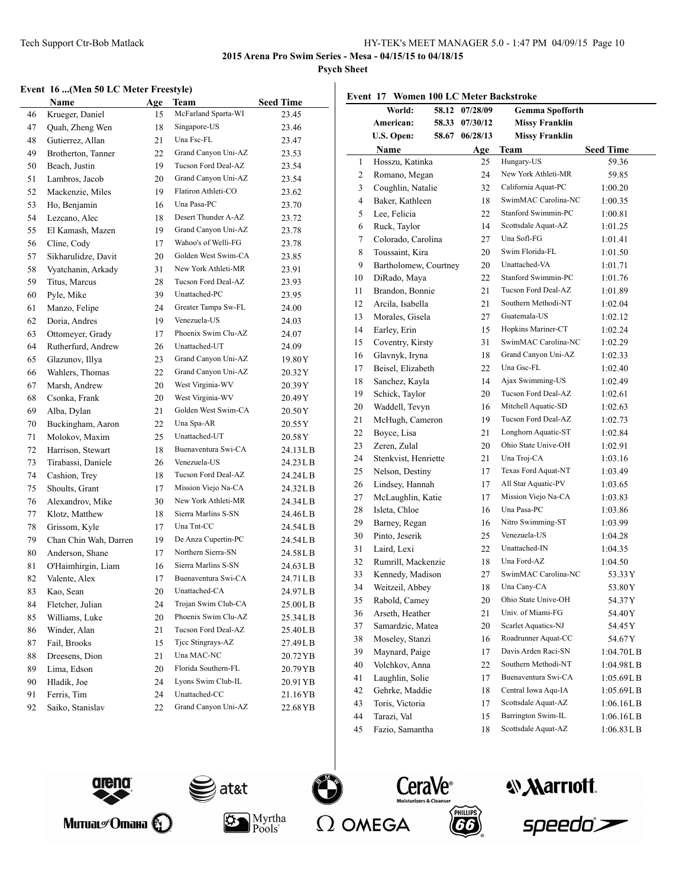## 2015 Arena Pro Swim Series - Mesa - 04/15/15 to 04/18/15

### Psych Sheet

#### Event 16 ...(Men 50 LC Meter Freestyle)

| | Name | Age | Team | Seed Time |
|---|---|---|---|---|
| 46 | Krueger, Daniel | 15 | McFarland Sparta-WI | 23.45 |
| 47 | Quah, Zheng Wen | 18 | Singapore-US | 23.46 |
| 48 | Gutierrez, Allan | 21 | Una Fsc-FL | 23.47 |
| 49 | Brotherton, Tanner | 22 | Grand Canyon Uni-AZ | 23.53 |
| 50 | Beach, Justin | 19 | Tucson Ford Deal-AZ | 23.54 |
| 51 | Lambros, Jacob | 20 | Grand Canyon Uni-AZ | 23.54 |
| 52 | Mackenzie, Miles | 19 | Flatiron Athleti-CO | 23.62 |
| 53 | Ho, Benjamin | 16 | Una Pasa-PC | 23.70 |
| 54 | Lezcano, Alec | 18 | Desert Thunder A-AZ | 23.72 |
| 55 | El Kamash, Mazen | 19 | Grand Canyon Uni-AZ | 23.78 |
| 56 | Cline, Cody | 17 | Wahoo's of Welli-FG | 23.78 |
| 57 | Sikharulidze, Davit | 20 | Golden West Swim-CA | 23.85 |
| 58 | Vyatchanin, Arkady | 31 | New York Athleti-MR | 23.91 |
| 59 | Titus, Marcus | 28 | Tucson Ford Deal-AZ | 23.93 |
| 60 | Pyle, Mike | 39 | Unattached-PC | 23.95 |
| 61 | Manzo, Felipe | 24 | Greater Tampa Sw-FL | 24.00 |
| 62 | Doria, Andres | 19 | Venezuela-US | 24.03 |
| 63 | Ottomeyer, Grady | 17 | Phoenix Swim Clu-AZ | 24.07 |
| 64 | Rutherfurd, Andrew | 26 | Unattached-UT | 24.09 |
| 65 | Glazunov, Illya | 23 | Grand Canyon Uni-AZ | 19.80Y |
| 66 | Wahlers, Thomas | 22 | Grand Canyon Uni-AZ | 20.32Y |
| 67 | Marsh, Andrew | 20 | West Virginia-WV | 20.39Y |
| 68 | Csonka, Frank | 20 | West Virginia-WV | 20.49Y |
| 69 | Alba, Dylan | 21 | Golden West Swim-CA | 20.50Y |
| 70 | Buckingham, Aaron | 22 | Una Spa-AR | 20.55Y |
| 71 | Molokov, Maxim | 25 | Unattached-UT | 20.58Y |
| 72 | Harrison, Stewart | 18 | Buenaventura Swi-CA | 24.13LB |
| 73 | Tirabassi, Daniele | 26 | Venezuela-US | 24.23LB |
| 74 | Cashion, Trey | 18 | Tucson Ford Deal-AZ | 24.24LB |
| 75 | Shoults, Grant | 17 | Mission Viejo Na-CA | 24.32LB |
| 76 | Alexandrov, Mike | 30 | New York Athleti-MR | 24.34LB |
| 77 | Klotz, Matthew | 18 | Sierra Marlins S-SN | 24.46LB |
| 78 | Grissom, Kyle | 17 | Una Tnt-CC | 24.54LB |
| 79 | Chan Chin Wah, Darren | 19 | De Anza Cupertin-PC | 24.54LB |
| 80 | Anderson, Shane | 17 | Northern Sierra-SN | 24.58LB |
| 81 | O'Haimhirgin, Liam | 16 | Sierra Marlins S-SN | 24.63LB |
| 82 | Valente, Alex | 17 | Buenaventura Swi-CA | 24.71LB |
| 83 | Kao, Sean | 20 | Unattached-CA | 24.97LB |
| 84 | Fletcher, Julian | 24 | Trojan Swim Club-CA | 25.00LB |
| 85 | Williams, Luke | 20 | Phoenix Swim Clu-AZ | 25.34LB |
| 86 | Winder, Alan | 21 | Tucson Ford Deal-AZ | 25.40LB |
| 87 | Fail, Brooks | 15 | Tjcc Stingrays-AZ | 27.49LB |
| 88 | Dreesens, Dion | 21 | Una MAC-NC | 20.72YB |
| 89 | Lima, Edson | 20 | Florida Southern-FL | 20.79YB |
| 90 | Hladik, Joe | 24 | Lyons Swim Club-IL | 20.91YB |
| 91 | Ferris, Tim | 24 | Unattached-CC | 21.16YB |
| 92 | Saiko, Stanislav | 22 | Grand Canyon Uni-AZ | 22.68YB |

#### Event 17 Women 100 LC Meter Backstroke

| | | | |
|---|---|---|---|
| World: | 58.12 | 07/28/09 | Gemma Spofforth |
| American: | 58.33 | 07/30/12 | Missy Franklin |
| U.S. Open: | 58.67 | 06/28/13 | Missy Franklin |

| | Name | Age | Team | Seed Time |
|---|---|---|---|---|
| 1 | Hosszu, Katinka | 25 | Hungary-US | 59.36 |
| 2 | Romano, Megan | 24 | New York Athleti-MR | 59.85 |
| 3 | Coughlin, Natalie | 32 | California Aquat-PC | 1:00.20 |
| 4 | Baker, Kathleen | 18 | SwimMAC Carolina-NC | 1:00.35 |
| 5 | Lee, Felicia | 22 | Stanford Swimmin-PC | 1:00.81 |
| 6 | Ruck, Taylor | 14 | Scottsdale Aquat-AZ | 1:01.25 |
| 7 | Colorado, Carolina | 27 | Una Sofl-FG | 1:01.41 |
| 8 | Toussaint, Kira | 20 | Swim Florida-FL | 1:01.50 |
| 9 | Bartholomew, Courtney | 20 | Unattached-VA | 1:01.71 |
| 10 | DiRado, Maya | 22 | Stanford Swimmin-PC | 1:01.76 |
| 11 | Brandon, Bonnie | 21 | Tucson Ford Deal-AZ | 1:01.89 |
| 12 | Arcila, Isabella | 21 | Southern Methodi-NT | 1:02.04 |
| 13 | Morales, Gisela | 27 | Guatemala-US | 1:02.12 |
| 14 | Earley, Erin | 15 | Hopkins Mariner-CT | 1:02.24 |
| 15 | Coventry, Kirsty | 31 | SwimMAC Carolina-NC | 1:02.29 |
| 16 | Glavnyk, Iryna | 18 | Grand Canyon Uni-AZ | 1:02.33 |
| 17 | Beisel, Elizabeth | 22 | Una Gsc-FL | 1:02.40 |
| 18 | Sanchez, Kayla | 14 | Ajax Swimming-US | 1:02.49 |
| 19 | Schick, Taylor | 20 | Tucson Ford Deal-AZ | 1:02.61 |
| 20 | Waddell, Tevyn | 16 | Mitchell Aquatic-SD | 1:02.63 |
| 21 | McHugh, Cameron | 19 | Tucson Ford Deal-AZ | 1:02.73 |
| 22 | Boyce, Lisa | 21 | Longhorn Aquatic-ST | 1:02.84 |
| 23 | Zeren, Zulal | 20 | Ohio State Unive-OH | 1:02.91 |
| 24 | Stenkvist, Henriette | 21 | Una Troj-CA | 1:03.16 |
| 25 | Nelson, Destiny | 17 | Texas Ford Aquat-NT | 1:03.49 |
| 26 | Lindsey, Hannah | 17 | All Star Aquatic-PV | 1:03.65 |
| 27 | McLaughlin, Katie | 17 | Mission Viejo Na-CA | 1:03.83 |
| 28 | Isleta, Chloe | 16 | Una Pasa-PC | 1:03.86 |
| 29 | Barney, Regan | 16 | Nitro Swimming-ST | 1:03.99 |
| 30 | Pinto, Jeserik | 25 | Venezuela-US | 1:04.28 |
| 31 | Laird, Lexi | 22 | Unattached-IN | 1:04.35 |
| 32 | Rumrill, Mackenzie | 18 | Una Ford-AZ | 1:04.50 |
| 33 | Kennedy, Madison | 27 | SwimMAC Carolina-NC | 53.33Y |
| 34 | Weitzeil, Abbey | 18 | Una Cany-CA | 53.80Y |
| 35 | Rabold, Camey | 20 | Ohio State Unive-OH | 54.37Y |
| 36 | Arseth, Heather | 21 | Univ. of Miami-FG | 54.40Y |
| 37 | Samardzic, Matea | 20 | Scarlet Aquatics-NJ | 54.45Y |
| 38 | Moseley, Stanzi | 16 | Roadrunner Aquat-CC | 54.67Y |
| 39 | Maynard, Paige | 17 | Davis Arden Raci-SN | 1:04.70LB |
| 40 | Volchkov, Anna | 22 | Southern Methodi-NT | 1:04.98LB |
| 41 | Laughlin, Solie | 17 | Buenaventura Swi-CA | 1:05.69LB |
| 42 | Gehrke, Maddie | 18 | Central Iowa Aqu-IA | 1:05.69LB |
| 43 | Toris, Victoria | 17 | Scottsdale Aquat-AZ | 1:06.16LB |
| 44 | Tarazi, Val | 15 | Barrington Swim-IL | 1:06.16LB |
| 45 | Fazio, Samantha | 18 | Scottsdale Aquat-AZ | 1:06.83LB |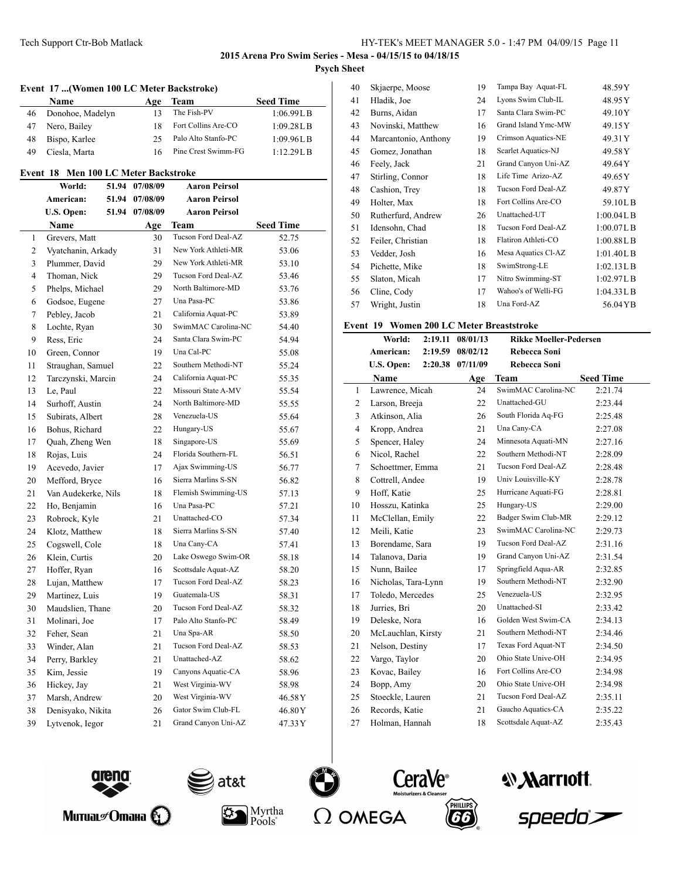Tech Support Ctr-Bob Matlack

**2015 Arena Pro Swim Series - Mesa - 04/15/15 to 04/18/15**

**Psych Sheet**

### Event 17 ...(Women 100 LC Meter Backstroke)

| | Name | Age | Team | Seed Time |
|---|---|---|---|---|
| 46 | Donohoe, Madelyn | 13 | The Fish-PV | 1:06.99LB |
| 47 | Nero, Bailey | 18 | Fort Collins Are-CO | 1:09.28LB |
| 48 | Bispo, Karlee | 25 | Palo Alto Stanfo-PC | 1:09.96LB |
| 49 | Ciesla, Marta | 16 | Pine Crest Swimm-FG | 1:12.29LB |

### Event 18 Men 100 LC Meter Backstroke

| | | | |
|---|---|---|---|
| World: | 51.94 | 07/08/09 | Aaron Peirsol |
| American: | 51.94 | 07/08/09 | Aaron Peirsol |
| U.S. Open: | 51.94 | 07/08/09 | Aaron Peirsol |

| | Name | Age | Team | Seed Time |
|---|---|---|---|---|
| 1 | Grevers, Matt | 30 | Tucson Ford Deal-AZ | 52.75 |
| 2 | Vyatchanin, Arkady | 31 | New York Athleti-MR | 53.06 |
| 3 | Plummer, David | 29 | New York Athleti-MR | 53.10 |
| 4 | Thoman, Nick | 29 | Tucson Ford Deal-AZ | 53.46 |
| 5 | Phelps, Michael | 29 | North Baltimore-MD | 53.76 |
| 6 | Godsoe, Eugene | 27 | Una Pasa-PC | 53.86 |
| 7 | Pebley, Jacob | 21 | California Aquat-PC | 53.89 |
| 8 | Lochte, Ryan | 30 | SwimMAC Carolina-NC | 54.40 |
| 9 | Ress, Eric | 24 | Santa Clara Swim-PC | 54.94 |
| 10 | Green, Connor | 19 | Una Cal-PC | 55.08 |
| 11 | Straughan, Samuel | 22 | Southern Methodi-NT | 55.24 |
| 12 | Tarczynski, Marcin | 24 | California Aquat-PC | 55.35 |
| 13 | Le, Paul | 22 | Missouri State A-MV | 55.54 |
| 14 | Surhoff, Austin | 24 | North Baltimore-MD | 55.55 |
| 15 | Subirats, Albert | 28 | Venezuela-US | 55.64 |
| 16 | Bohus, Richard | 22 | Hungary-US | 55.67 |
| 17 | Quah, Zheng Wen | 18 | Singapore-US | 55.69 |
| 18 | Rojas, Luis | 24 | Florida Southern-FL | 56.51 |
| 19 | Acevedo, Javier | 17 | Ajax Swimming-US | 56.77 |
| 20 | Mefford, Bryce | 16 | Sierra Marlins S-SN | 56.82 |
| 21 | Van Audekerke, Nils | 18 | Flemish Swimming-US | 57.13 |
| 22 | Ho, Benjamin | 16 | Una Pasa-PC | 57.21 |
| 23 | Robrock, Kyle | 21 | Unattached-CO | 57.34 |
| 24 | Klotz, Matthew | 18 | Sierra Marlins S-SN | 57.40 |
| 25 | Cogswell, Cole | 18 | Una Cany-CA | 57.41 |
| 26 | Klein, Curtis | 20 | Lake Oswego Swim-OR | 58.18 |
| 27 | Hoffer, Ryan | 16 | Scottsdale Aquat-AZ | 58.20 |
| 28 | Lujan, Matthew | 17 | Tucson Ford Deal-AZ | 58.23 |
| 29 | Martinez, Luis | 19 | Guatemala-US | 58.31 |
| 30 | Maudslien, Thane | 20 | Tucson Ford Deal-AZ | 58.32 |
| 31 | Molinari, Joe | 17 | Palo Alto Stanfo-PC | 58.49 |
| 32 | Feher, Sean | 21 | Una Spa-AR | 58.50 |
| 33 | Winder, Alan | 21 | Tucson Ford Deal-AZ | 58.53 |
| 34 | Perry, Barkley | 21 | Unattached-AZ | 58.62 |
| 35 | Kim, Jessie | 19 | Canyons Aquatic-CA | 58.96 |
| 36 | Hickey, Jay | 21 | West Virginia-WV | 58.98 |
| 37 | Marsh, Andrew | 20 | West Virginia-WV | 46.58Y |
| 38 | Denisyako, Nikita | 26 | Gator Swim Club-FL | 46.80Y |
| 39 | Lytvenok, Iegor | 21 | Grand Canyon Uni-AZ | 47.33Y |
| 40 | Skjaerpe, Moose | 19 | Tampa Bay Aquat-FL | 48.59Y |
| 41 | Hladik, Joe | 24 | Lyons Swim Club-IL | 48.95Y |
| 42 | Burns, Aidan | 17 | Santa Clara Swim-PC | 49.10Y |
| 43 | Novinski, Matthew | 16 | Grand Island Ymc-MW | 49.15Y |
| 44 | Marcantonio, Anthony | 19 | Crimson Aquatics-NE | 49.31Y |
| 45 | Gomez, Jonathan | 18 | Scarlet Aquatics-NJ | 49.58Y |
| 46 | Feely, Jack | 21 | Grand Canyon Uni-AZ | 49.64Y |
| 47 | Stirling, Connor | 18 | Life Time Arizo-AZ | 49.65Y |
| 48 | Cashion, Trey | 18 | Tucson Ford Deal-AZ | 49.87Y |
| 49 | Holter, Max | 18 | Fort Collins Are-CO | 59.10LB |
| 50 | Rutherfurd, Andrew | 26 | Unattached-UT | 1:00.04LB |
| 51 | Idensohn, Chad | 18 | Tucson Ford Deal-AZ | 1:00.07LB |
| 52 | Feiler, Christian | 18 | Flatiron Athleti-CO | 1:00.88LB |
| 53 | Vedder, Josh | 16 | Mesa Aquatics Cl-AZ | 1:01.40LB |
| 54 | Pichette, Mike | 18 | SwimStrong-LE | 1:02.13LB |
| 55 | Slaton, Micah | 17 | Nitro Swimming-ST | 1:02.97LB |
| 56 | Cline, Cody | 17 | Wahoo's of Welli-FG | 1:04.33LB |
| 57 | Wright, Justin | 18 | Una Ford-AZ | 56.04YB |

### Event 19 Women 200 LC Meter Breaststroke

| | | | |
|---|---|---|---|
| World: | 2:19.11 | 08/01/13 | Rikke Moeller-Pedersen |
| American: | 2:19.59 | 08/02/12 | Rebecca Soni |
| U.S. Open: | 2:20.38 | 07/11/09 | Rebecca Soni |

| | Name | Age | Team | Seed Time |
|---|---|---|---|---|
| 1 | Lawrence, Micah | 24 | SwimMAC Carolina-NC | 2:21.74 |
| 2 | Larson, Breeja | 22 | Unattached-GU | 2:23.44 |
| 3 | Atkinson, Alia | 26 | South Florida Aq-FG | 2:25.48 |
| 4 | Kropp, Andrea | 21 | Una Cany-CA | 2:27.08 |
| 5 | Spencer, Haley | 24 | Minnesota Aquati-MN | 2:27.16 |
| 6 | Nicol, Rachel | 22 | Southern Methodi-NT | 2:28.09 |
| 7 | Schoettmer, Emma | 21 | Tucson Ford Deal-AZ | 2:28.48 |
| 8 | Cottrell, Andee | 19 | Univ Louisville-KY | 2:28.78 |
| 9 | Hoff, Katie | 25 | Hurricane Aquati-FG | 2:28.81 |
| 10 | Hosszu, Katinka | 25 | Hungary-US | 2:29.00 |
| 11 | McClellan, Emily | 22 | Badger Swim Club-MR | 2:29.12 |
| 12 | Meili, Katie | 23 | SwimMAC Carolina-NC | 2:29.73 |
| 13 | Borendame, Sara | 19 | Tucson Ford Deal-AZ | 2:31.16 |
| 14 | Talanova, Daria | 19 | Grand Canyon Uni-AZ | 2:31.54 |
| 15 | Nunn, Bailee | 17 | Springfield Aqua-AR | 2:32.85 |
| 16 | Nicholas, Tara-Lynn | 19 | Southern Methodi-NT | 2:32.90 |
| 17 | Toledo, Mercedes | 25 | Venezuela-US | 2:32.95 |
| 18 | Jurries, Bri | 20 | Unattached-SI | 2:33.42 |
| 19 | Deleske, Nora | 16 | Golden West Swim-CA | 2:34.13 |
| 20 | McLauchlan, Kirsty | 21 | Southern Methodi-NT | 2:34.46 |
| 21 | Nelson, Destiny | 17 | Texas Ford Aquat-NT | 2:34.50 |
| 22 | Vargo, Taylor | 20 | Ohio State Unive-OH | 2:34.95 |
| 23 | Kovac, Bailey | 16 | Fort Collins Are-CO | 2:34.98 |
| 24 | Bopp, Amy | 20 | Ohio State Unive-OH | 2:34.98 |
| 25 | Stoeckle, Lauren | 21 | Tucson Ford Deal-AZ | 2:35.11 |
| 26 | Records, Katie | 21 | Gaucho Aquatics-CA | 2:35.22 |
| 27 | Holman, Hannah | 18 | Scottsdale Aquat-AZ | 2:35.43 |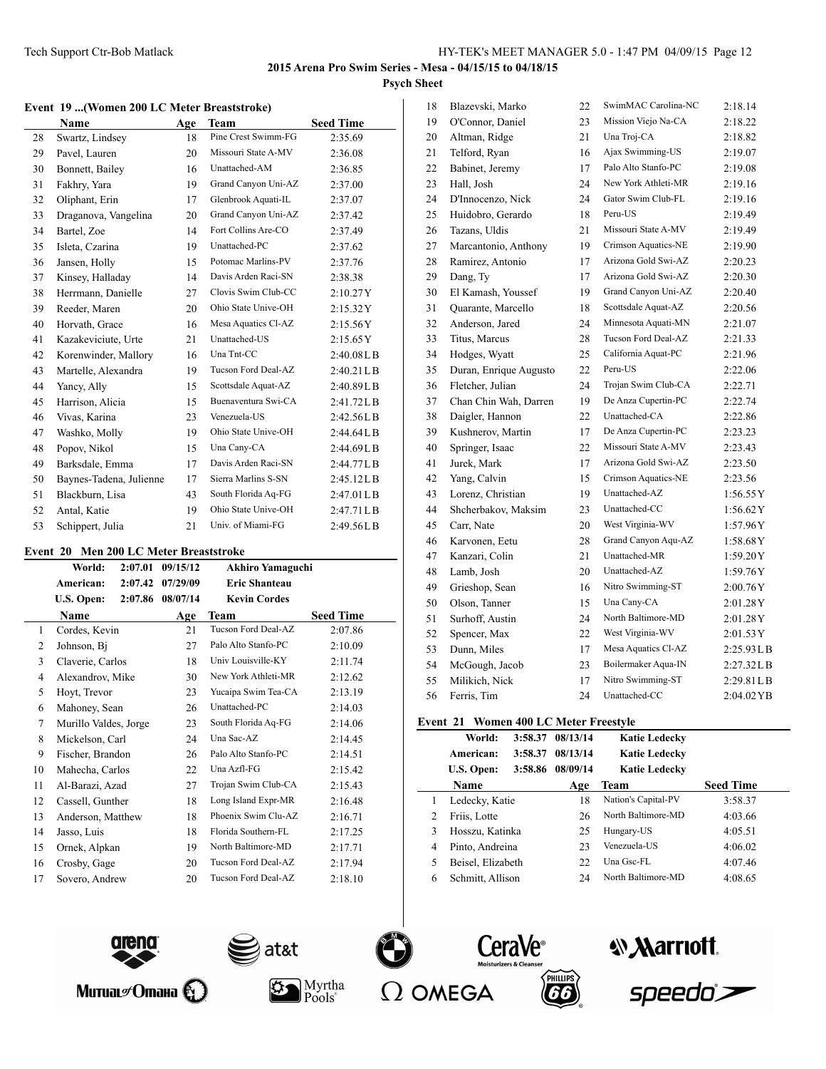**2015 Arena Pro Swim Series - Mesa - 04/15/15 to 04/18/15**

**Psych Sheet**

### Event 19 ...(Women 200 LC Meter Breaststroke)

| | Name | Age | Team | Seed Time |
|---|---|---|---|---|
| 28 | Swartz, Lindsey | 18 | Pine Crest Swimm-FG | 2:35.69 |
| 29 | Pavel, Lauren | 20 | Missouri State A-MV | 2:36.08 |
| 30 | Bonnett, Bailey | 16 | Unattached-AM | 2:36.85 |
| 31 | Fakhry, Yara | 19 | Grand Canyon Uni-AZ | 2:37.00 |
| 32 | Oliphant, Erin | 17 | Glenbrook Aquati-IL | 2:37.07 |
| 33 | Draganova, Vangelina | 20 | Grand Canyon Uni-AZ | 2:37.42 |
| 34 | Bartel, Zoe | 14 | Fort Collins Are-CO | 2:37.49 |
| 35 | Isleta, Czarina | 19 | Unattached-PC | 2:37.62 |
| 36 | Jansen, Holly | 15 | Potomac Marlins-PV | 2:37.76 |
| 37 | Kinsey, Halladay | 14 | Davis Arden Raci-SN | 2:38.38 |
| 38 | Herrmann, Danielle | 27 | Clovis Swim Club-CC | 2:10.27Y |
| 39 | Reeder, Maren | 20 | Ohio State Unive-OH | 2:15.32Y |
| 40 | Horvath, Grace | 16 | Mesa Aquatics Cl-AZ | 2:15.56Y |
| 41 | Kazakeviciute, Urte | 21 | Unattached-US | 2:15.65Y |
| 42 | Korenwinder, Mallory | 16 | Una Tnt-CC | 2:40.08LB |
| 43 | Martelle, Alexandra | 19 | Tucson Ford Deal-AZ | 2:40.21LB |
| 44 | Yancy, Ally | 15 | Scottsdale Aquat-AZ | 2:40.89LB |
| 45 | Harrison, Alicia | 15 | Buenaventura Swi-CA | 2:41.72LB |
| 46 | Vivas, Karina | 23 | Venezuela-US | 2:42.56LB |
| 47 | Washko, Molly | 19 | Ohio State Unive-OH | 2:44.64LB |
| 48 | Popov, Nikol | 15 | Una Cany-CA | 2:44.69LB |
| 49 | Barksdale, Emma | 17 | Davis Arden Raci-SN | 2:44.77LB |
| 50 | Baynes-Tadena, Julienne | 17 | Sierra Marlins S-SN | 2:45.12LB |
| 51 | Blackburn, Lisa | 43 | South Florida Aq-FG | 2:47.01LB |
| 52 | Antal, Katie | 19 | Ohio State Unive-OH | 2:47.71LB |
| 53 | Schippert, Julia | 21 | Univ. of Miami-FG | 2:49.56LB |

### Event 20 Men 200 LC Meter Breaststroke

| | | | |
|---|---|---|---|
| World: | 2:07.01 | 09/15/12 | Akhiro Yamaguchi |
| American: | 2:07.42 | 07/29/09 | Eric Shanteau |
| U.S. Open: | 2:07.86 | 08/07/14 | Kevin Cordes |

| | Name | Age | Team | Seed Time |
|---|---|---|---|---|
| 1 | Cordes, Kevin | 21 | Tucson Ford Deal-AZ | 2:07.86 |
| 2 | Johnson, Bj | 27 | Palo Alto Stanfo-PC | 2:10.09 |
| 3 | Claverie, Carlos | 18 | Univ Louisville-KY | 2:11.74 |
| 4 | Alexandrov, Mike | 30 | New York Athleti-MR | 2:12.62 |
| 5 | Hoyt, Trevor | 23 | Yucaipa Swim Tea-CA | 2:13.19 |
| 6 | Mahoney, Sean | 26 | Unattached-PC | 2:14.03 |
| 7 | Murillo Valdes, Jorge | 23 | South Florida Aq-FG | 2:14.06 |
| 8 | Mickelson, Carl | 24 | Una Sac-AZ | 2:14.45 |
| 9 | Fischer, Brandon | 26 | Palo Alto Stanfo-PC | 2:14.51 |
| 10 | Mahecha, Carlos | 22 | Una Azfl-FG | 2:15.42 |
| 11 | Al-Barazi, Azad | 27 | Trojan Swim Club-CA | 2:15.43 |
| 12 | Cassell, Gunther | 18 | Long Island Expr-MR | 2:16.48 |
| 13 | Anderson, Matthew | 18 | Phoenix Swim Clu-AZ | 2:16.71 |
| 14 | Jasso, Luis | 18 | Florida Southern-FL | 2:17.25 |
| 15 | Ornek, Alpkan | 19 | North Baltimore-MD | 2:17.71 |
| 16 | Crosby, Gage | 20 | Tucson Ford Deal-AZ | 2:17.94 |
| 17 | Sovero, Andrew | 20 | Tucson Ford Deal-AZ | 2:18.10 |
| 18 | Blazevski, Marko | 22 | SwimMAC Carolina-NC | 2:18.14 |
| 19 | O'Connor, Daniel | 23 | Mission Viejo Na-CA | 2:18.22 |
| 20 | Altman, Ridge | 21 | Una Troj-CA | 2:18.82 |
| 21 | Telford, Ryan | 16 | Ajax Swimming-US | 2:19.07 |
| 22 | Babinet, Jeremy | 17 | Palo Alto Stanfo-PC | 2:19.08 |
| 23 | Hall, Josh | 24 | New York Athleti-MR | 2:19.16 |
| 24 | D'Innocenzo, Nick | 24 | Gator Swim Club-FL | 2:19.16 |
| 25 | Huidobro, Gerardo | 18 | Peru-US | 2:19.49 |
| 26 | Tazans, Uldis | 21 | Missouri State A-MV | 2:19.49 |
| 27 | Marcantonio, Anthony | 19 | Crimson Aquatics-NE | 2:19.90 |
| 28 | Ramirez, Antonio | 17 | Arizona Gold Swi-AZ | 2:20.23 |
| 29 | Dang, Ty | 17 | Arizona Gold Swi-AZ | 2:20.30 |
| 30 | El Kamash, Youssef | 19 | Grand Canyon Uni-AZ | 2:20.40 |
| 31 | Quarante, Marcello | 18 | Scottsdale Aquat-AZ | 2:20.56 |
| 32 | Anderson, Jared | 24 | Minnesota Aquati-MN | 2:21.07 |
| 33 | Titus, Marcus | 28 | Tucson Ford Deal-AZ | 2:21.33 |
| 34 | Hodges, Wyatt | 25 | California Aquat-PC | 2:21.96 |
| 35 | Duran, Enrique Augusto | 22 | Peru-US | 2:22.06 |
| 36 | Fletcher, Julian | 24 | Trojan Swim Club-CA | 2:22.71 |
| 37 | Chan Chin Wah, Darren | 19 | De Anza Cupertin-PC | 2:22.74 |
| 38 | Daigler, Hannon | 22 | Unattached-CA | 2:22.86 |
| 39 | Kushnerov, Martin | 17 | De Anza Cupertin-PC | 2:23.23 |
| 40 | Springer, Isaac | 22 | Missouri State A-MV | 2:23.43 |
| 41 | Jurek, Mark | 17 | Arizona Gold Swi-AZ | 2:23.50 |
| 42 | Yang, Calvin | 15 | Crimson Aquatics-NE | 2:23.56 |
| 43 | Lorenz, Christian | 19 | Unattached-AZ | 1:56.55Y |
| 44 | Shcherbakov, Maksim | 23 | Unattached-CC | 1:56.62Y |
| 45 | Carr, Nate | 20 | West Virginia-WV | 1:57.96Y |
| 46 | Karvonen, Eetu | 28 | Grand Canyon Aqu-AZ | 1:58.68Y |
| 47 | Kanzari, Colin | 21 | Unattached-MR | 1:59.20Y |
| 48 | Lamb, Josh | 20 | Unattached-AZ | 1:59.76Y |
| 49 | Grieshop, Sean | 16 | Nitro Swimming-ST | 2:00.76Y |
| 50 | Olson, Tanner | 15 | Una Cany-CA | 2:01.28Y |
| 51 | Surhoff, Austin | 24 | North Baltimore-MD | 2:01.28Y |
| 52 | Spencer, Max | 22 | West Virginia-WV | 2:01.53Y |
| 53 | Dunn, Miles | 17 | Mesa Aquatics Cl-AZ | 2:25.93LB |
| 54 | McGough, Jacob | 23 | Boilermaker Aqua-IN | 2:27.32LB |
| 55 | Milikich, Nick | 17 | Nitro Swimming-ST | 2:29.81LB |
| 56 | Ferris, Tim | 24 | Unattached-CC | 2:04.02YB |

### Event 21 Women 400 LC Meter Freestyle

| | | | |
|---|---|---|---|
| World: | 3:58.37 | 08/13/14 | Katie Ledecky |
| American: | 3:58.37 | 08/13/14 | Katie Ledecky |
| U.S. Open: | 3:58.86 | 08/09/14 | Katie Ledecky |

| | Name | Age | Team | Seed Time |
|---|---|---|---|---|
| 1 | Ledecky, Katie | 18 | Nation's Capital-PV | 3:58.37 |
| 2 | Friis, Lotte | 26 | North Baltimore-MD | 4:03.66 |
| 3 | Hosszu, Katinka | 25 | Hungary-US | 4:05.51 |
| 4 | Pinto, Andreina | 23 | Venezuela-US | 4:06.02 |
| 5 | Beisel, Elizabeth | 22 | Una Gsc-FL | 4:07.46 |
| 6 | Schmitt, Allison | 24 | North Baltimore-MD | 4:08.65 |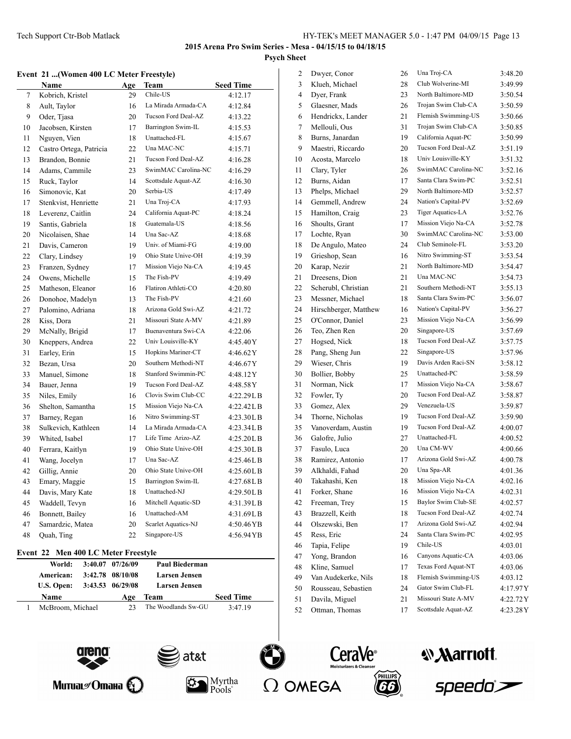2015 Arena Pro Swim Series - Mesa - 04/15/15 to 04/18/15

Psych Sheet

### Event 21 ...(Women 400 LC Meter Freestyle)

| | Name | Age | Team | Seed Time |
|---|---|---|---|---|
| 7 | Kobrich, Kristel | 29 | Chile-US | 4:12.17 |
| 8 | Ault, Taylor | 16 | La Mirada Armada-CA | 4:12.84 |
| 9 | Oder, Tjasa | 20 | Tucson Ford Deal-AZ | 4:13.22 |
| 10 | Jacobsen, Kirsten | 17 | Barrington Swim-IL | 4:15.53 |
| 11 | Nguyen, Vien | 18 | Unattached-FL | 4:15.67 |
| 12 | Castro Ortega, Patricia | 22 | Una MAC-NC | 4:15.71 |
| 13 | Brandon, Bonnie | 21 | Tucson Ford Deal-AZ | 4:16.28 |
| 14 | Adams, Cammile | 23 | SwimMAC Carolina-NC | 4:16.29 |
| 15 | Ruck, Taylor | 14 | Scottsdale Aquat-AZ | 4:16.30 |
| 16 | Simonovic, Kat | 20 | Serbia-US | 4:17.49 |
| 17 | Stenkvist, Henriette | 21 | Una Troj-CA | 4:17.93 |
| 18 | Leverenz, Caitlin | 24 | California Aquat-PC | 4:18.24 |
| 19 | Santis, Gabriela | 18 | Guatemala-US | 4:18.56 |
| 20 | Nicolaisen, Shae | 14 | Una Sac-AZ | 4:18.68 |
| 21 | Davis, Cameron | 19 | Univ. of Miami-FG | 4:19.00 |
| 22 | Clary, Lindsey | 19 | Ohio State Unive-OH | 4:19.39 |
| 23 | Franzen, Sydney | 17 | Mission Viejo Na-CA | 4:19.45 |
| 24 | Owens, Michelle | 15 | The Fish-PV | 4:19.49 |
| 25 | Matheson, Eleanor | 16 | Flatiron Athleti-CO | 4:20.80 |
| 26 | Donohoe, Madelyn | 13 | The Fish-PV | 4:21.60 |
| 27 | Palomino, Adriana | 18 | Arizona Gold Swi-AZ | 4:21.72 |
| 28 | Kiss, Dora | 21 | Missouri State A-MV | 4:21.89 |
| 29 | McNally, Brigid | 17 | Buenaventura Swi-CA | 4:22.06 |
| 30 | Kneppers, Andrea | 22 | Univ Louisville-KY | 4:45.40Y |
| 31 | Earley, Erin | 15 | Hopkins Mariner-CT | 4:46.62Y |
| 32 | Bezan, Ursa | 20 | Southern Methodi-NT | 4:46.67Y |
| 33 | Manuel, Simone | 18 | Stanford Swimmin-PC | 4:48.12Y |
| 34 | Bauer, Jenna | 19 | Tucson Ford Deal-AZ | 4:48.58Y |
| 35 | Niles, Emily | 16 | Clovis Swim Club-CC | 4:22.29LB |
| 36 | Shelton, Samantha | 15 | Mission Viejo Na-CA | 4:22.42LB |
| 37 | Barney, Regan | 16 | Nitro Swimming-ST | 4:23.30LB |
| 38 | Sulkevich, Kathleen | 14 | La Mirada Armada-CA | 4:23.34LB |
| 39 | Whited, Isabel | 17 | Life Time Arizo-AZ | 4:25.20LB |
| 40 | Ferrara, Kaitlyn | 19 | Ohio State Unive-OH | 4:25.30LB |
| 41 | Wang, Jocelyn | 17 | Una Sac-AZ | 4:25.46LB |
| 42 | Gillig, Annie | 20 | Ohio State Unive-OH | 4:25.60LB |
| 43 | Emary, Maggie | 15 | Barrington Swim-IL | 4:27.68LB |
| 44 | Davis, Mary Kate | 18 | Unattached-NJ | 4:29.50LB |
| 45 | Waddell, Tevyn | 16 | Mitchell Aquatic-SD | 4:31.39LB |
| 46 | Bonnett, Bailey | 16 | Unattached-AM | 4:31.69LB |
| 47 | Samardzic, Matea | 20 | Scarlet Aquatics-NJ | 4:50.46YB |
| 48 | Quah, Ting | 22 | Singapore-US | 4:56.94YB |

### Event 22 Men 400 LC Meter Freestyle

| | | | |
|---|---|---|---|
| World: | 3:40.07 | 07/26/09 | Paul Biederman |
| American: | 3:42.78 | 08/10/08 | Larsen Jensen |
| U.S. Open: | 3:43.53 | 06/29/08 | Larsen Jensen |

| | Name | Age | Team | Seed Time |
|---|---|---|---|---|
| 1 | McBroom, Michael | 23 | The Woodlands Sw-GU | 3:47.19 |
| 2 | Dwyer, Conor | 26 | Una Troj-CA | 3:48.20 |
| 3 | Klueh, Michael | 28 | Club Wolverine-MI | 3:49.99 |
| 4 | Dyer, Frank | 23 | North Baltimore-MD | 3:50.54 |
| 5 | Glaesner, Mads | 26 | Trojan Swim Club-CA | 3:50.59 |
| 6 | Hendrickx, Lander | 21 | Flemish Swimming-US | 3:50.66 |
| 7 | Mellouli, Ous | 31 | Trojan Swim Club-CA | 3:50.85 |
| 8 | Burns, Janardan | 19 | California Aquat-PC | 3:50.99 |
| 9 | Maestri, Riccardo | 20 | Tucson Ford Deal-AZ | 3:51.19 |
| 10 | Acosta, Marcelo | 18 | Univ Louisville-KY | 3:51.32 |
| 11 | Clary, Tyler | 26 | SwimMAC Carolina-NC | 3:52.16 |
| 12 | Burns, Aidan | 17 | Santa Clara Swim-PC | 3:52.51 |
| 13 | Phelps, Michael | 29 | North Baltimore-MD | 3:52.57 |
| 14 | Gemmell, Andrew | 24 | Nation's Capital-PV | 3:52.69 |
| 15 | Hamilton, Craig | 23 | Tiger Aquatics-LA | 3:52.76 |
| 16 | Shoults, Grant | 17 | Mission Viejo Na-CA | 3:52.78 |
| 17 | Lochte, Ryan | 30 | SwimMAC Carolina-NC | 3:53.00 |
| 18 | De Angulo, Mateo | 24 | Club Seminole-FL | 3:53.20 |
| 19 | Grieshop, Sean | 16 | Nitro Swimming-ST | 3:53.54 |
| 20 | Karap, Nezir | 21 | North Baltimore-MD | 3:54.47 |
| 21 | Dreesens, Dion | 21 | Una MAC-NC | 3:54.73 |
| 22 | Scherubl, Christian | 21 | Southern Methodi-NT | 3:55.13 |
| 23 | Messner, Michael | 18 | Santa Clara Swim-PC | 3:56.07 |
| 24 | Hirschberger, Matthew | 16 | Nation's Capital-PV | 3:56.27 |
| 25 | O'Connor, Daniel | 23 | Mission Viejo Na-CA | 3:56.99 |
| 26 | Teo, Zhen Ren | 20 | Singapore-US | 3:57.69 |
| 27 | Hogsed, Nick | 18 | Tucson Ford Deal-AZ | 3:57.75 |
| 28 | Pang, Sheng Jun | 22 | Singapore-US | 3:57.96 |
| 29 | Wieser, Chris | 19 | Davis Arden Raci-SN | 3:58.12 |
| 30 | Bollier, Bobby | 25 | Unattached-PC | 3:58.59 |
| 31 | Norman, Nick | 17 | Mission Viejo Na-CA | 3:58.67 |
| 32 | Fowler, Ty | 20 | Tucson Ford Deal-AZ | 3:58.87 |
| 33 | Gomez, Alex | 29 | Venezuela-US | 3:59.87 |
| 34 | Thorne, Nicholas | 19 | Tucson Ford Deal-AZ | 3:59.90 |
| 35 | Vanoverdam, Austin | 19 | Tucson Ford Deal-AZ | 4:00.07 |
| 36 | Galofre, Julio | 27 | Unattached-FL | 4:00.52 |
| 37 | Fasulo, Luca | 20 | Una CM-WV | 4:00.66 |
| 38 | Ramirez, Antonio | 17 | Arizona Gold Swi-AZ | 4:00.78 |
| 39 | Alkhaldi, Fahad | 20 | Una Spa-AR | 4:01.36 |
| 40 | Takahashi, Ken | 18 | Mission Viejo Na-CA | 4:02.16 |
| 41 | Forker, Shane | 16 | Mission Viejo Na-CA | 4:02.31 |
| 42 | Freeman, Trey | 15 | Baylor Swim Club-SE | 4:02.57 |
| 43 | Brazzell, Keith | 18 | Tucson Ford Deal-AZ | 4:02.74 |
| 44 | Olszewski, Ben | 17 | Arizona Gold Swi-AZ | 4:02.94 |
| 45 | Ress, Eric | 24 | Santa Clara Swim-PC | 4:02.95 |
| 46 | Tapia, Felipe | 19 | Chile-US | 4:03.01 |
| 47 | Yong, Brandon | 16 | Canyons Aquatic-CA | 4:03.06 |
| 48 | Kline, Samuel | 17 | Texas Ford Aquat-NT | 4:03.06 |
| 49 | Van Audekerke, Nils | 18 | Flemish Swimming-US | 4:03.12 |
| 50 | Rousseau, Sebastien | 24 | Gator Swim Club-FL | 4:17.97Y |
| 51 | Davila, Miguel | 21 | Missouri State A-MV | 4:22.72Y |
| 52 | Ottman, Thomas | 17 | Scottsdale Aquat-AZ | 4:23.28Y |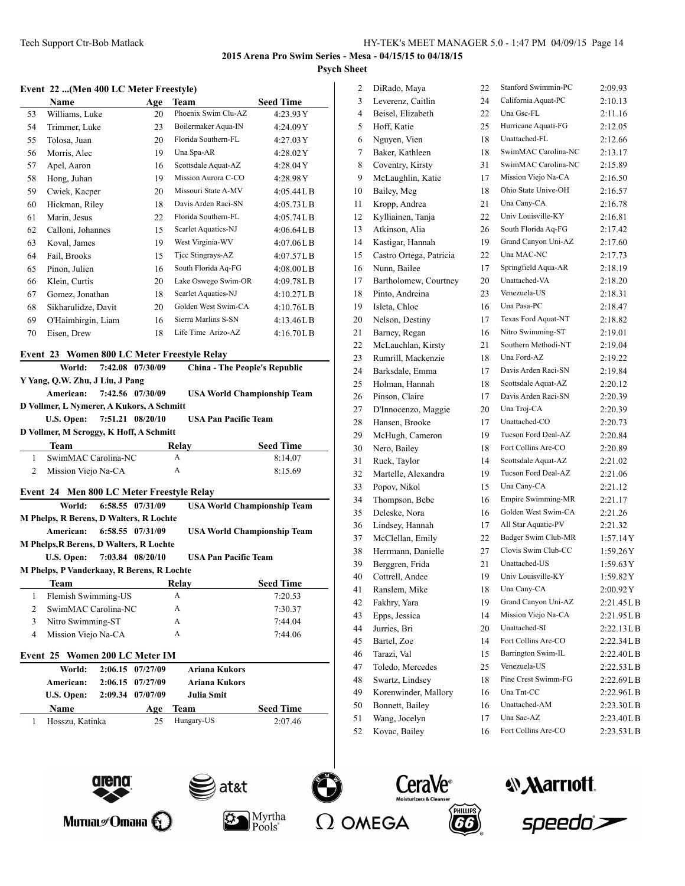## 2015 Arena Pro Swim Series - Mesa - 04/15/15 to 04/18/15

### Psych Sheet

#### Event 22 ...(Men 400 LC Meter Freestyle)

| | Name | Age | Team | Seed Time |
|---|---|---|---|---|
| 53 | Williams, Luke | 20 | Phoenix Swim Clu-AZ | 4:23.93Y |
| 54 | Trimmer, Luke | 23 | Boilermaker Aqua-IN | 4:24.09Y |
| 55 | Tolosa, Juan | 20 | Florida Southern-FL | 4:27.03Y |
| 56 | Morris, Alec | 19 | Una Spa-AR | 4:28.02Y |
| 57 | Apel, Aaron | 16 | Scottsdale Aquat-AZ | 4:28.04Y |
| 58 | Hong, Juhan | 19 | Mission Aurora C-CO | 4:28.98Y |
| 59 | Cwiek, Kacper | 20 | Missouri State A-MV | 4:05.44LB |
| 60 | Hickman, Riley | 18 | Davis Arden Raci-SN | 4:05.73LB |
| 61 | Marin, Jesus | 22 | Florida Southern-FL | 4:05.74LB |
| 62 | Calloni, Johannes | 15 | Scarlet Aquatics-NJ | 4:06.64LB |
| 63 | Koval, James | 19 | West Virginia-WV | 4:07.06LB |
| 64 | Fail, Brooks | 15 | Tjcc Stingrays-AZ | 4:07.57LB |
| 65 | Pinon, Julien | 16 | South Florida Aq-FG | 4:08.00LB |
| 66 | Klein, Curtis | 20 | Lake Oswego Swim-OR | 4:09.78LB |
| 67 | Gomez, Jonathan | 18 | Scarlet Aquatics-NJ | 4:10.27LB |
| 68 | Sikharulidze, Davit | 20 | Golden West Swim-CA | 4:10.76LB |
| 69 | O'Haimhirgin, Liam | 16 | Sierra Marlins S-SN | 4:13.46LB |
| 70 | Eisen, Drew | 18 | Life Time Arizo-AZ | 4:16.70LB |

#### Event 23 Women 800 LC Meter Freestyle Relay

**World: 7:42.08 07/30/09 China - The People's Republic**
**Y Yang, Q.W. Zhu, J Liu, J Pang**
**American: 7:42.56 07/30/09 USA World Championship Team**
**D Vollmer, L Nymerer, A Kukors, A Schmitt**
**U.S. Open: 7:51.21 08/20/10 USA Pan Pacific Team**
**D Vollmer, M Scroggy, K Hoff, A Schmitt**

| | Team | Relay | Seed Time |
|---|---|---|---|
| 1 | SwimMAC Carolina-NC | A | 8:14.07 |
| 2 | Mission Viejo Na-CA | A | 8:15.69 |

#### Event 24 Men 800 LC Meter Freestyle Relay

**World: 6:58.55 07/31/09 USA World Championship Team**
**M Phelps, R Berens, D Walters, R Lochte**
**American: 6:58.55 07/31/09 USA World Championship Team**
**M Phelps,R Berens, D Walters, R Lochte**
**U.S. Open: 7:03.84 08/20/10 USA Pan Pacific Team**
**M Phelps, P Vanderkaay, R Berens, R Lochte**

| | Team | Relay | Seed Time |
|---|---|---|---|
| 1 | Flemish Swimming-US | A | 7:20.53 |
| 2 | SwimMAC Carolina-NC | A | 7:30.37 |
| 3 | Nitro Swimming-ST | A | 7:44.04 |
| 4 | Mission Viejo Na-CA | A | 7:44.06 |

#### Event 25 Women 200 LC Meter IM

**World: 2:06.15 07/27/09 Ariana Kukors**
**American: 2:06.15 07/27/09 Ariana Kukors**
**U.S. Open: 2:09.34 07/07/09 Julia Smit**

| | Name | Age | Team | Seed Time |
|---|---|---|---|---|
| 1 | Hosszu, Katinka | 25 | Hungary-US | 2:07.46 |
| 2 | DiRado, Maya | 22 | Stanford Swimmin-PC | 2:09.93 |
| 3 | Leverenz, Caitlin | 24 | California Aquat-PC | 2:10.13 |
| 4 | Beisel, Elizabeth | 22 | Una Gsc-FL | 2:11.16 |
| 5 | Hoff, Katie | 25 | Hurricane Aquati-FG | 2:12.05 |
| 6 | Nguyen, Vien | 18 | Unattached-FL | 2:12.66 |
| 7 | Baker, Kathleen | 18 | SwimMAC Carolina-NC | 2:13.17 |
| 8 | Coventry, Kirsty | 31 | SwimMAC Carolina-NC | 2:15.89 |
| 9 | McLaughlin, Katie | 17 | Mission Viejo Na-CA | 2:16.50 |
| 10 | Bailey, Meg | 18 | Ohio State Unive-OH | 2:16.57 |
| 11 | Kropp, Andrea | 21 | Una Cany-CA | 2:16.78 |
| 12 | Kylliainen, Tanja | 22 | Univ Louisville-KY | 2:16.81 |
| 13 | Atkinson, Alia | 26 | South Florida Aq-FG | 2:17.42 |
| 14 | Kastigar, Hannah | 19 | Grand Canyon Uni-AZ | 2:17.60 |
| 15 | Castro Ortega, Patricia | 22 | Una MAC-NC | 2:17.73 |
| 16 | Nunn, Bailee | 17 | Springfield Aqua-AR | 2:18.19 |
| 17 | Bartholomew, Courtney | 20 | Unattached-VA | 2:18.20 |
| 18 | Pinto, Andreina | 23 | Venezuela-US | 2:18.31 |
| 19 | Isleta, Chloe | 16 | Una Pasa-PC | 2:18.47 |
| 20 | Nelson, Destiny | 17 | Texas Ford Aquat-NT | 2:18.82 |
| 21 | Barney, Regan | 16 | Nitro Swimming-ST | 2:19.01 |
| 22 | McLauchlan, Kirsty | 21 | Southern Methodi-NT | 2:19.04 |
| 23 | Rumrill, Mackenzie | 18 | Una Ford-AZ | 2:19.22 |
| 24 | Barksdale, Emma | 17 | Davis Arden Raci-SN | 2:19.84 |
| 25 | Holman, Hannah | 18 | Scottsdale Aquat-AZ | 2:20.12 |
| 26 | Pinson, Claire | 17 | Davis Arden Raci-SN | 2:20.39 |
| 27 | D'Innocenzo, Maggie | 20 | Una Troj-CA | 2:20.39 |
| 28 | Hansen, Brooke | 17 | Unattached-CO | 2:20.73 |
| 29 | McHugh, Cameron | 19 | Tucson Ford Deal-AZ | 2:20.84 |
| 30 | Nero, Bailey | 18 | Fort Collins Are-CO | 2:20.89 |
| 31 | Ruck, Taylor | 14 | Scottsdale Aquat-AZ | 2:21.02 |
| 32 | Martelle, Alexandra | 19 | Tucson Ford Deal-AZ | 2:21.06 |
| 33 | Popov, Nikol | 15 | Una Cany-CA | 2:21.12 |
| 34 | Thompson, Bebe | 16 | Empire Swimming-MR | 2:21.17 |
| 35 | Deleske, Nora | 16 | Golden West Swim-CA | 2:21.26 |
| 36 | Lindsey, Hannah | 17 | All Star Aquatic-PV | 2:21.32 |
| 37 | McClellan, Emily | 22 | Badger Swim Club-MR | 1:57.14Y |
| 38 | Herrmann, Danielle | 27 | Clovis Swim Club-CC | 1:59.26Y |
| 39 | Berggren, Frida | 21 | Unattached-US | 1:59.63Y |
| 40 | Cottrell, Andee | 19 | Univ Louisville-KY | 1:59.82Y |
| 41 | Ranslem, Mike | 18 | Una Cany-CA | 2:00.92Y |
| 42 | Fakhry, Yara | 19 | Grand Canyon Uni-AZ | 2:21.45LB |
| 43 | Epps, Jessica | 14 | Mission Viejo Na-CA | 2:21.95LB |
| 44 | Jurries, Bri | 20 | Unattached-SI | 2:22.13LB |
| 45 | Bartel, Zoe | 14 | Fort Collins Are-CO | 2:22.34LB |
| 46 | Tarazi, Val | 15 | Barrington Swim-IL | 2:22.40LB |
| 47 | Toledo, Mercedes | 25 | Venezuela-US | 2:22.53LB |
| 48 | Swartz, Lindsey | 18 | Pine Crest Swimm-FG | 2:22.69LB |
| 49 | Korenwinder, Mallory | 16 | Una Tnt-CC | 2:22.96LB |
| 50 | Bonnett, Bailey | 16 | Unattached-AM | 2:23.30LB |
| 51 | Wang, Jocelyn | 17 | Una Sac-AZ | 2:23.40LB |
| 52 | Kovac, Bailey | 16 | Fort Collins Are-CO | 2:23.53LB |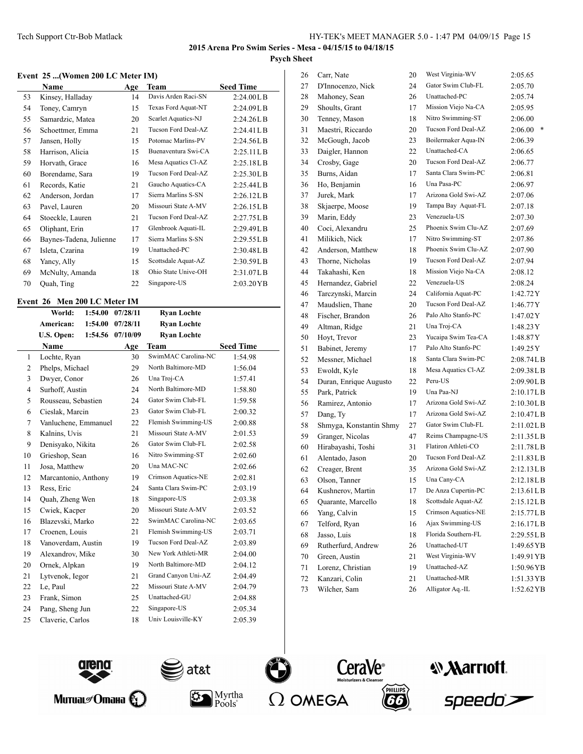## 2015 Arena Pro Swim Series - Mesa - 04/15/15 to 04/18/15

**Psych Sheet**

### Event 25 ...(Women 200 LC Meter IM)

| | Name | Age | Team | Seed Time |
|---|---|---|---|---|
| 53 | Kinsey, Halladay | 14 | Davis Arden Raci-SN | 2:24.00LB |
| 54 | Toney, Camryn | 15 | Texas Ford Aquat-NT | 2:24.09LB |
| 55 | Samardzic, Matea | 20 | Scarlet Aquatics-NJ | 2:24.26LB |
| 56 | Schoettmer, Emma | 21 | Tucson Ford Deal-AZ | 2:24.41LB |
| 57 | Jansen, Holly | 15 | Potomac Marlins-PV | 2:24.56LB |
| 58 | Harrison, Alicia | 15 | Buenaventura Swi-CA | 2:25.11LB |
| 59 | Horvath, Grace | 16 | Mesa Aquatics Cl-AZ | 2:25.18LB |
| 60 | Borendame, Sara | 19 | Tucson Ford Deal-AZ | 2:25.30LB |
| 61 | Records, Katie | 21 | Gaucho Aquatics-CA | 2:25.44LB |
| 62 | Anderson, Jordan | 17 | Sierra Marlins S-SN | 2:26.12LB |
| 63 | Pavel, Lauren | 20 | Missouri State A-MV | 2:26.15LB |
| 64 | Stoeckle, Lauren | 21 | Tucson Ford Deal-AZ | 2:27.75LB |
| 65 | Oliphant, Erin | 17 | Glenbrook Aquati-IL | 2:29.49LB |
| 66 | Baynes-Tadena, Julienne | 17 | Sierra Marlins S-SN | 2:29.55LB |
| 67 | Isleta, Czarina | 19 | Unattached-PC | 2:30.48LB |
| 68 | Yancy, Ally | 15 | Scottsdale Aquat-AZ | 2:30.59LB |
| 69 | McNulty, Amanda | 18 | Ohio State Unive-OH | 2:31.07LB |
| 70 | Quah, Ting | 22 | Singapore-US | 2:03.20YB |

### Event 26 Men 200 LC Meter IM

| | Time | Date | Name |
|---|---|---|---|
| World: | 1:54.00 | 07/28/11 | Ryan Lochte |
| American: | 1:54.00 | 07/28/11 | Ryan Lochte |
| U.S. Open: | 1:54.56 | 07/10/09 | Ryan Lochte |

| | Name | Age | Team | Seed Time |
|---|---|---|---|---|
| 1 | Lochte, Ryan | 30 | SwimMAC Carolina-NC | 1:54.98 |
| 2 | Phelps, Michael | 29 | North Baltimore-MD | 1:56.04 |
| 3 | Dwyer, Conor | 26 | Una Troj-CA | 1:57.41 |
| 4 | Surhoff, Austin | 24 | North Baltimore-MD | 1:58.80 |
| 5 | Rousseau, Sebastien | 24 | Gator Swim Club-FL | 1:59.58 |
| 6 | Cieslak, Marcin | 23 | Gator Swim Club-FL | 2:00.32 |
| 7 | Vanluchene, Emmanuel | 22 | Flemish Swimming-US | 2:00.88 |
| 8 | Kalnins, Uvis | 21 | Missouri State A-MV | 2:01.53 |
| 9 | Denisyako, Nikita | 26 | Gator Swim Club-FL | 2:02.58 |
| 10 | Grieshop, Sean | 16 | Nitro Swimming-ST | 2:02.60 |
| 11 | Josa, Matthew | 20 | Una MAC-NC | 2:02.66 |
| 12 | Marcantonio, Anthony | 19 | Crimson Aquatics-NE | 2:02.81 |
| 13 | Ress, Eric | 24 | Santa Clara Swim-PC | 2:03.19 |
| 14 | Quah, Zheng Wen | 18 | Singapore-US | 2:03.38 |
| 15 | Cwiek, Kacper | 20 | Missouri State A-MV | 2:03.52 |
| 16 | Blazevski, Marko | 22 | SwimMAC Carolina-NC | 2:03.65 |
| 17 | Croenen, Louis | 21 | Flemish Swimming-US | 2:03.71 |
| 18 | Vanoverdam, Austin | 19 | Tucson Ford Deal-AZ | 2:03.89 |
| 19 | Alexandrov, Mike | 30 | New York Athleti-MR | 2:04.00 |
| 20 | Ornek, Alpkan | 19 | North Baltimore-MD | 2:04.12 |
| 21 | Lytvenok, Iegor | 21 | Grand Canyon Uni-AZ | 2:04.49 |
| 22 | Le, Paul | 22 | Missouri State A-MV | 2:04.79 |
| 23 | Frank, Simon | 25 | Unattached-GU | 2:04.88 |
| 24 | Pang, Sheng Jun | 22 | Singapore-US | 2:05.34 |
| 25 | Claverie, Carlos | 18 | Univ Louisville-KY | 2:05.39 |
| 26 | Carr, Nate | 20 | West Virginia-WV | 2:05.65 |
| 27 | D'Innocenzo, Nick | 24 | Gator Swim Club-FL | 2:05.70 |
| 28 | Mahoney, Sean | 26 | Unattached-PC | 2:05.74 |
| 29 | Shoults, Grant | 17 | Mission Viejo Na-CA | 2:05.95 |
| 30 | Tenney, Mason | 18 | Nitro Swimming-ST | 2:06.00 |
| 31 | Maestri, Riccardo | 20 | Tucson Ford Deal-AZ | 2:06.00 * |
| 32 | McGough, Jacob | 23 | Boilermaker Aqua-IN | 2:06.39 |
| 33 | Daigler, Hannon | 22 | Unattached-CA | 2:06.65 |
| 34 | Crosby, Gage | 20 | Tucson Ford Deal-AZ | 2:06.77 |
| 35 | Burns, Aidan | 17 | Santa Clara Swim-PC | 2:06.81 |
| 36 | Ho, Benjamin | 16 | Una Pasa-PC | 2:06.97 |
| 37 | Jurek, Mark | 17 | Arizona Gold Swi-AZ | 2:07.06 |
| 38 | Skjaerpe, Moose | 19 | Tampa Bay Aquat-FL | 2:07.18 |
| 39 | Marin, Eddy | 23 | Venezuela-US | 2:07.30 |
| 40 | Coci, Alexandru | 25 | Phoenix Swim Clu-AZ | 2:07.69 |
| 41 | Milikich, Nick | 17 | Nitro Swimming-ST | 2:07.86 |
| 42 | Anderson, Matthew | 18 | Phoenix Swim Clu-AZ | 2:07.90 |
| 43 | Thorne, Nicholas | 19 | Tucson Ford Deal-AZ | 2:07.94 |
| 44 | Takahashi, Ken | 18 | Mission Viejo Na-CA | 2:08.12 |
| 45 | Hernandez, Gabriel | 22 | Venezuela-US | 2:08.24 |
| 46 | Tarczynski, Marcin | 24 | California Aquat-PC | 1:42.72Y |
| 47 | Maudslien, Thane | 20 | Tucson Ford Deal-AZ | 1:46.77Y |
| 48 | Fischer, Brandon | 26 | Palo Alto Stanfo-PC | 1:47.02Y |
| 49 | Altman, Ridge | 21 | Una Troj-CA | 1:48.23Y |
| 50 | Hoyt, Trevor | 23 | Yucaipa Swim Tea-CA | 1:48.87Y |
| 51 | Babinet, Jeremy | 17 | Palo Alto Stanfo-PC | 1:49.25Y |
| 52 | Messner, Michael | 18 | Santa Clara Swim-PC | 2:08.74LB |
| 53 | Ewoldt, Kyle | 18 | Mesa Aquatics Cl-AZ | 2:09.38LB |
| 54 | Duran, Enrique Augusto | 22 | Peru-US | 2:09.90LB |
| 55 | Park, Patrick | 19 | Una Paa-NJ | 2:10.17LB |
| 56 | Ramirez, Antonio | 17 | Arizona Gold Swi-AZ | 2:10.30LB |
| 57 | Dang, Ty | 17 | Arizona Gold Swi-AZ | 2:10.47LB |
| 58 | Shmyga, Konstantin Shmy | 27 | Gator Swim Club-FL | 2:11.02LB |
| 59 | Granger, Nicolas | 47 | Reims Champagne-US | 2:11.35LB |
| 60 | Hirabayashi, Toshi | 31 | Flatiron Athleti-CO | 2:11.78LB |
| 61 | Alentado, Jason | 20 | Tucson Ford Deal-AZ | 2:11.83LB |
| 62 | Creager, Brent | 35 | Arizona Gold Swi-AZ | 2:12.13LB |
| 63 | Olson, Tanner | 15 | Una Cany-CA | 2:12.18LB |
| 64 | Kushnerov, Martin | 17 | De Anza Cupertin-PC | 2:13.61LB |
| 65 | Quarante, Marcello | 18 | Scottsdale Aquat-AZ | 2:15.12LB |
| 66 | Yang, Calvin | 15 | Crimson Aquatics-NE | 2:15.77LB |
| 67 | Telford, Ryan | 16 | Ajax Swimming-US | 2:16.17LB |
| 68 | Jasso, Luis | 18 | Florida Southern-FL | 2:29.55LB |
| 69 | Rutherfurd, Andrew | 26 | Unattached-UT | 1:49.65YB |
| 70 | Green, Austin | 21 | West Virginia-WV | 1:49.91YB |
| 71 | Lorenz, Christian | 19 | Unattached-AZ | 1:50.96YB |
| 72 | Kanzari, Colin | 21 | Unattached-MR | 1:51.33YB |
| 73 | Wilcher, Sam | 26 | Alligator Aq.-IL | 1:52.62YB |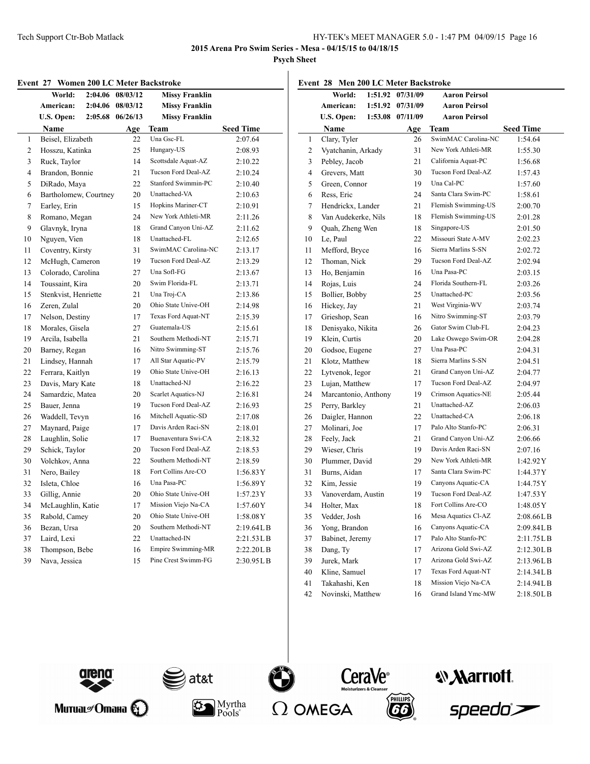## 2015 Arena Pro Swim Series - Mesa - 04/15/15 to 04/18/15

**Psych Sheet**

### Event 27 Women 200 LC Meter Backstroke

| | | | |
|---|---|---|---|
| World: | 2:04.06 | 08/03/12 | Missy Franklin |
| American: | 2:04.06 | 08/03/12 | Missy Franklin |
| U.S. Open: | 2:05.68 | 06/26/13 | Missy Franklin |

| | Name | Age | Team | Seed Time |
|---|---|---|---|---|
| 1 | Beisel, Elizabeth | 22 | Una Gsc-FL | 2:07.64 |
| 2 | Hosszu, Katinka | 25 | Hungary-US | 2:08.93 |
| 3 | Ruck, Taylor | 14 | Scottsdale Aquat-AZ | 2:10.22 |
| 4 | Brandon, Bonnie | 21 | Tucson Ford Deal-AZ | 2:10.24 |
| 5 | DiRado, Maya | 22 | Stanford Swimmin-PC | 2:10.40 |
| 6 | Bartholomew, Courtney | 20 | Unattached-VA | 2:10.63 |
| 7 | Earley, Erin | 15 | Hopkins Mariner-CT | 2:10.91 |
| 8 | Romano, Megan | 24 | New York Athleti-MR | 2:11.26 |
| 9 | Glavnyk, Iryna | 18 | Grand Canyon Uni-AZ | 2:11.62 |
| 10 | Nguyen, Vien | 18 | Unattached-FL | 2:12.65 |
| 11 | Coventry, Kirsty | 31 | SwimMAC Carolina-NC | 2:13.17 |
| 12 | McHugh, Cameron | 19 | Tucson Ford Deal-AZ | 2:13.29 |
| 13 | Colorado, Carolina | 27 | Una Sofl-FG | 2:13.67 |
| 14 | Toussaint, Kira | 20 | Swim Florida-FL | 2:13.71 |
| 15 | Stenkvist, Henriette | 21 | Una Troj-CA | 2:13.86 |
| 16 | Zeren, Zulal | 20 | Ohio State Unive-OH | 2:14.98 |
| 17 | Nelson, Destiny | 17 | Texas Ford Aquat-NT | 2:15.39 |
| 18 | Morales, Gisela | 27 | Guatemala-US | 2:15.61 |
| 19 | Arcila, Isabella | 21 | Southern Methodi-NT | 2:15.71 |
| 20 | Barney, Regan | 16 | Nitro Swimming-ST | 2:15.76 |
| 21 | Lindsey, Hannah | 17 | All Star Aquatic-PV | 2:15.79 |
| 22 | Ferrara, Kaitlyn | 19 | Ohio State Unive-OH | 2:16.13 |
| 23 | Davis, Mary Kate | 18 | Unattached-NJ | 2:16.22 |
| 24 | Samardzic, Matea | 20 | Scarlet Aquatics-NJ | 2:16.81 |
| 25 | Bauer, Jenna | 19 | Tucson Ford Deal-AZ | 2:16.93 |
| 26 | Waddell, Tevyn | 16 | Mitchell Aquatic-SD | 2:17.08 |
| 27 | Maynard, Paige | 17 | Davis Arden Raci-SN | 2:18.01 |
| 28 | Laughlin, Solie | 17 | Buenaventura Swi-CA | 2:18.32 |
| 29 | Schick, Taylor | 20 | Tucson Ford Deal-AZ | 2:18.53 |
| 30 | Volchkov, Anna | 22 | Southern Methodi-NT | 2:18.59 |
| 31 | Nero, Bailey | 18 | Fort Collins Are-CO | 1:56.83Y |
| 32 | Isleta, Chloe | 16 | Una Pasa-PC | 1:56.89Y |
| 33 | Gillig, Annie | 20 | Ohio State Unive-OH | 1:57.23Y |
| 34 | McLaughlin, Katie | 17 | Mission Viejo Na-CA | 1:57.60Y |
| 35 | Rabold, Camey | 20 | Ohio State Unive-OH | 1:58.08Y |
| 36 | Bezan, Ursa | 20 | Southern Methodi-NT | 2:19.64LB |
| 37 | Laird, Lexi | 22 | Unattached-IN | 2:21.53LB |
| 38 | Thompson, Bebe | 16 | Empire Swimming-MR | 2:22.20LB |
| 39 | Nava, Jessica | 15 | Pine Crest Swimm-FG | 2:30.95LB |

### Event 28 Men 200 LC Meter Backstroke

| | | | |
|---|---|---|---|
| World: | 1:51.92 | 07/31/09 | Aaron Peirsol |
| American: | 1:51.92 | 07/31/09 | Aaron Peirsol |
| U.S. Open: | 1:53.08 | 07/11/09 | Aaron Peirsol |

| | Name | Age | Team | Seed Time |
|---|---|---|---|---|
| 1 | Clary, Tyler | 26 | SwimMAC Carolina-NC | 1:54.64 |
| 2 | Vyatchanin, Arkady | 31 | New York Athleti-MR | 1:55.30 |
| 3 | Pebley, Jacob | 21 | California Aquat-PC | 1:56.68 |
| 4 | Grevers, Matt | 30 | Tucson Ford Deal-AZ | 1:57.43 |
| 5 | Green, Connor | 19 | Una Cal-PC | 1:57.60 |
| 6 | Ress, Eric | 24 | Santa Clara Swim-PC | 1:58.61 |
| 7 | Hendrickx, Lander | 21 | Flemish Swimming-US | 2:00.70 |
| 8 | Van Audekerke, Nils | 18 | Flemish Swimming-US | 2:01.28 |
| 9 | Quah, Zheng Wen | 18 | Singapore-US | 2:01.50 |
| 10 | Le, Paul | 22 | Missouri State A-MV | 2:02.23 |
| 11 | Mefford, Bryce | 16 | Sierra Marlins S-SN | 2:02.72 |
| 12 | Thoman, Nick | 29 | Tucson Ford Deal-AZ | 2:02.94 |
| 13 | Ho, Benjamin | 16 | Una Pasa-PC | 2:03.15 |
| 14 | Rojas, Luis | 24 | Florida Southern-FL | 2:03.26 |
| 15 | Bollier, Bobby | 25 | Unattached-PC | 2:03.56 |
| 16 | Hickey, Jay | 21 | West Virginia-WV | 2:03.74 |
| 17 | Grieshop, Sean | 16 | Nitro Swimming-ST | 2:03.79 |
| 18 | Denisyako, Nikita | 26 | Gator Swim Club-FL | 2:04.23 |
| 19 | Klein, Curtis | 20 | Lake Oswego Swim-OR | 2:04.28 |
| 20 | Godsoe, Eugene | 27 | Una Pasa-PC | 2:04.31 |
| 21 | Klotz, Matthew | 18 | Sierra Marlins S-SN | 2:04.51 |
| 22 | Lytvenok, Iegor | 21 | Grand Canyon Uni-AZ | 2:04.77 |
| 23 | Lujan, Matthew | 17 | Tucson Ford Deal-AZ | 2:04.97 |
| 24 | Marcantonio, Anthony | 19 | Crimson Aquatics-NE | 2:05.44 |
| 25 | Perry, Barkley | 21 | Unattached-AZ | 2:06.03 |
| 26 | Daigler, Hannon | 22 | Unattached-CA | 2:06.18 |
| 27 | Molinari, Joe | 17 | Palo Alto Stanfo-PC | 2:06.31 |
| 28 | Feely, Jack | 21 | Grand Canyon Uni-AZ | 2:06.66 |
| 29 | Wieser, Chris | 19 | Davis Arden Raci-SN | 2:07.16 |
| 30 | Plummer, David | 29 | New York Athleti-MR | 1:42.92Y |
| 31 | Burns, Aidan | 17 | Santa Clara Swim-PC | 1:44.37Y |
| 32 | Kim, Jessie | 19 | Canyons Aquatic-CA | 1:44.75Y |
| 33 | Vanoverdam, Austin | 19 | Tucson Ford Deal-AZ | 1:47.53Y |
| 34 | Holter, Max | 18 | Fort Collins Are-CO | 1:48.05Y |
| 35 | Vedder, Josh | 16 | Mesa Aquatics Cl-AZ | 2:08.66LB |
| 36 | Yong, Brandon | 16 | Canyons Aquatic-CA | 2:09.84LB |
| 37 | Babinet, Jeremy | 17 | Palo Alto Stanfo-PC | 2:11.75LB |
| 38 | Dang, Ty | 17 | Arizona Gold Swi-AZ | 2:12.30LB |
| 39 | Jurek, Mark | 17 | Arizona Gold Swi-AZ | 2:13.96LB |
| 40 | Kline, Samuel | 17 | Texas Ford Aquat-NT | 2:14.34LB |
| 41 | Takahashi, Ken | 18 | Mission Viejo Na-CA | 2:14.94LB |
| 42 | Novinski, Matthew | 16 | Grand Island Ymc-MW | 2:18.50LB |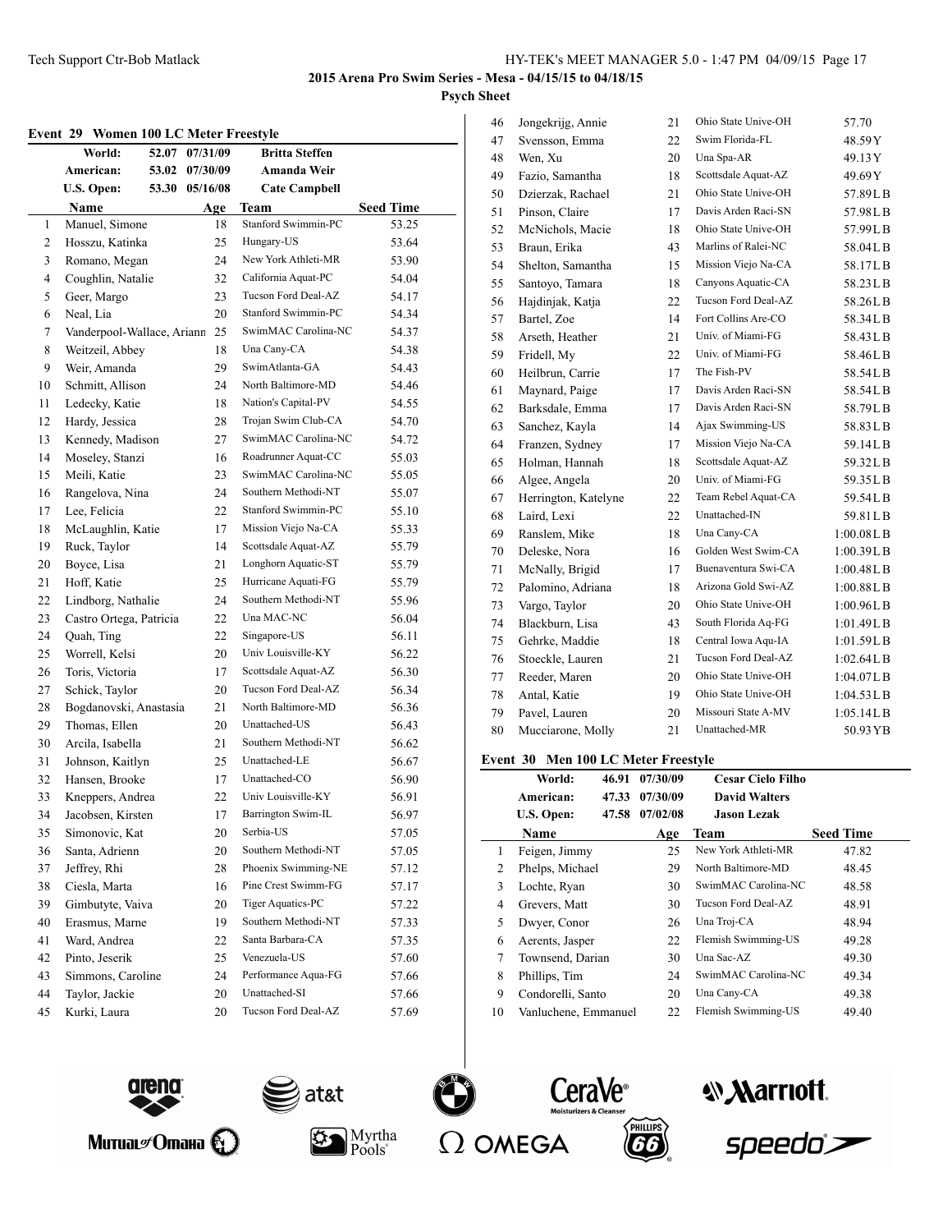2015 Arena Pro Swim Series - Mesa - 04/15/15 to 04/18/15

**Psych Sheet**

## Event 29 Women 100 LC Meter Freestyle

| | | | |
|---|---|---|---|
| World: | 52.07 | 07/31/09 | Britta Steffen |
| American: | 53.02 | 07/30/09 | Amanda Weir |
| U.S. Open: | 53.30 | 05/16/08 | Cate Campbell |

| | Name | Age | Team | Seed Time |
|---|---|---|---|---|
| 1 | Manuel, Simone | 18 | Stanford Swimmin-PC | 53.25 |
| 2 | Hosszu, Katinka | 25 | Hungary-US | 53.64 |
| 3 | Romano, Megan | 24 | New York Athleti-MR | 53.90 |
| 4 | Coughlin, Natalie | 32 | California Aquat-PC | 54.04 |
| 5 | Geer, Margo | 23 | Tucson Ford Deal-AZ | 54.17 |
| 6 | Neal, Lia | 20 | Stanford Swimmin-PC | 54.34 |
| 7 | Vanderpool-Wallace, Ariann | 25 | SwimMAC Carolina-NC | 54.37 |
| 8 | Weitzeil, Abbey | 18 | Una Cany-CA | 54.38 |
| 9 | Weir, Amanda | 29 | SwimAtlanta-GA | 54.43 |
| 10 | Schmitt, Allison | 24 | North Baltimore-MD | 54.46 |
| 11 | Ledecky, Katie | 18 | Nation's Capital-PV | 54.55 |
| 12 | Hardy, Jessica | 28 | Trojan Swim Club-CA | 54.70 |
| 13 | Kennedy, Madison | 27 | SwimMAC Carolina-NC | 54.72 |
| 14 | Moseley, Stanzi | 16 | Roadrunner Aquat-CC | 55.03 |
| 15 | Meili, Katie | 23 | SwimMAC Carolina-NC | 55.05 |
| 16 | Rangelova, Nina | 24 | Southern Methodi-NT | 55.07 |
| 17 | Lee, Felicia | 22 | Stanford Swimmin-PC | 55.10 |
| 18 | McLaughlin, Katie | 17 | Mission Viejo Na-CA | 55.33 |
| 19 | Ruck, Taylor | 14 | Scottsdale Aquat-AZ | 55.79 |
| 20 | Boyce, Lisa | 21 | Longhorn Aquatic-ST | 55.79 |
| 21 | Hoff, Katie | 25 | Hurricane Aquati-FG | 55.79 |
| 22 | Lindborg, Nathalie | 24 | Southern Methodi-NT | 55.96 |
| 23 | Castro Ortega, Patricia | 22 | Una MAC-NC | 56.04 |
| 24 | Quah, Ting | 22 | Singapore-US | 56.11 |
| 25 | Worrell, Kelsi | 20 | Univ Louisville-KY | 56.22 |
| 26 | Toris, Victoria | 17 | Scottsdale Aquat-AZ | 56.30 |
| 27 | Schick, Taylor | 20 | Tucson Ford Deal-AZ | 56.34 |
| 28 | Bogdanovski, Anastasia | 21 | North Baltimore-MD | 56.36 |
| 29 | Thomas, Ellen | 20 | Unattached-US | 56.43 |
| 30 | Arcila, Isabella | 21 | Southern Methodi-NT | 56.62 |
| 31 | Johnson, Kaitlyn | 25 | Unattached-LE | 56.67 |
| 32 | Hansen, Brooke | 17 | Unattached-CO | 56.90 |
| 33 | Kneppers, Andrea | 22 | Univ Louisville-KY | 56.91 |
| 34 | Jacobsen, Kirsten | 17 | Barrington Swim-IL | 56.97 |
| 35 | Simonovic, Kat | 20 | Serbia-US | 57.05 |
| 36 | Santa, Adrienn | 20 | Southern Methodi-NT | 57.05 |
| 37 | Jeffrey, Rhi | 28 | Phoenix Swimming-NE | 57.12 |
| 38 | Ciesla, Marta | 16 | Pine Crest Swimm-FG | 57.17 |
| 39 | Gimbutyte, Vaiva | 20 | Tiger Aquatics-PC | 57.22 |
| 40 | Erasmus, Marne | 19 | Southern Methodi-NT | 57.33 |
| 41 | Ward, Andrea | 22 | Santa Barbara-CA | 57.35 |
| 42 | Pinto, Jeserik | 25 | Venezuela-US | 57.60 |
| 43 | Simmons, Caroline | 24 | Performance Aqua-FG | 57.66 |
| 44 | Taylor, Jackie | 20 | Unattached-SI | 57.66 |
| 45 | Kurki, Laura | 20 | Tucson Ford Deal-AZ | 57.69 |
| 46 | Jongekrijg, Annie | 21 | Ohio State Unive-OH | 57.70 |
| 47 | Svensson, Emma | 22 | Swim Florida-FL | 48.59Y |
| 48 | Wen, Xu | 20 | Una Spa-AR | 49.13Y |
| 49 | Fazio, Samantha | 18 | Scottsdale Aquat-AZ | 49.69Y |
| 50 | Dzierzak, Rachael | 21 | Ohio State Unive-OH | 57.89LB |
| 51 | Pinson, Claire | 17 | Davis Arden Raci-SN | 57.98LB |
| 52 | McNichols, Macie | 18 | Ohio State Unive-OH | 57.99LB |
| 53 | Braun, Erika | 43 | Marlins of Ralei-NC | 58.04LB |
| 54 | Shelton, Samantha | 15 | Mission Viejo Na-CA | 58.17LB |
| 55 | Santoyo, Tamara | 18 | Canyons Aquatic-CA | 58.23LB |
| 56 | Hajdinjak, Katja | 22 | Tucson Ford Deal-AZ | 58.26LB |
| 57 | Bartel, Zoe | 14 | Fort Collins Are-CO | 58.34LB |
| 58 | Arseth, Heather | 21 | Univ. of Miami-FG | 58.43LB |
| 59 | Fridell, My | 22 | Univ. of Miami-FG | 58.46LB |
| 60 | Heilbrun, Carrie | 17 | The Fish-PV | 58.54LB |
| 61 | Maynard, Paige | 17 | Davis Arden Raci-SN | 58.54LB |
| 62 | Barksdale, Emma | 17 | Davis Arden Raci-SN | 58.79LB |
| 63 | Sanchez, Kayla | 14 | Ajax Swimming-US | 58.83LB |
| 64 | Franzen, Sydney | 17 | Mission Viejo Na-CA | 59.14LB |
| 65 | Holman, Hannah | 18 | Scottsdale Aquat-AZ | 59.32LB |
| 66 | Algee, Angela | 20 | Univ. of Miami-FG | 59.35LB |
| 67 | Herrington, Katelyne | 22 | Team Rebel Aquat-CA | 59.54LB |
| 68 | Laird, Lexi | 22 | Unattached-IN | 59.81LB |
| 69 | Ranslem, Mike | 18 | Una Cany-CA | 1:00.08LB |
| 70 | Deleske, Nora | 16 | Golden West Swim-CA | 1:00.39LB |
| 71 | McNally, Brigid | 17 | Buenaventura Swi-CA | 1:00.48LB |
| 72 | Palomino, Adriana | 18 | Arizona Gold Swi-AZ | 1:00.88LB |
| 73 | Vargo, Taylor | 20 | Ohio State Unive-OH | 1:00.96LB |
| 74 | Blackburn, Lisa | 43 | South Florida Aq-FG | 1:01.49LB |
| 75 | Gehrke, Maddie | 18 | Central Iowa Aqu-IA | 1:01.59LB |
| 76 | Stoeckle, Lauren | 21 | Tucson Ford Deal-AZ | 1:02.64LB |
| 77 | Reeder, Maren | 20 | Ohio State Unive-OH | 1:04.07LB |
| 78 | Antal, Katie | 19 | Ohio State Unive-OH | 1:04.53LB |
| 79 | Pavel, Lauren | 20 | Missouri State A-MV | 1:05.14LB |
| 80 | Mucciarone, Molly | 21 | Unattached-MR | 50.93YB |

## Event 30 Men 100 LC Meter Freestyle

| | | | |
|---|---|---|---|
| World: | 46.91 | 07/30/09 | Cesar Cielo Filho |
| American: | 47.33 | 07/30/09 | David Walters |
| U.S. Open: | 47.58 | 07/02/08 | Jason Lezak |

| | Name | Age | Team | Seed Time |
|---|---|---|---|---|
| 1 | Feigen, Jimmy | 25 | New York Athleti-MR | 47.82 |
| 2 | Phelps, Michael | 29 | North Baltimore-MD | 48.45 |
| 3 | Lochte, Ryan | 30 | SwimMAC Carolina-NC | 48.58 |
| 4 | Grevers, Matt | 30 | Tucson Ford Deal-AZ | 48.91 |
| 5 | Dwyer, Conor | 26 | Una Troj-CA | 48.94 |
| 6 | Aerents, Jasper | 22 | Flemish Swimming-US | 49.28 |
| 7 | Townsend, Darian | 30 | Una Sac-AZ | 49.30 |
| 8 | Phillips, Tim | 24 | SwimMAC Carolina-NC | 49.34 |
| 9 | Condorelli, Santo | 20 | Una Cany-CA | 49.38 |
| 10 | Vanluchene, Emmanuel | 22 | Flemish Swimming-US | 49.40 |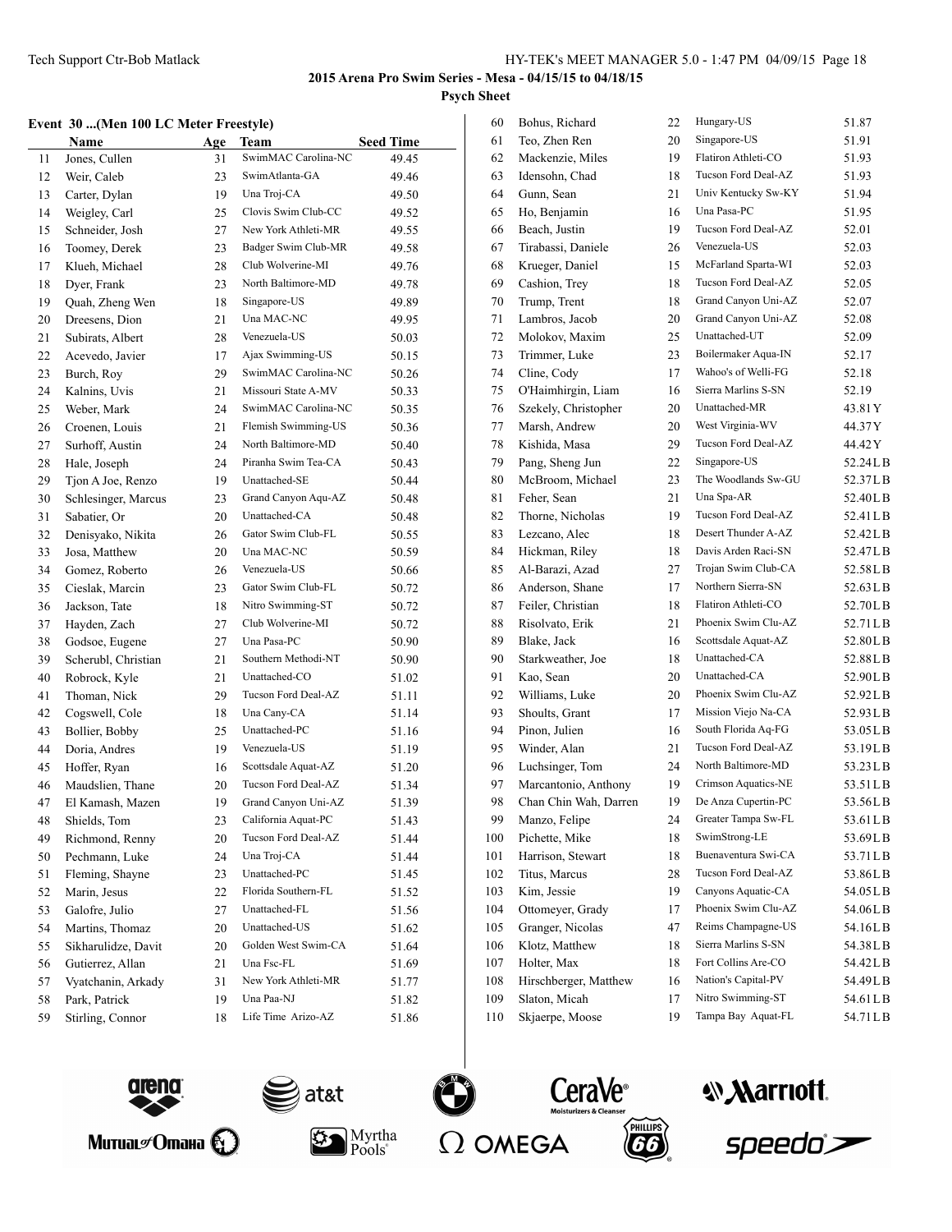2015 Arena Pro Swim Series - Mesa - 04/15/15 to 04/18/15

**Psych Sheet**

### Event 30 ...(Men 100 LC Meter Freestyle)

| | Name | Age | Team | Seed Time |
|---|---|---|---|---|
| 11 | Jones, Cullen | 31 | SwimMAC Carolina-NC | 49.45 |
| 12 | Weir, Caleb | 23 | SwimAtlanta-GA | 49.46 |
| 13 | Carter, Dylan | 19 | Una Troj-CA | 49.50 |
| 14 | Weigley, Carl | 25 | Clovis Swim Club-CC | 49.52 |
| 15 | Schneider, Josh | 27 | New York Athleti-MR | 49.55 |
| 16 | Toomey, Derek | 23 | Badger Swim Club-MR | 49.58 |
| 17 | Klueh, Michael | 28 | Club Wolverine-MI | 49.76 |
| 18 | Dyer, Frank | 23 | North Baltimore-MD | 49.78 |
| 19 | Quah, Zheng Wen | 18 | Singapore-US | 49.89 |
| 20 | Dreesens, Dion | 21 | Una MAC-NC | 49.95 |
| 21 | Subirats, Albert | 28 | Venezuela-US | 50.03 |
| 22 | Acevedo, Javier | 17 | Ajax Swimming-US | 50.15 |
| 23 | Burch, Roy | 29 | SwimMAC Carolina-NC | 50.26 |
| 24 | Kalnins, Uvis | 21 | Missouri State A-MV | 50.33 |
| 25 | Weber, Mark | 24 | SwimMAC Carolina-NC | 50.35 |
| 26 | Croenen, Louis | 21 | Flemish Swimming-US | 50.36 |
| 27 | Surhoff, Austin | 24 | North Baltimore-MD | 50.40 |
| 28 | Hale, Joseph | 24 | Piranha Swim Tea-CA | 50.43 |
| 29 | Tjon A Joe, Renzo | 19 | Unattached-SE | 50.44 |
| 30 | Schlesinger, Marcus | 23 | Grand Canyon Aqu-AZ | 50.48 |
| 31 | Sabatier, Or | 20 | Unattached-CA | 50.48 |
| 32 | Denisyako, Nikita | 26 | Gator Swim Club-FL | 50.55 |
| 33 | Josa, Matthew | 20 | Una MAC-NC | 50.59 |
| 34 | Gomez, Roberto | 26 | Venezuela-US | 50.66 |
| 35 | Cieslak, Marcin | 23 | Gator Swim Club-FL | 50.72 |
| 36 | Jackson, Tate | 18 | Nitro Swimming-ST | 50.72 |
| 37 | Hayden, Zach | 27 | Club Wolverine-MI | 50.72 |
| 38 | Godsoe, Eugene | 27 | Una Pasa-PC | 50.90 |
| 39 | Scherubl, Christian | 21 | Southern Methodi-NT | 50.90 |
| 40 | Robrock, Kyle | 21 | Unattached-CO | 51.02 |
| 41 | Thoman, Nick | 29 | Tucson Ford Deal-AZ | 51.11 |
| 42 | Cogswell, Cole | 18 | Una Cany-CA | 51.14 |
| 43 | Bollier, Bobby | 25 | Unattached-PC | 51.16 |
| 44 | Doria, Andres | 19 | Venezuela-US | 51.19 |
| 45 | Hoffer, Ryan | 16 | Scottsdale Aquat-AZ | 51.20 |
| 46 | Maudslien, Thane | 20 | Tucson Ford Deal-AZ | 51.34 |
| 47 | El Kamash, Mazen | 19 | Grand Canyon Uni-AZ | 51.39 |
| 48 | Shields, Tom | 23 | California Aquat-PC | 51.43 |
| 49 | Richmond, Renny | 20 | Tucson Ford Deal-AZ | 51.44 |
| 50 | Pechmann, Luke | 24 | Una Troj-CA | 51.44 |
| 51 | Fleming, Shayne | 23 | Unattached-PC | 51.45 |
| 52 | Marin, Jesus | 22 | Florida Southern-FL | 51.52 |
| 53 | Galofre, Julio | 27 | Unattached-FL | 51.56 |
| 54 | Martins, Thomaz | 20 | Unattached-US | 51.62 |
| 55 | Sikharulidze, Davit | 20 | Golden West Swim-CA | 51.64 |
| 56 | Gutierrez, Allan | 21 | Una Fsc-FL | 51.69 |
| 57 | Vyatchanin, Arkady | 31 | New York Athleti-MR | 51.77 |
| 58 | Park, Patrick | 19 | Una Paa-NJ | 51.82 |
| 59 | Stirling, Connor | 18 | Life Time Arizo-AZ | 51.86 |
| 60 | Bohus, Richard | 22 | Hungary-US | 51.87 |
| 61 | Teo, Zhen Ren | 20 | Singapore-US | 51.91 |
| 62 | Mackenzie, Miles | 19 | Flatiron Athleti-CO | 51.93 |
| 63 | Idensohn, Chad | 18 | Tucson Ford Deal-AZ | 51.93 |
| 64 | Gunn, Sean | 21 | Univ Kentucky Sw-KY | 51.94 |
| 65 | Ho, Benjamin | 16 | Una Pasa-PC | 51.95 |
| 66 | Beach, Justin | 19 | Tucson Ford Deal-AZ | 52.01 |
| 67 | Tirabassi, Daniele | 26 | Venezuela-US | 52.03 |
| 68 | Krueger, Daniel | 15 | McFarland Sparta-WI | 52.03 |
| 69 | Cashion, Trey | 18 | Tucson Ford Deal-AZ | 52.05 |
| 70 | Trump, Trent | 18 | Grand Canyon Uni-AZ | 52.07 |
| 71 | Lambros, Jacob | 20 | Grand Canyon Uni-AZ | 52.08 |
| 72 | Molokov, Maxim | 25 | Unattached-UT | 52.09 |
| 73 | Trimmer, Luke | 23 | Boilermaker Aqua-IN | 52.17 |
| 74 | Cline, Cody | 17 | Wahoo's of Welli-FG | 52.18 |
| 75 | O'Haimhirgin, Liam | 16 | Sierra Marlins S-SN | 52.19 |
| 76 | Szekely, Christopher | 20 | Unattached-MR | 43.81Y |
| 77 | Marsh, Andrew | 20 | West Virginia-WV | 44.37Y |
| 78 | Kishida, Masa | 29 | Tucson Ford Deal-AZ | 44.42Y |
| 79 | Pang, Sheng Jun | 22 | Singapore-US | 52.24LB |
| 80 | McBroom, Michael | 23 | The Woodlands Sw-GU | 52.37LB |
| 81 | Feher, Sean | 21 | Una Spa-AR | 52.40LB |
| 82 | Thorne, Nicholas | 19 | Tucson Ford Deal-AZ | 52.41LB |
| 83 | Lezcano, Alec | 18 | Desert Thunder A-AZ | 52.42LB |
| 84 | Hickman, Riley | 18 | Davis Arden Raci-SN | 52.47LB |
| 85 | Al-Barazi, Azad | 27 | Trojan Swim Club-CA | 52.58LB |
| 86 | Anderson, Shane | 17 | Northern Sierra-SN | 52.63LB |
| 87 | Feiler, Christian | 18 | Flatiron Athleti-CO | 52.70LB |
| 88 | Risolvato, Erik | 21 | Phoenix Swim Clu-AZ | 52.71LB |
| 89 | Blake, Jack | 16 | Scottsdale Aquat-AZ | 52.80LB |
| 90 | Starkweather, Joe | 18 | Unattached-CA | 52.88LB |
| 91 | Kao, Sean | 20 | Unattached-CA | 52.90LB |
| 92 | Williams, Luke | 20 | Phoenix Swim Clu-AZ | 52.92LB |
| 93 | Shoults, Grant | 17 | Mission Viejo Na-CA | 52.93LB |
| 94 | Pinon, Julien | 16 | South Florida Aq-FG | 53.05LB |
| 95 | Winder, Alan | 21 | Tucson Ford Deal-AZ | 53.19LB |
| 96 | Luchsinger, Tom | 24 | North Baltimore-MD | 53.23LB |
| 97 | Marcantonio, Anthony | 19 | Crimson Aquatics-NE | 53.51LB |
| 98 | Chan Chin Wah, Darren | 19 | De Anza Cupertin-PC | 53.56LB |
| 99 | Manzo, Felipe | 24 | Greater Tampa Sw-FL | 53.61LB |
| 100 | Pichette, Mike | 18 | SwimStrong-LE | 53.69LB |
| 101 | Harrison, Stewart | 18 | Buenaventura Swi-CA | 53.71LB |
| 102 | Titus, Marcus | 28 | Tucson Ford Deal-AZ | 53.86LB |
| 103 | Kim, Jessie | 19 | Canyons Aquatic-CA | 54.05LB |
| 104 | Ottomeyer, Grady | 17 | Phoenix Swim Clu-AZ | 54.06LB |
| 105 | Granger, Nicolas | 47 | Reims Champagne-US | 54.16LB |
| 106 | Klotz, Matthew | 18 | Sierra Marlins S-SN | 54.38LB |
| 107 | Holter, Max | 18 | Fort Collins Are-CO | 54.42LB |
| 108 | Hirschberger, Matthew | 16 | Nation's Capital-PV | 54.49LB |
| 109 | Slaton, Micah | 17 | Nitro Swimming-ST | 54.61LB |
| 110 | Skjaerpe, Moose | 19 | Tampa Bay Aquat-FL | 54.71LB |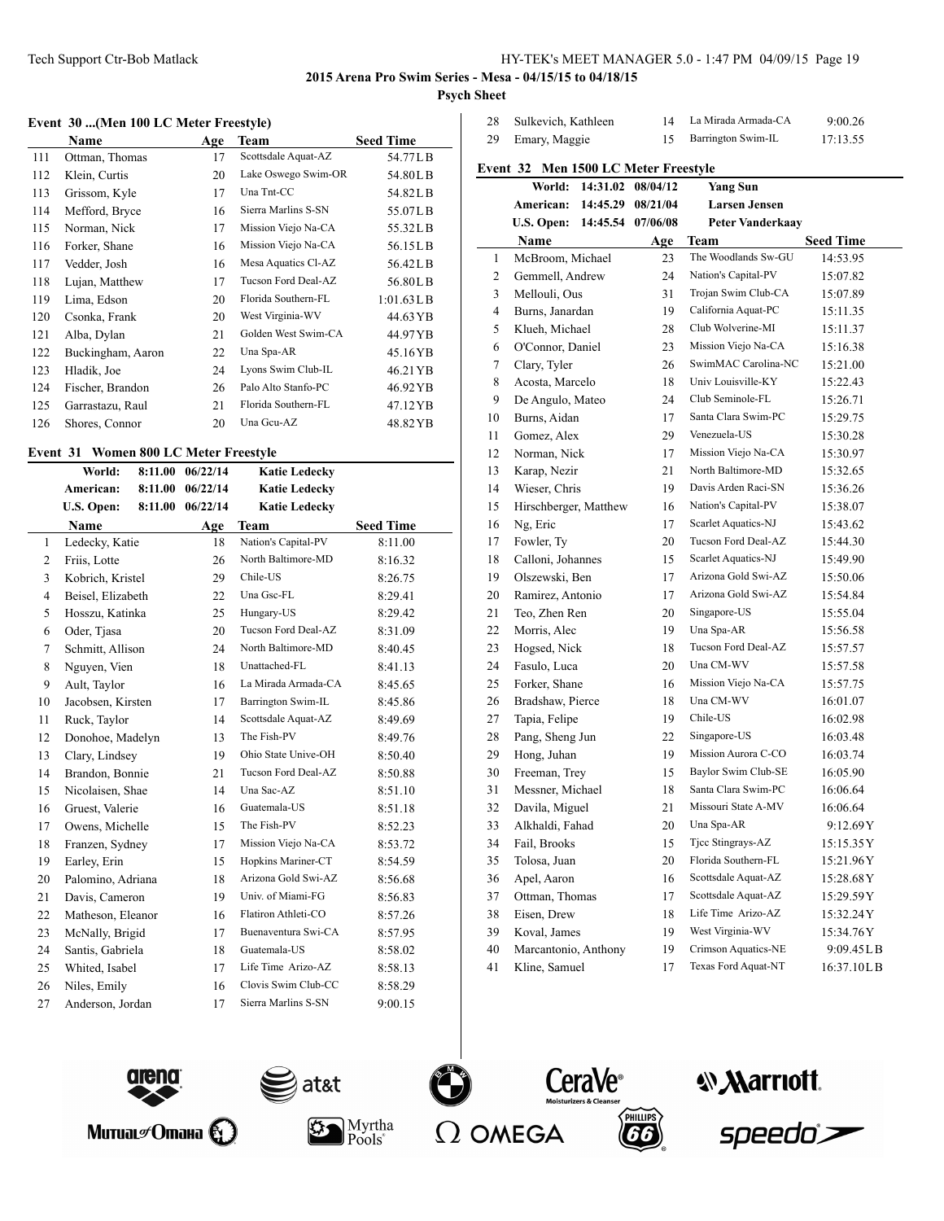## 2015 Arena Pro Swim Series - Mesa - 04/15/15 to 04/18/15

**Psych Sheet**

### Event 30 ...(Men 100 LC Meter Freestyle)

| | Name | Age | Team | Seed Time |
|---|---|---|---|---|
| 111 | Ottman, Thomas | 17 | Scottsdale Aquat-AZ | 54.77LB |
| 112 | Klein, Curtis | 20 | Lake Oswego Swim-OR | 54.80LB |
| 113 | Grissom, Kyle | 17 | Una Tnt-CC | 54.82LB |
| 114 | Mefford, Bryce | 16 | Sierra Marlins S-SN | 55.07LB |
| 115 | Norman, Nick | 17 | Mission Viejo Na-CA | 55.32LB |
| 116 | Forker, Shane | 16 | Mission Viejo Na-CA | 56.15LB |
| 117 | Vedder, Josh | 16 | Mesa Aquatics Cl-AZ | 56.42LB |
| 118 | Lujan, Matthew | 17 | Tucson Ford Deal-AZ | 56.80LB |
| 119 | Lima, Edson | 20 | Florida Southern-FL | 1:01.63LB |
| 120 | Csonka, Frank | 20 | West Virginia-WV | 44.63YB |
| 121 | Alba, Dylan | 21 | Golden West Swim-CA | 44.97YB |
| 122 | Buckingham, Aaron | 22 | Una Spa-AR | 45.16YB |
| 123 | Hladik, Joe | 24 | Lyons Swim Club-IL | 46.21YB |
| 124 | Fischer, Brandon | 26 | Palo Alto Stanfo-PC | 46.92YB |
| 125 | Garrastazu, Raul | 21 | Florida Southern-FL | 47.12YB |
| 126 | Shores, Connor | 20 | Una Gcu-AZ | 48.82YB |

### Event 31 Women 800 LC Meter Freestyle

| | | | |
|---|---|---|---|
| World: | 8:11.00 | 06/22/14 | Katie Ledecky |
| American: | 8:11.00 | 06/22/14 | Katie Ledecky |
| U.S. Open: | 8:11.00 | 06/22/14 | Katie Ledecky |

| | Name | Age | Team | Seed Time |
|---|---|---|---|---|
| 1 | Ledecky, Katie | 18 | Nation's Capital-PV | 8:11.00 |
| 2 | Friis, Lotte | 26 | North Baltimore-MD | 8:16.32 |
| 3 | Kobrich, Kristel | 29 | Chile-US | 8:26.75 |
| 4 | Beisel, Elizabeth | 22 | Una Gsc-FL | 8:29.41 |
| 5 | Hosszu, Katinka | 25 | Hungary-US | 8:29.42 |
| 6 | Oder, Tjasa | 20 | Tucson Ford Deal-AZ | 8:31.09 |
| 7 | Schmitt, Allison | 24 | North Baltimore-MD | 8:40.45 |
| 8 | Nguyen, Vien | 18 | Unattached-FL | 8:41.13 |
| 9 | Ault, Taylor | 16 | La Mirada Armada-CA | 8:45.65 |
| 10 | Jacobsen, Kirsten | 17 | Barrington Swim-IL | 8:45.86 |
| 11 | Ruck, Taylor | 14 | Scottsdale Aquat-AZ | 8:49.69 |
| 12 | Donohoe, Madelyn | 13 | The Fish-PV | 8:49.76 |
| 13 | Clary, Lindsey | 19 | Ohio State Unive-OH | 8:50.40 |
| 14 | Brandon, Bonnie | 21 | Tucson Ford Deal-AZ | 8:50.88 |
| 15 | Nicolaisen, Shae | 14 | Una Sac-AZ | 8:51.10 |
| 16 | Gruest, Valerie | 16 | Guatemala-US | 8:51.18 |
| 17 | Owens, Michelle | 15 | The Fish-PV | 8:52.23 |
| 18 | Franzen, Sydney | 17 | Mission Viejo Na-CA | 8:53.72 |
| 19 | Earley, Erin | 15 | Hopkins Mariner-CT | 8:54.59 |
| 20 | Palomino, Adriana | 18 | Arizona Gold Swi-AZ | 8:56.68 |
| 21 | Davis, Cameron | 19 | Univ. of Miami-FG | 8:56.83 |
| 22 | Matheson, Eleanor | 16 | Flatiron Athleti-CO | 8:57.26 |
| 23 | McNally, Brigid | 17 | Buenaventura Swi-CA | 8:57.95 |
| 24 | Santis, Gabriela | 18 | Guatemala-US | 8:58.02 |
| 25 | Whited, Isabel | 17 | Life Time Arizo-AZ | 8:58.13 |
| 26 | Niles, Emily | 16 | Clovis Swim Club-CC | 8:58.29 |
| 27 | Anderson, Jordan | 17 | Sierra Marlins S-SN | 9:00.15 |
| 28 | Sulkevich, Kathleen | 14 | La Mirada Armada-CA | 9:00.26 |
| 29 | Emary, Maggie | 15 | Barrington Swim-IL | 17:13.55 |

### Event 32 Men 1500 LC Meter Freestyle

| | | | |
|---|---|---|---|
| World: | 14:31.02 | 08/04/12 | Yang Sun |
| American: | 14:45.29 | 08/21/04 | Larsen Jensen |
| U.S. Open: | 14:45.54 | 07/06/08 | Peter Vanderkaay |

| | Name | Age | Team | Seed Time |
|---|---|---|---|---|
| 1 | McBroom, Michael | 23 | The Woodlands Sw-GU | 14:53.95 |
| 2 | Gemmell, Andrew | 24 | Nation's Capital-PV | 15:07.82 |
| 3 | Mellouli, Ous | 31 | Trojan Swim Club-CA | 15:07.89 |
| 4 | Burns, Janardan | 19 | California Aquat-PC | 15:11.35 |
| 5 | Klueh, Michael | 28 | Club Wolverine-MI | 15:11.37 |
| 6 | O'Connor, Daniel | 23 | Mission Viejo Na-CA | 15:16.38 |
| 7 | Clary, Tyler | 26 | SwimMAC Carolina-NC | 15:21.00 |
| 8 | Acosta, Marcelo | 18 | Univ Louisville-KY | 15:22.43 |
| 9 | De Angulo, Mateo | 24 | Club Seminole-FL | 15:26.71 |
| 10 | Burns, Aidan | 17 | Santa Clara Swim-PC | 15:29.75 |
| 11 | Gomez, Alex | 29 | Venezuela-US | 15:30.28 |
| 12 | Norman, Nick | 17 | Mission Viejo Na-CA | 15:30.97 |
| 13 | Karap, Nezir | 21 | North Baltimore-MD | 15:32.65 |
| 14 | Wieser, Chris | 19 | Davis Arden Raci-SN | 15:36.26 |
| 15 | Hirschberger, Matthew | 16 | Nation's Capital-PV | 15:38.07 |
| 16 | Ng, Eric | 17 | Scarlet Aquatics-NJ | 15:43.62 |
| 17 | Fowler, Ty | 20 | Tucson Ford Deal-AZ | 15:44.30 |
| 18 | Calloni, Johannes | 15 | Scarlet Aquatics-NJ | 15:49.90 |
| 19 | Olszewski, Ben | 17 | Arizona Gold Swi-AZ | 15:50.06 |
| 20 | Ramirez, Antonio | 17 | Arizona Gold Swi-AZ | 15:54.84 |
| 21 | Teo, Zhen Ren | 20 | Singapore-US | 15:55.04 |
| 22 | Morris, Alec | 19 | Una Spa-AR | 15:56.58 |
| 23 | Hogsed, Nick | 18 | Tucson Ford Deal-AZ | 15:57.57 |
| 24 | Fasulo, Luca | 20 | Una CM-WV | 15:57.58 |
| 25 | Forker, Shane | 16 | Mission Viejo Na-CA | 15:57.75 |
| 26 | Bradshaw, Pierce | 18 | Una CM-WV | 16:01.07 |
| 27 | Tapia, Felipe | 19 | Chile-US | 16:02.98 |
| 28 | Pang, Sheng Jun | 22 | Singapore-US | 16:03.48 |
| 29 | Hong, Juhan | 19 | Mission Aurora C-CO | 16:03.74 |
| 30 | Freeman, Trey | 15 | Baylor Swim Club-SE | 16:05.90 |
| 31 | Messner, Michael | 18 | Santa Clara Swim-PC | 16:06.64 |
| 32 | Davila, Miguel | 21 | Missouri State A-MV | 16:06.64 |
| 33 | Alkhaldi, Fahad | 20 | Una Spa-AR | 9:12.69Y |
| 34 | Fail, Brooks | 15 | Tjcc Stingrays-AZ | 15:15.35Y |
| 35 | Tolosa, Juan | 20 | Florida Southern-FL | 15:21.96Y |
| 36 | Apel, Aaron | 16 | Scottsdale Aquat-AZ | 15:28.68Y |
| 37 | Ottman, Thomas | 17 | Scottsdale Aquat-AZ | 15:29.59Y |
| 38 | Eisen, Drew | 18 | Life Time Arizo-AZ | 15:32.24Y |
| 39 | Koval, James | 19 | West Virginia-WV | 15:34.76Y |
| 40 | Marcantonio, Anthony | 19 | Crimson Aquatics-NE | 9:09.45LB |
| 41 | Kline, Samuel | 17 | Texas Ford Aquat-NT | 16:37.10LB |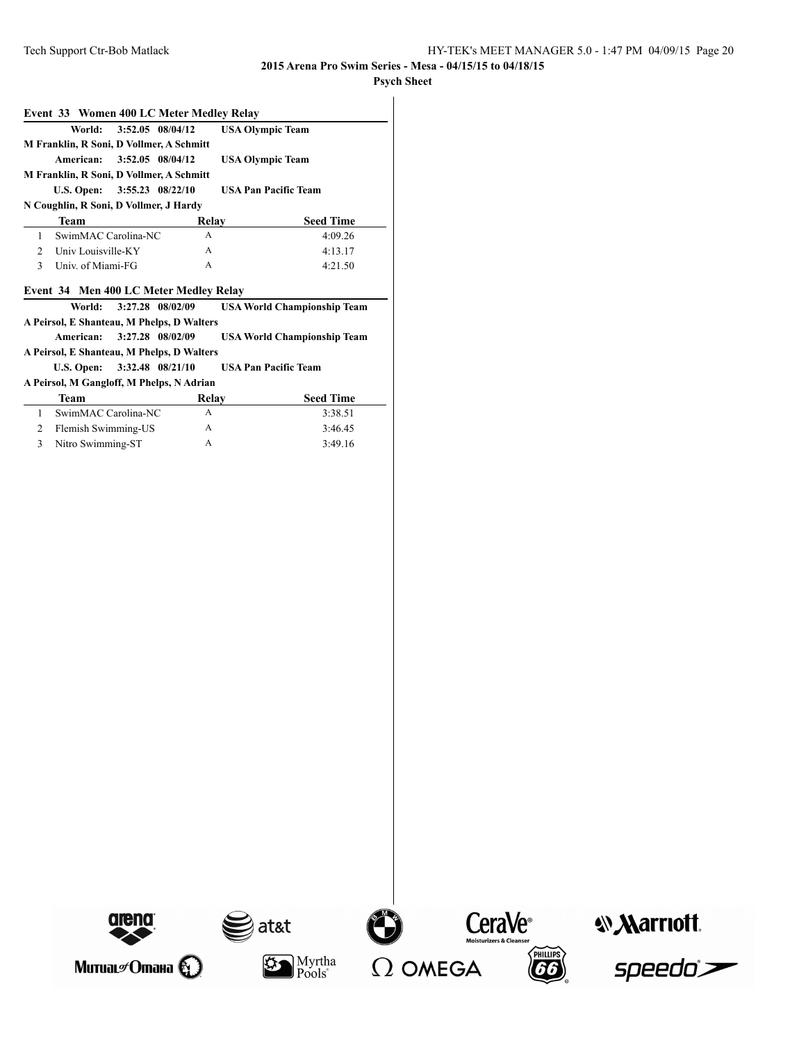## Event 33 Women 400 LC Meter Medley Relay

**World: 3:52.05 08/04/12 USA Olympic Team**
**M Franklin, R Soni, D Vollmer, A Schmitt**
**American: 3:52.05 08/04/12 USA Olympic Team**
**M Franklin, R Soni, D Vollmer, A Schmitt**
**U.S. Open: 3:55.23 08/22/10 USA Pan Pacific Team**
**N Coughlin, R Soni, D Vollmer, J Hardy**

| | Team | Relay | Seed Time |
|---|---|---|---|
| 1 | SwimMAC Carolina-NC | A | 4:09.26 |
| 2 | Univ Louisville-KY | A | 4:13.17 |
| 3 | Univ. of Miami-FG | A | 4:21.50 |

## Event 34 Men 400 LC Meter Medley Relay

**World: 3:27.28 08/02/09 USA World Championship Team**
**A Peirsol, E Shanteau, M Phelps, D Walters**
**American: 3:27.28 08/02/09 USA World Championship Team**
**A Peirsol, E Shanteau, M Phelps, D Walters**
**U.S. Open: 3:32.48 08/21/10 USA Pan Pacific Team**
**A Peirsol, M Gangloff, M Phelps, N Adrian**

| | Team | Relay | Seed Time |
|---|---|---|---|
| 1 | SwimMAC Carolina-NC | A | 3:38.51 |
| 2 | Flemish Swimming-US | A | 3:46.45 |
| 3 | Nitro Swimming-ST | A | 3:49.16 |